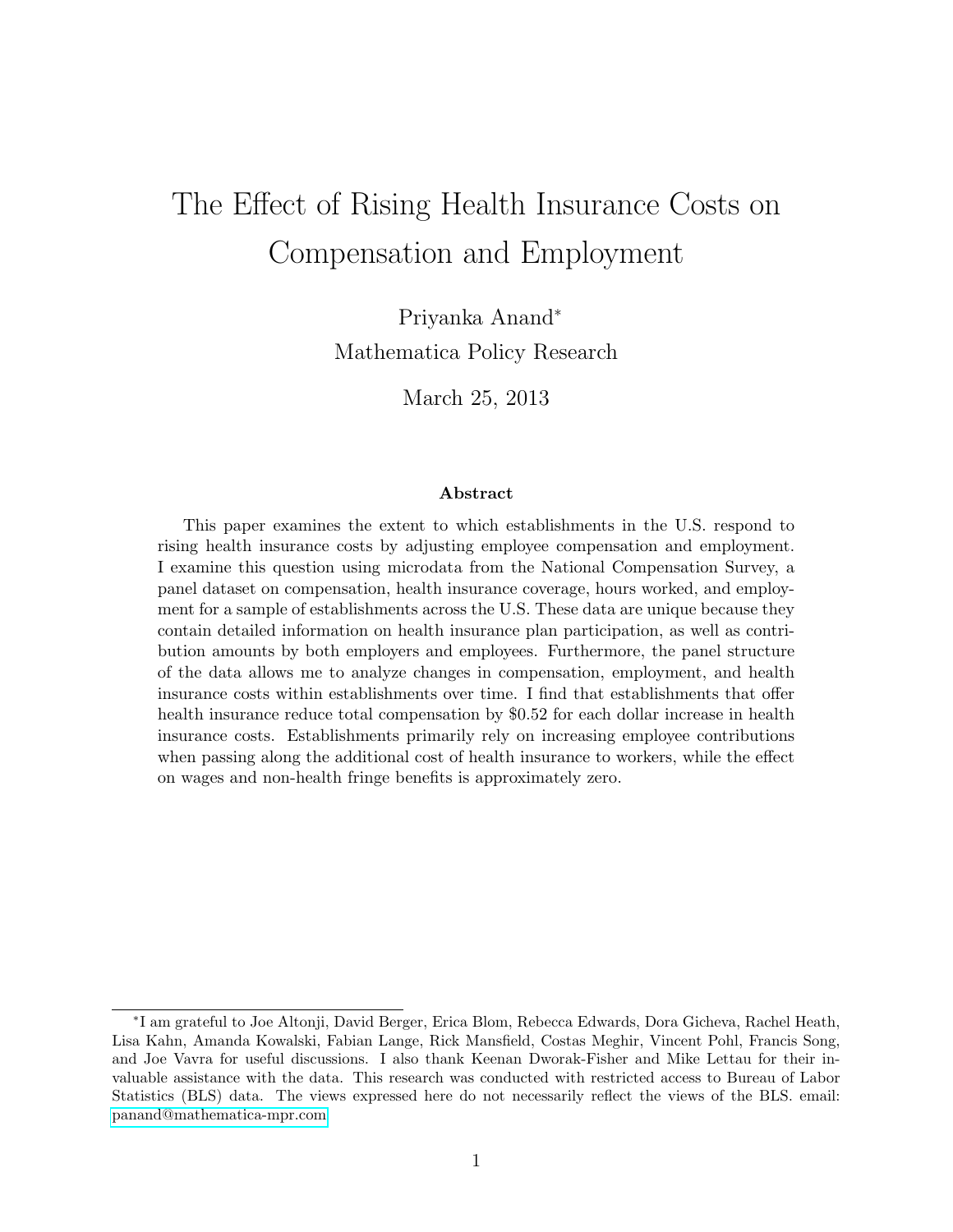# The Effect of Rising Health Insurance Costs on Compensation and Employment

Priyanka Anand*

Mathematica Policy Research

March 25, 2013

### Abstract

This paper examines the extent to which establishments in the U.S. respond to rising health insurance costs by adjusting employee compensation and employment. I examine this question using microdata from the National Compensation Survey, a panel dataset on compensation, health insurance coverage, hours worked, and employment for a sample of establishments across the U.S. These data are unique because they contain detailed information on health insurance plan participation, as well as contribution amounts by both employers and employees. Furthermore, the panel structure of the data allows me to analyze changes in compensation, employment, and health insurance costs within establishments over time. I find that establishments that offer health insurance reduce total compensation by $0.52 for each dollar increase in health insurance costs. Establishments primarily rely on increasing employee contributions when passing along the additional cost of health insurance to workers, while the effect on wages and non-health fringe benefits is approximately zero.

---

*I am grateful to Joe Altonji, David Berger, Erica Blom, Rebecca Edwards, Dora Gicheva, Rachel Heath, Lisa Kahn, Amanda Kowalski, Fabian Lange, Rick Mansfield, Costas Meghir, Vincent Pohl, Francis Song, and Joe Vavra for useful discussions. I also thank Keenan Dworak-Fisher and Mike Lettau for their invaluable assistance with the data. This research was conducted with restricted access to Bureau of Labor Statistics (BLS) data. The views expressed here do not necessarily reflect the views of the BLS. email: panand@mathematica-mpr.com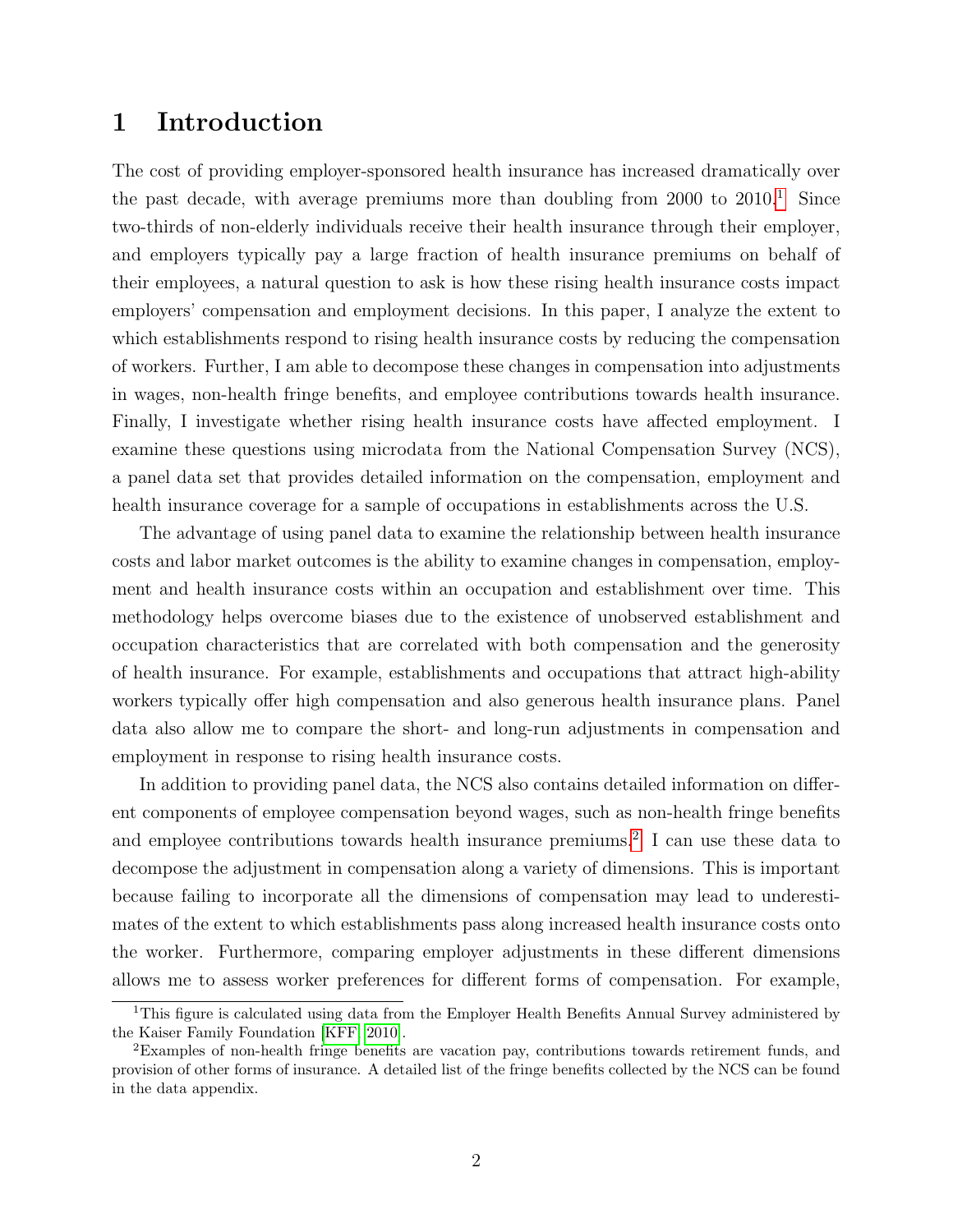# 1 Introduction

The cost of providing employer-sponsored health insurance has increased dramatically over the past decade, with average premiums more than doubling from 2000 to 2010.[1] Since two-thirds of non-elderly individuals receive their health insurance through their employer, and employers typically pay a large fraction of health insurance premiums on behalf of their employees, a natural question to ask is how these rising health insurance costs impact employers' compensation and employment decisions. In this paper, I analyze the extent to which establishments respond to rising health insurance costs by reducing the compensation of workers. Further, I am able to decompose these changes in compensation into adjustments in wages, non-health fringe benefits, and employee contributions towards health insurance. Finally, I investigate whether rising health insurance costs have affected employment. I examine these questions using microdata from the National Compensation Survey (NCS), a panel data set that provides detailed information on the compensation, employment and health insurance coverage for a sample of occupations in establishments across the U.S.

The advantage of using panel data to examine the relationship between health insurance costs and labor market outcomes is the ability to examine changes in compensation, employment and health insurance costs within an occupation and establishment over time. This methodology helps overcome biases due to the existence of unobserved establishment and occupation characteristics that are correlated with both compensation and the generosity of health insurance. For example, establishments and occupations that attract high-ability workers typically offer high compensation and also generous health insurance plans. Panel data also allow me to compare the short- and long-run adjustments in compensation and employment in response to rising health insurance costs.

In addition to providing panel data, the NCS also contains detailed information on different components of employee compensation beyond wages, such as non-health fringe benefits and employee contributions towards health insurance premiums.[2] I can use these data to decompose the adjustment in compensation along a variety of dimensions. This is important because failing to incorporate all the dimensions of compensation may lead to underestimates of the extent to which establishments pass along increased health insurance costs onto the worker. Furthermore, comparing employer adjustments in these different dimensions allows me to assess worker preferences for different forms of compensation. For example,

[1] This figure is calculated using data from the Employer Health Benefits Annual Survey administered by the Kaiser Family Foundation [KFF, 2010].

[2] Examples of non-health fringe benefits are vacation pay, contributions towards retirement funds, and provision of other forms of insurance. A detailed list of the fringe benefits collected by the NCS can be found in the data appendix.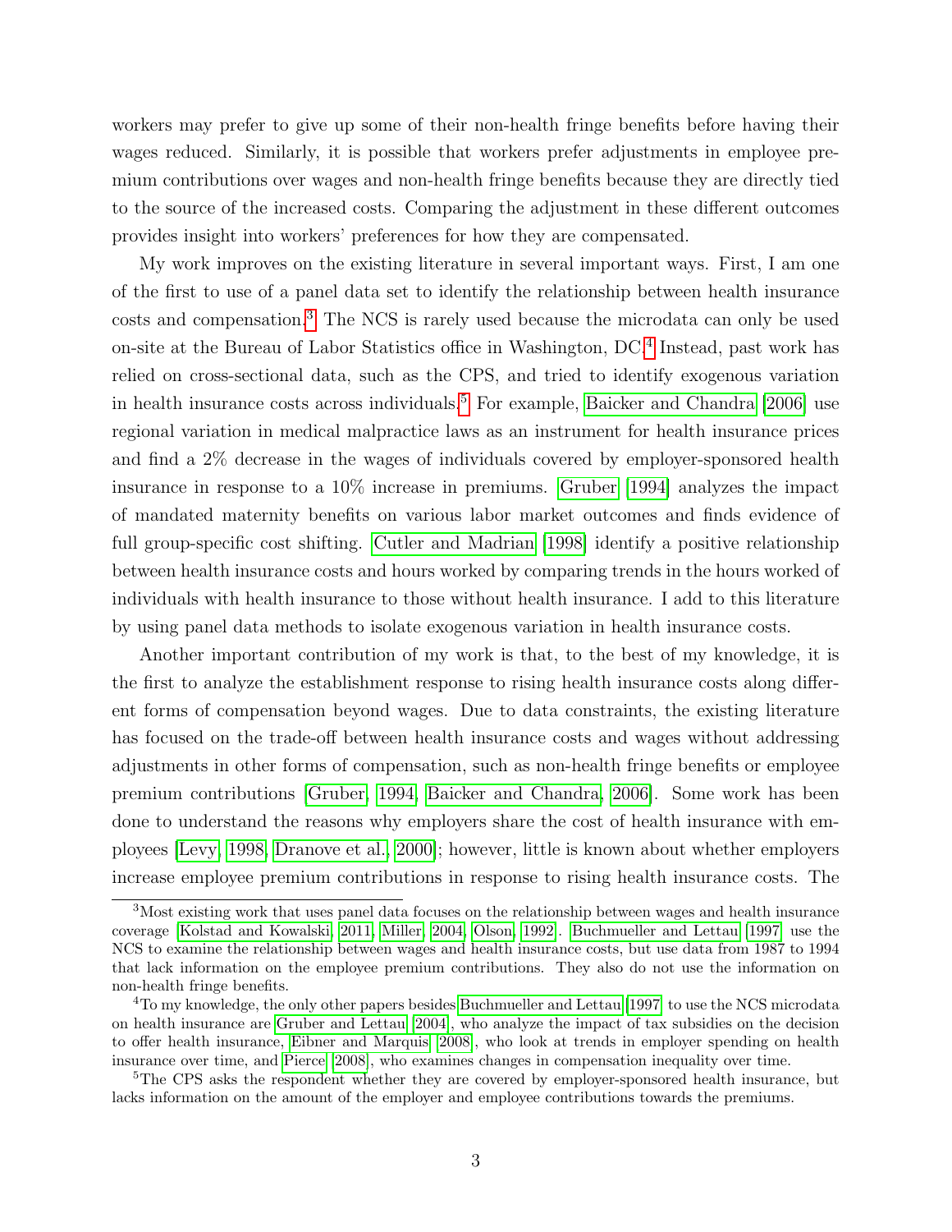workers may prefer to give up some of their non-health fringe benefits before having their wages reduced. Similarly, it is possible that workers prefer adjustments in employee premium contributions over wages and non-health fringe benefits because they are directly tied to the source of the increased costs. Comparing the adjustment in these different outcomes provides insight into workers' preferences for how they are compensated.

My work improves on the existing literature in several important ways. First, I am one of the first to use of a panel data set to identify the relationship between health insurance costs and compensation.[3] The NCS is rarely used because the microdata can only be used on-site at the Bureau of Labor Statistics office in Washington, DC.[4] Instead, past work has relied on cross-sectional data, such as the CPS, and tried to identify exogenous variation in health insurance costs across individuals.[5] For example, Baicker and Chandra [2006] use regional variation in medical malpractice laws as an instrument for health insurance prices and find a 2% decrease in the wages of individuals covered by employer-sponsored health insurance in response to a 10% increase in premiums. Gruber [1994] analyzes the impact of mandated maternity benefits on various labor market outcomes and finds evidence of full group-specific cost shifting. Cutler and Madrian [1998] identify a positive relationship between health insurance costs and hours worked by comparing trends in the hours worked of individuals with health insurance to those without health insurance. I add to this literature by using panel data methods to isolate exogenous variation in health insurance costs.

Another important contribution of my work is that, to the best of my knowledge, it is the first to analyze the establishment response to rising health insurance costs along different forms of compensation beyond wages. Due to data constraints, the existing literature has focused on the trade-off between health insurance costs and wages without addressing adjustments in other forms of compensation, such as non-health fringe benefits or employee premium contributions [Gruber, 1994, Baicker and Chandra, 2006]. Some work has been done to understand the reasons why employers share the cost of health insurance with employees [Levy, 1998, Dranove et al., 2000]; however, little is known about whether employers increase employee premium contributions in response to rising health insurance costs. The

---

[3] Most existing work that uses panel data focuses on the relationship between wages and health insurance coverage [Kolstad and Kowalski, 2011, Miller, 2004, Olson, 1992]. Buchmueller and Lettau [1997] use the NCS to examine the relationship between wages and health insurance costs, but use data from 1987 to 1994 that lack information on the employee premium contributions. They also do not use the information on non-health fringe benefits.

[4] To my knowledge, the only other papers besides Buchmueller and Lettau [1997] to use the NCS microdata on health insurance are Gruber and Lettau [2004], who analyze the impact of tax subsidies on the decision to offer health insurance, Eibner and Marquis [2008], who look at trends in employer spending on health insurance over time, and Pierce [2008], who examines changes in compensation inequality over time.

[5] The CPS asks the respondent whether they are covered by employer-sponsored health insurance, but lacks information on the amount of the employer and employee contributions towards the premiums.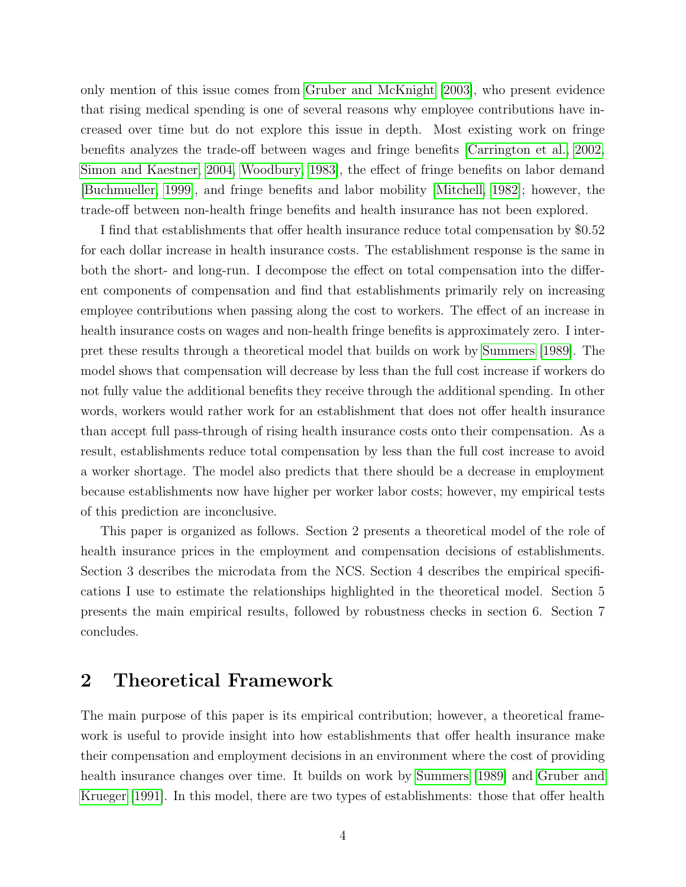only mention of this issue comes from Gruber and McKnight [2003], who present evidence that rising medical spending is one of several reasons why employee contributions have increased over time but do not explore this issue in depth. Most existing work on fringe benefits analyzes the trade-off between wages and fringe benefits [Carrington et al., 2002, Simon and Kaestner, 2004, Woodbury, 1983], the effect of fringe benefits on labor demand [Buchmueller, 1999], and fringe benefits and labor mobility [Mitchell, 1982]; however, the trade-off between non-health fringe benefits and health insurance has not been explored.

I find that establishments that offer health insurance reduce total compensation by $0.52 for each dollar increase in health insurance costs. The establishment response is the same in both the short- and long-run. I decompose the effect on total compensation into the different components of compensation and find that establishments primarily rely on increasing employee contributions when passing along the cost to workers. The effect of an increase in health insurance costs on wages and non-health fringe benefits is approximately zero. I interpret these results through a theoretical model that builds on work by Summers [1989]. The model shows that compensation will decrease by less than the full cost increase if workers do not fully value the additional benefits they receive through the additional spending. In other words, workers would rather work for an establishment that does not offer health insurance than accept full pass-through of rising health insurance costs onto their compensation. As a result, establishments reduce total compensation by less than the full cost increase to avoid a worker shortage. The model also predicts that there should be a decrease in employment because establishments now have higher per worker labor costs; however, my empirical tests of this prediction are inconclusive.

This paper is organized as follows. Section 2 presents a theoretical model of the role of health insurance prices in the employment and compensation decisions of establishments. Section 3 describes the microdata from the NCS. Section 4 describes the empirical specifications I use to estimate the relationships highlighted in the theoretical model. Section 5 presents the main empirical results, followed by robustness checks in section 6. Section 7 concludes.

## 2 Theoretical Framework

The main purpose of this paper is its empirical contribution; however, a theoretical framework is useful to provide insight into how establishments that offer health insurance make their compensation and employment decisions in an environment where the cost of providing health insurance changes over time. It builds on work by Summers [1989] and Gruber and Krueger [1991]. In this model, there are two types of establishments: those that offer health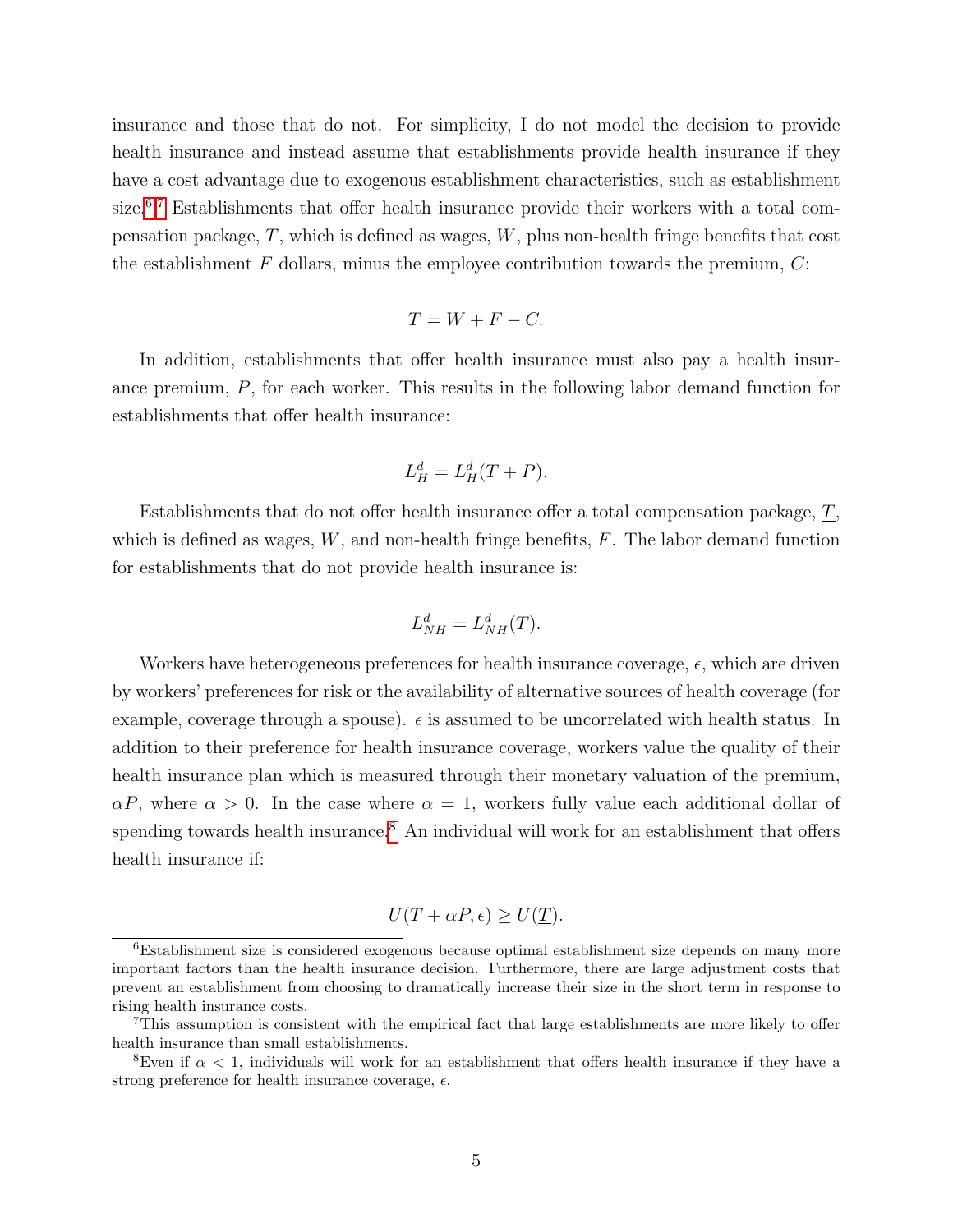insurance and those that do not. For simplicity, I do not model the decision to provide health insurance and instead assume that establishments provide health insurance if they have a cost advantage due to exogenous establishment characteristics, such as establishment size.[6][7] Establishments that offer health insurance provide their workers with a total compensation package, $T$, which is defined as wages, $W$, plus non-health fringe benefits that cost the establishment $F$ dollars, minus the employee contribution towards the premium, $C$:

$$T = W + F - C.$$

In addition, establishments that offer health insurance must also pay a health insurance premium, $P$, for each worker. This results in the following labor demand function for establishments that offer health insurance:

$$L_H^d = L_H^d(T + P).$$

Establishments that do not offer health insurance offer a total compensation package, $\underline{T}$, which is defined as wages, $\underline{W}$, and non-health fringe benefits, $\underline{F}$. The labor demand function for establishments that do not provide health insurance is:

$$L_{NH}^d = L_{NH}^d(\underline{T}).$$

Workers have heterogeneous preferences for health insurance coverage, $\epsilon$, which are driven by workers' preferences for risk or the availability of alternative sources of health coverage (for example, coverage through a spouse). $\epsilon$ is assumed to be uncorrelated with health status. In addition to their preference for health insurance coverage, workers value the quality of their health insurance plan which is measured through their monetary valuation of the premium, $\alpha P$, where $\alpha > 0$. In the case where $\alpha = 1$, workers fully value each additional dollar of spending towards health insurance.[8] An individual will work for an establishment that offers health insurance if:

$$U(T + \alpha P, \epsilon) \geq U(\underline{T}).$$

---

[6] Establishment size is considered exogenous because optimal establishment size depends on many more important factors than the health insurance decision. Furthermore, there are large adjustment costs that prevent an establishment from choosing to dramatically increase their size in the short term in response to rising health insurance costs.

[7] This assumption is consistent with the empirical fact that large establishments are more likely to offer health insurance than small establishments.

[8] Even if $\alpha < 1$, individuals will work for an establishment that offers health insurance if they have a strong preference for health insurance coverage, $\epsilon$.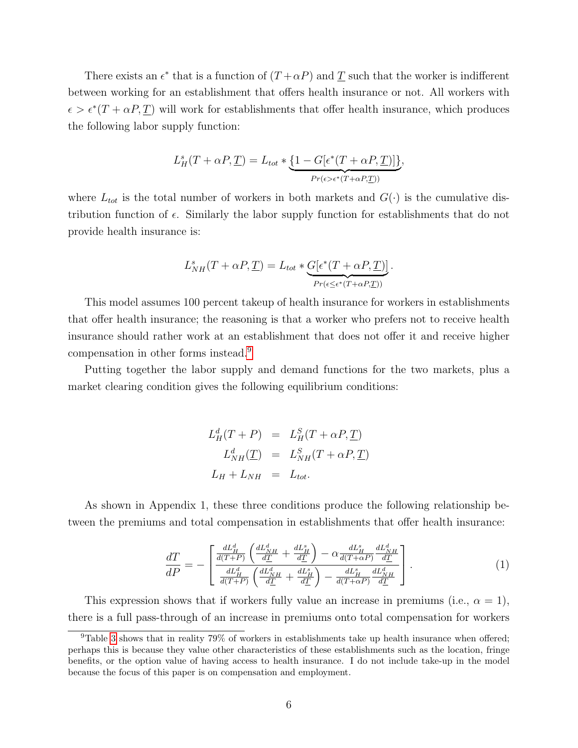There exists an $\epsilon^*$ that is a function of $(T + \alpha P)$ and $\underline{T}$ such that the worker is indifferent between working for an establishment that offers health insurance or not. All workers with $\epsilon > \epsilon^*(T + \alpha P, \underline{T})$ will work for establishments that offer health insurance, which produces the following labor supply function:

$$L_H^s(T + \alpha P, \underline{T}) = L_{tot} * \underbrace{\{1 - G[\epsilon^*(T + \alpha P, \underline{T})]\}}_{Pr(\epsilon > \epsilon^*(T + \alpha P, \underline{T}))},$$

where $L_{tot}$ is the total number of workers in both markets and $G(\cdot)$ is the cumulative distribution function of $\epsilon$. Similarly the labor supply function for establishments that do not provide health insurance is:

$$L_{NH}^s(T + \alpha P, \underline{T}) = L_{tot} * \underbrace{G[\epsilon^*(T + \alpha P, \underline{T})]}_{Pr(\epsilon \leq \epsilon^*(T + \alpha P, \underline{T}))}.$$

This model assumes 100 percent takeup of health insurance for workers in establishments that offer health insurance; the reasoning is that a worker who prefers not to receive health insurance should rather work at an establishment that does not offer it and receive higher compensation in other forms instead.[9]

Putting together the labor supply and demand functions for the two markets, plus a market clearing condition gives the following equilibrium conditions:

$$\begin{aligned} L_H^d(T + P) &= L_H^S(T + \alpha P, \underline{T}) \\ L_{NH}^d(\underline{T}) &= L_{NH}^S(T + \alpha P, \underline{T}) \\ L_H + L_{NH} &= L_{tot}. \end{aligned}$$

As shown in Appendix 1, these three conditions produce the following relationship between the premiums and total compensation in establishments that offer health insurance:

$$\frac{dT}{dP} = -\left[ \frac{\frac{dL_H^d}{d(T+P)}\left(\frac{dL_{NH}^d}{d\underline{T}} + \frac{dL_H^s}{d\underline{T}}\right) - \alpha \frac{dL_H^s}{d(T+\alpha P)} \frac{dL_{NH}^d}{d\underline{T}}}{\frac{dL_H^d}{d(T+P)}\left(\frac{dL_{NH}^d}{d\underline{T}} + \frac{dL_H^s}{d\underline{T}}\right) - \frac{dL_H^s}{d(T+\alpha P)} \frac{dL_{NH}^d}{d\underline{T}}} \right]. \tag{1}$$

This expression shows that if workers fully value an increase in premiums (i.e., $\alpha = 1$), there is a full pass-through of an increase in premiums onto total compensation for workers

[9] Table 3 shows that in reality 79% of workers in establishments take up health insurance when offered; perhaps this is because they value other characteristics of these establishments such as the location, fringe benefits, or the option value of having access to health insurance. I do not include take-up in the model because the focus of this paper is on compensation and employment.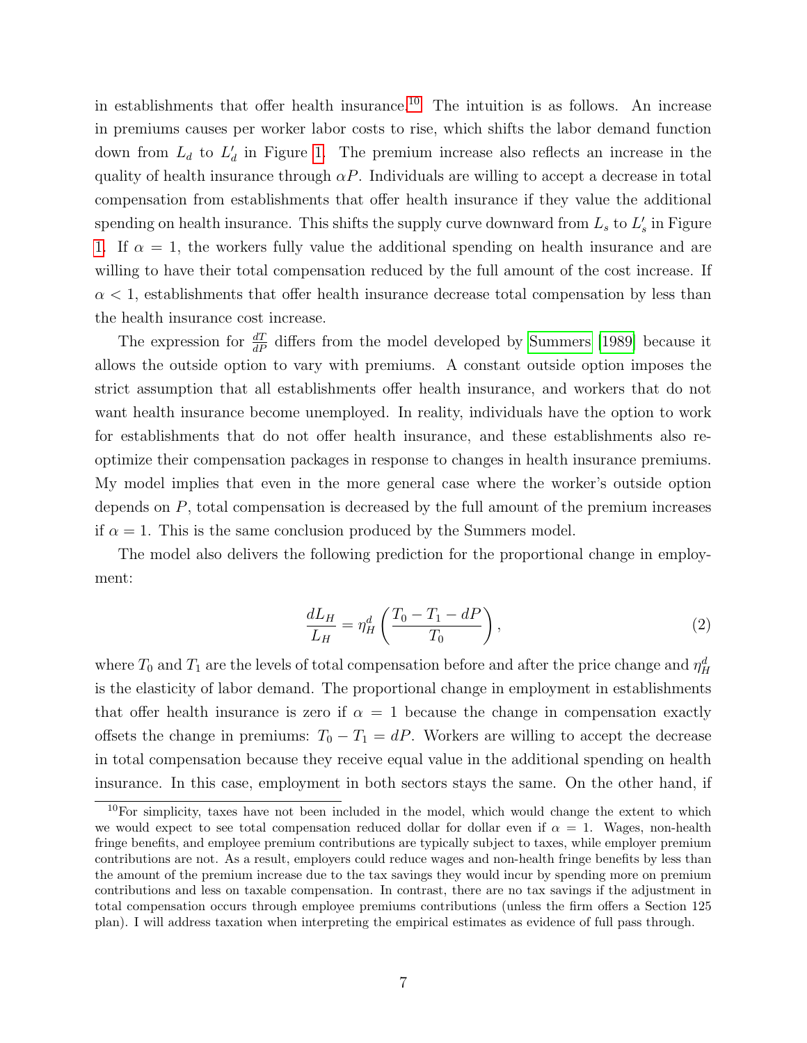in establishments that offer health insurance.[10] The intuition is as follows. An increase in premiums causes per worker labor costs to rise, which shifts the labor demand function down from $L_d$ to $L'_d$ in Figure 1. The premium increase also reflects an increase in the quality of health insurance through $\alpha P$. Individuals are willing to accept a decrease in total compensation from establishments that offer health insurance if they value the additional spending on health insurance. This shifts the supply curve downward from $L_s$ to $L'_s$ in Figure 1. If $\alpha = 1$, the workers fully value the additional spending on health insurance and are willing to have their total compensation reduced by the full amount of the cost increase. If $\alpha < 1$, establishments that offer health insurance decrease total compensation by less than the health insurance cost increase.

The expression for $\frac{dT}{dP}$ differs from the model developed by Summers [1989] because it allows the outside option to vary with premiums. A constant outside option imposes the strict assumption that all establishments offer health insurance, and workers that do not want health insurance become unemployed. In reality, individuals have the option to work for establishments that do not offer health insurance, and these establishments also re-optimize their compensation packages in response to changes in health insurance premiums. My model implies that even in the more general case where the worker's outside option depends on $P$, total compensation is decreased by the full amount of the premium increases if $\alpha = 1$. This is the same conclusion produced by the Summers model.

The model also delivers the following prediction for the proportional change in employment:

$$\frac{dL_H}{L_H} = \eta_H^d \left( \frac{T_0 - T_1 - dP}{T_0} \right), \tag{2}$$

where $T_0$ and $T_1$ are the levels of total compensation before and after the price change and $\eta_H^d$ is the elasticity of labor demand. The proportional change in employment in establishments that offer health insurance is zero if $\alpha = 1$ because the change in compensation exactly offsets the change in premiums: $T_0 - T_1 = dP$. Workers are willing to accept the decrease in total compensation because they receive equal value in the additional spending on health insurance. In this case, employment in both sectors stays the same. On the other hand, if

[10] For simplicity, taxes have not been included in the model, which would change the extent to which we would expect to see total compensation reduced dollar for dollar even if $\alpha = 1$. Wages, non-health fringe benefits, and employee premium contributions are typically subject to taxes, while employer premium contributions are not. As a result, employers could reduce wages and non-health fringe benefits by less than the amount of the premium increase due to the tax savings they would incur by spending more on premium contributions and less on taxable compensation. In contrast, there are no tax savings if the adjustment in total compensation occurs through employee premiums contributions (unless the firm offers a Section 125 plan). I will address taxation when interpreting the empirical estimates as evidence of full pass through.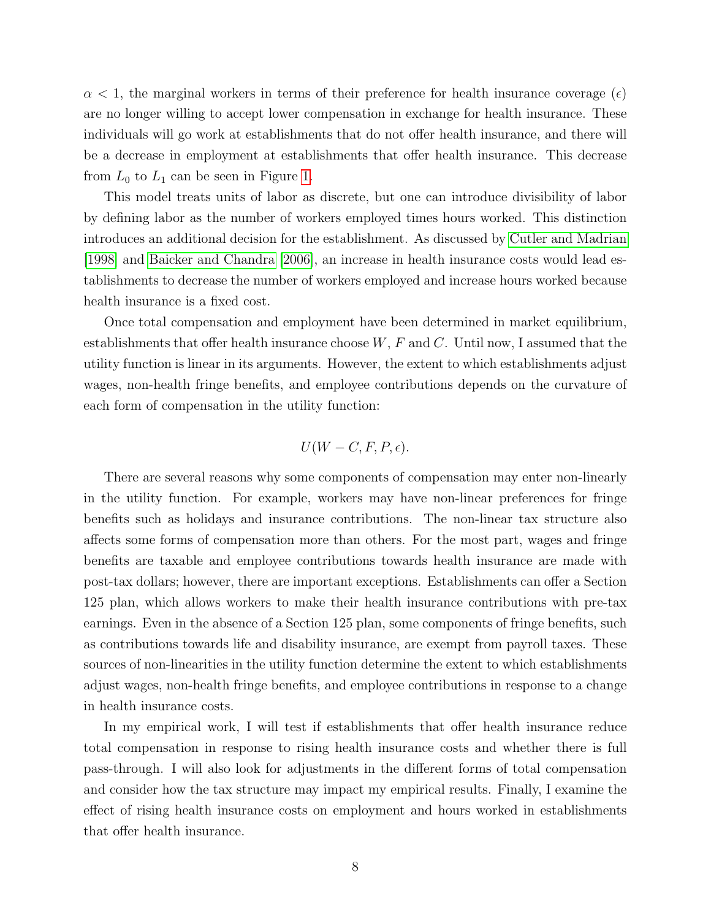$\alpha < 1$, the marginal workers in terms of their preference for health insurance coverage ($\epsilon$) are no longer willing to accept lower compensation in exchange for health insurance. These individuals will go work at establishments that do not offer health insurance, and there will be a decrease in employment at establishments that offer health insurance. This decrease from $L_0$ to $L_1$ can be seen in Figure 1.

This model treats units of labor as discrete, but one can introduce divisibility of labor by defining labor as the number of workers employed times hours worked. This distinction introduces an additional decision for the establishment. As discussed by Cutler and Madrian [1998] and Baicker and Chandra [2006], an increase in health insurance costs would lead establishments to decrease the number of workers employed and increase hours worked because health insurance is a fixed cost.

Once total compensation and employment have been determined in market equilibrium, establishments that offer health insurance choose $W$, $F$ and $C$. Until now, I assumed that the utility function is linear in its arguments. However, the extent to which establishments adjust wages, non-health fringe benefits, and employee contributions depends on the curvature of each form of compensation in the utility function:

$$U(W - C, F, P, \epsilon).$$

There are several reasons why some components of compensation may enter non-linearly in the utility function. For example, workers may have non-linear preferences for fringe benefits such as holidays and insurance contributions. The non-linear tax structure also affects some forms of compensation more than others. For the most part, wages and fringe benefits are taxable and employee contributions towards health insurance are made with post-tax dollars; however, there are important exceptions. Establishments can offer a Section 125 plan, which allows workers to make their health insurance contributions with pre-tax earnings. Even in the absence of a Section 125 plan, some components of fringe benefits, such as contributions towards life and disability insurance, are exempt from payroll taxes. These sources of non-linearities in the utility function determine the extent to which establishments adjust wages, non-health fringe benefits, and employee contributions in response to a change in health insurance costs.

In my empirical work, I will test if establishments that offer health insurance reduce total compensation in response to rising health insurance costs and whether there is full pass-through. I will also look for adjustments in the different forms of total compensation and consider how the tax structure may impact my empirical results. Finally, I examine the effect of rising health insurance costs on employment and hours worked in establishments that offer health insurance.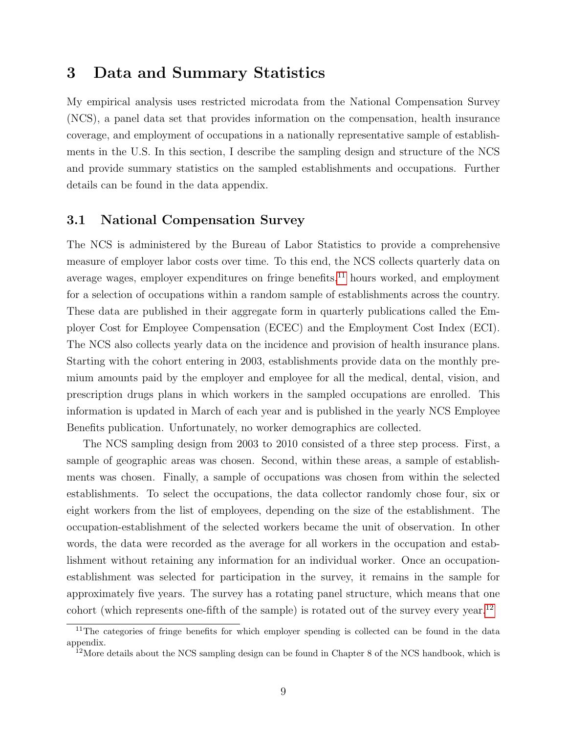# 3 Data and Summary Statistics

My empirical analysis uses restricted microdata from the National Compensation Survey (NCS), a panel data set that provides information on the compensation, health insurance coverage, and employment of occupations in a nationally representative sample of establishments in the U.S. In this section, I describe the sampling design and structure of the NCS and provide summary statistics on the sampled establishments and occupations. Further details can be found in the data appendix.

## 3.1 National Compensation Survey

The NCS is administered by the Bureau of Labor Statistics to provide a comprehensive measure of employer labor costs over time. To this end, the NCS collects quarterly data on average wages, employer expenditures on fringe benefits,[11] hours worked, and employment for a selection of occupations within a random sample of establishments across the country. These data are published in their aggregate form in quarterly publications called the Employer Cost for Employee Compensation (ECEC) and the Employment Cost Index (ECI). The NCS also collects yearly data on the incidence and provision of health insurance plans. Starting with the cohort entering in 2003, establishments provide data on the monthly premium amounts paid by the employer and employee for all the medical, dental, vision, and prescription drugs plans in which workers in the sampled occupations are enrolled. This information is updated in March of each year and is published in the yearly NCS Employee Benefits publication. Unfortunately, no worker demographics are collected.

The NCS sampling design from 2003 to 2010 consisted of a three step process. First, a sample of geographic areas was chosen. Second, within these areas, a sample of establishments was chosen. Finally, a sample of occupations was chosen from within the selected establishments. To select the occupations, the data collector randomly chose four, six or eight workers from the list of employees, depending on the size of the establishment. The occupation-establishment of the selected workers became the unit of observation. In other words, the data were recorded as the average for all workers in the occupation and establishment without retaining any information for an individual worker. Once an occupation-establishment was selected for participation in the survey, it remains in the sample for approximately five years. The survey has a rotating panel structure, which means that one cohort (which represents one-fifth of the sample) is rotated out of the survey every year.[12]

[11] The categories of fringe benefits for which employer spending is collected can be found in the data appendix.

[12] More details about the NCS sampling design can be found in Chapter 8 of the NCS handbook, which is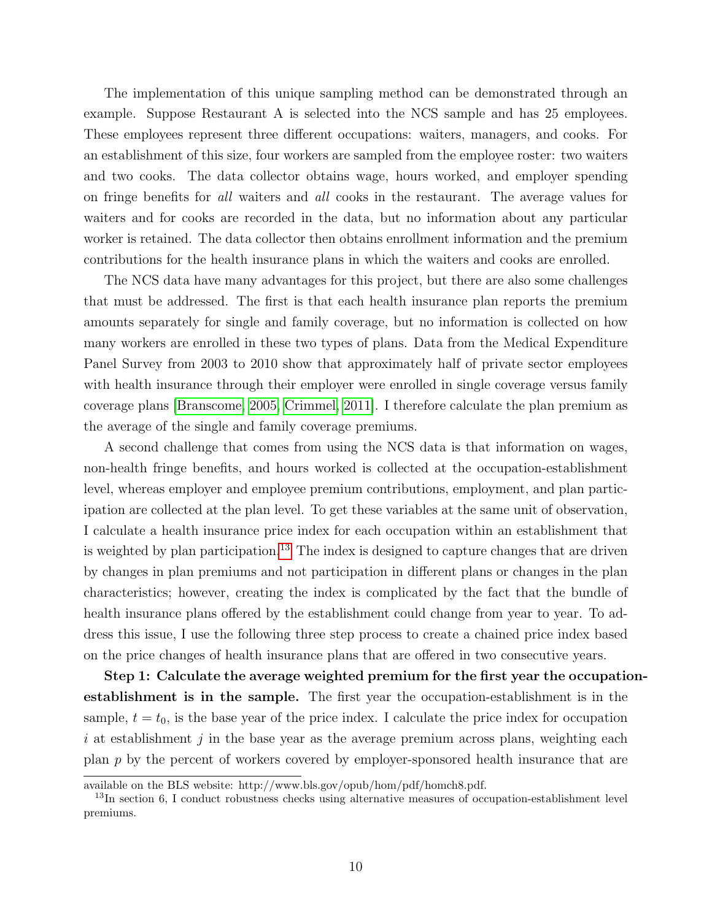The implementation of this unique sampling method can be demonstrated through an example. Suppose Restaurant A is selected into the NCS sample and has 25 employees. These employees represent three different occupations: waiters, managers, and cooks. For an establishment of this size, four workers are sampled from the employee roster: two waiters and two cooks. The data collector obtains wage, hours worked, and employer spending on fringe benefits for *all* waiters and *all* cooks in the restaurant. The average values for waiters and for cooks are recorded in the data, but no information about any particular worker is retained. The data collector then obtains enrollment information and the premium contributions for the health insurance plans in which the waiters and cooks are enrolled.

The NCS data have many advantages for this project, but there are also some challenges that must be addressed. The first is that each health insurance plan reports the premium amounts separately for single and family coverage, but no information is collected on how many workers are enrolled in these two types of plans. Data from the Medical Expenditure Panel Survey from 2003 to 2010 show that approximately half of private sector employees with health insurance through their employer were enrolled in single coverage versus family coverage plans [Branscome, 2005, Crimmel, 2011]. I therefore calculate the plan premium as the average of the single and family coverage premiums.

A second challenge that comes from using the NCS data is that information on wages, non-health fringe benefits, and hours worked is collected at the occupation-establishment level, whereas employer and employee premium contributions, employment, and plan participation are collected at the plan level. To get these variables at the same unit of observation, I calculate a health insurance price index for each occupation within an establishment that is weighted by plan participation.[13] The index is designed to capture changes that are driven by changes in plan premiums and not participation in different plans or changes in the plan characteristics; however, creating the index is complicated by the fact that the bundle of health insurance plans offered by the establishment could change from year to year. To address this issue, I use the following three step process to create a chained price index based on the price changes of health insurance plans that are offered in two consecutive years.

**Step 1: Calculate the average weighted premium for the first year the occupation-establishment is in the sample.** The first year the occupation-establishment is in the sample, $t = t_0$, is the base year of the price index. I calculate the price index for occupation $i$ at establishment $j$ in the base year as the average premium across plans, weighting each plan $p$ by the percent of workers covered by employer-sponsored health insurance that are

available on the BLS website: http://www.bls.gov/opub/hom/pdf/homch8.pdf.

[13] In section 6, I conduct robustness checks using alternative measures of occupation-establishment level premiums.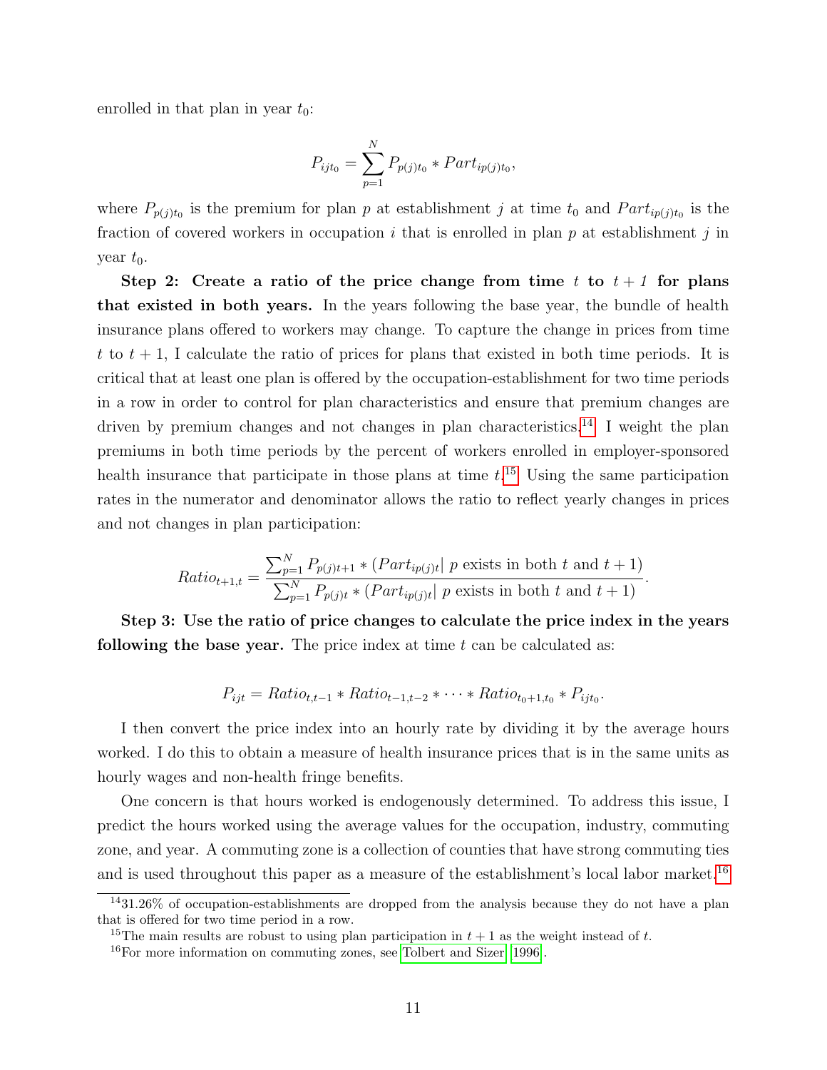enrolled in that plan in year $t_0$:

$$P_{ijt_0} = \sum_{p=1}^{N} P_{p(j)t_0} * Part_{ip(j)t_0},$$

where $P_{p(j)t_0}$ is the premium for plan $p$ at establishment $j$ at time $t_0$ and $Part_{ip(j)t_0}$ is the fraction of covered workers in occupation $i$ that is enrolled in plan $p$ at establishment $j$ in year $t_0$.

**Step 2: Create a ratio of the price change from time** ***t*** **to** ***t + 1*** **for plans that existed in both years.** In the years following the base year, the bundle of health insurance plans offered to workers may change. To capture the change in prices from time $t$ to $t+1$, I calculate the ratio of prices for plans that existed in both time periods. It is critical that at least one plan is offered by the occupation-establishment for two time periods in a row in order to control for plan characteristics and ensure that premium changes are driven by premium changes and not changes in plan characteristics.[14] I weight the plan premiums in both time periods by the percent of workers enrolled in employer-sponsored health insurance that participate in those plans at time $t$.[15] Using the same participation rates in the numerator and denominator allows the ratio to reflect yearly changes in prices and not changes in plan participation:

$$Ratio_{t+1,t} = \frac{\sum_{p=1}^{N} P_{p(j)t+1} * (Part_{ip(j)t} | \; p \text{ exists in both } t \text{ and } t+1)}{\sum_{p=1}^{N} P_{p(j)t} * (Part_{ip(j)t} | \; p \text{ exists in both } t \text{ and } t+1)}.$$

**Step 3: Use the ratio of price changes to calculate the price index in the years following the base year.** The price index at time $t$ can be calculated as:

$$P_{ijt} = Ratio_{t,t-1} * Ratio_{t-1,t-2} * \cdots * Ratio_{t_0+1,t_0} * P_{ijt_0}.$$

I then convert the price index into an hourly rate by dividing it by the average hours worked. I do this to obtain a measure of health insurance prices that is in the same units as hourly wages and non-health fringe benefits.

One concern is that hours worked is endogenously determined. To address this issue, I predict the hours worked using the average values for the occupation, industry, commuting zone, and year. A commuting zone is a collection of counties that have strong commuting ties and is used throughout this paper as a measure of the establishment's local labor market.[16]

---

[14] 31.26% of occupation-establishments are dropped from the analysis because they do not have a plan that is offered for two time period in a row.

[15] The main results are robust to using plan participation in $t+1$ as the weight instead of $t$.

[16] For more information on commuting zones, see Tolbert and Sizer (1996).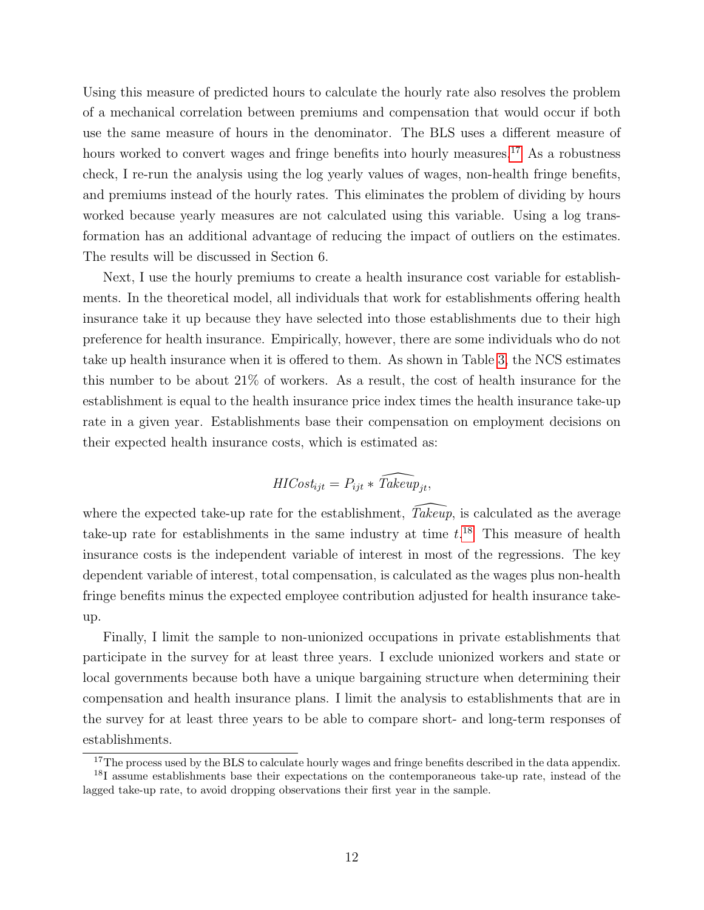Using this measure of predicted hours to calculate the hourly rate also resolves the problem of a mechanical correlation between premiums and compensation that would occur if both use the same measure of hours in the denominator. The BLS uses a different measure of hours worked to convert wages and fringe benefits into hourly measures.[17] As a robustness check, I re-run the analysis using the log yearly values of wages, non-health fringe benefits, and premiums instead of the hourly rates. This eliminates the problem of dividing by hours worked because yearly measures are not calculated using this variable. Using a log transformation has an additional advantage of reducing the impact of outliers on the estimates. The results will be discussed in Section 6.

Next, I use the hourly premiums to create a health insurance cost variable for establishments. In the theoretical model, all individuals that work for establishments offering health insurance take it up because they have selected into those establishments due to their high preference for health insurance. Empirically, however, there are some individuals who do not take up health insurance when it is offered to them. As shown in Table 3, the NCS estimates this number to be about 21% of workers. As a result, the cost of health insurance for the establishment is equal to the health insurance price index times the health insurance take-up rate in a given year. Establishments base their compensation on employment decisions on their expected health insurance costs, which is estimated as:

$$HICost_{ijt} = P_{ijt} * \widehat{Takeup}_{jt},$$

where the expected take-up rate for the establishment, $\widehat{Takeup}$, is calculated as the average take-up rate for establishments in the same industry at time $t$.[18] This measure of health insurance costs is the independent variable of interest in most of the regressions. The key dependent variable of interest, total compensation, is calculated as the wages plus non-health fringe benefits minus the expected employee contribution adjusted for health insurance take-up.

Finally, I limit the sample to non-unionized occupations in private establishments that participate in the survey for at least three years. I exclude unionized workers and state or local governments because both have a unique bargaining structure when determining their compensation and health insurance plans. I limit the analysis to establishments that are in the survey for at least three years to be able to compare short- and long-term responses of establishments.

[17] The process used by the BLS to calculate hourly wages and fringe benefits described in the data appendix.

[18] I assume establishments base their expectations on the contemporaneous take-up rate, instead of the lagged take-up rate, to avoid dropping observations their first year in the sample.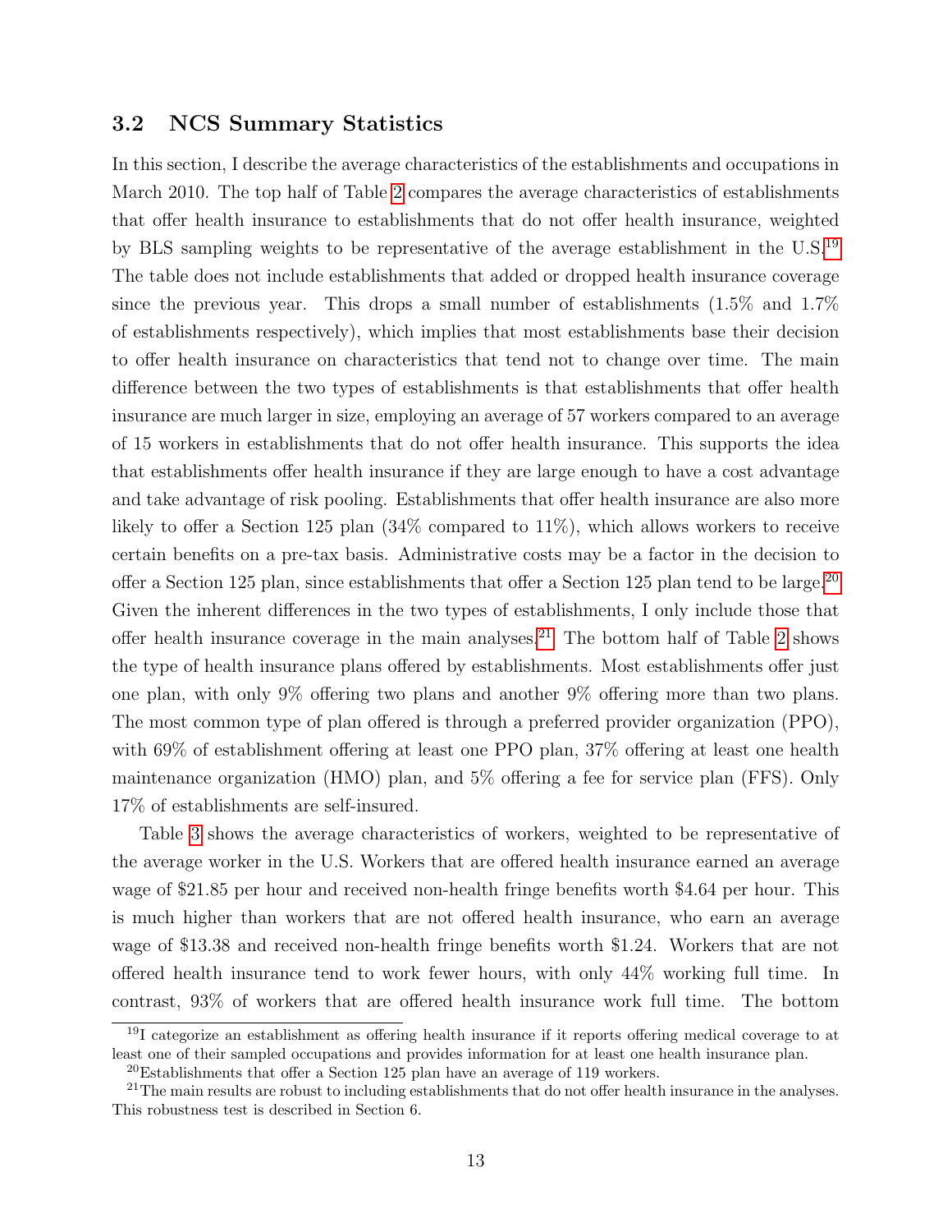### 3.2 NCS Summary Statistics

In this section, I describe the average characteristics of the establishments and occupations in March 2010. The top half of Table 2 compares the average characteristics of establishments that offer health insurance to establishments that do not offer health insurance, weighted by BLS sampling weights to be representative of the average establishment in the U.S.[19] The table does not include establishments that added or dropped health insurance coverage since the previous year. This drops a small number of establishments (1.5% and 1.7% of establishments respectively), which implies that most establishments base their decision to offer health insurance on characteristics that tend not to change over time. The main difference between the two types of establishments is that establishments that offer health insurance are much larger in size, employing an average of 57 workers compared to an average of 15 workers in establishments that do not offer health insurance. This supports the idea that establishments offer health insurance if they are large enough to have a cost advantage and take advantage of risk pooling. Establishments that offer health insurance are also more likely to offer a Section 125 plan (34% compared to 11%), which allows workers to receive certain benefits on a pre-tax basis. Administrative costs may be a factor in the decision to offer a Section 125 plan, since establishments that offer a Section 125 plan tend to be large.[20] Given the inherent differences in the two types of establishments, I only include those that offer health insurance coverage in the main analyses.[21] The bottom half of Table 2 shows the type of health insurance plans offered by establishments. Most establishments offer just one plan, with only 9% offering two plans and another 9% offering more than two plans. The most common type of plan offered is through a preferred provider organization (PPO), with 69% of establishment offering at least one PPO plan, 37% offering at least one health maintenance organization (HMO) plan, and 5% offering a fee for service plan (FFS). Only 17% of establishments are self-insured.

Table 3 shows the average characteristics of workers, weighted to be representative of the average worker in the U.S. Workers that are offered health insurance earned an average wage of \$21.85 per hour and received non-health fringe benefits worth \$4.64 per hour. This is much higher than workers that are not offered health insurance, who earn an average wage of \$13.38 and received non-health fringe benefits worth \$1.24. Workers that are not offered health insurance tend to work fewer hours, with only 44% working full time. In contrast, 93% of workers that are offered health insurance work full time. The bottom

[19] I categorize an establishment as offering health insurance if it reports offering medical coverage to at least one of their sampled occupations and provides information for at least one health insurance plan.

[20] Establishments that offer a Section 125 plan have an average of 119 workers.

[21] The main results are robust to including establishments that do not offer health insurance in the analyses. This robustness test is described in Section 6.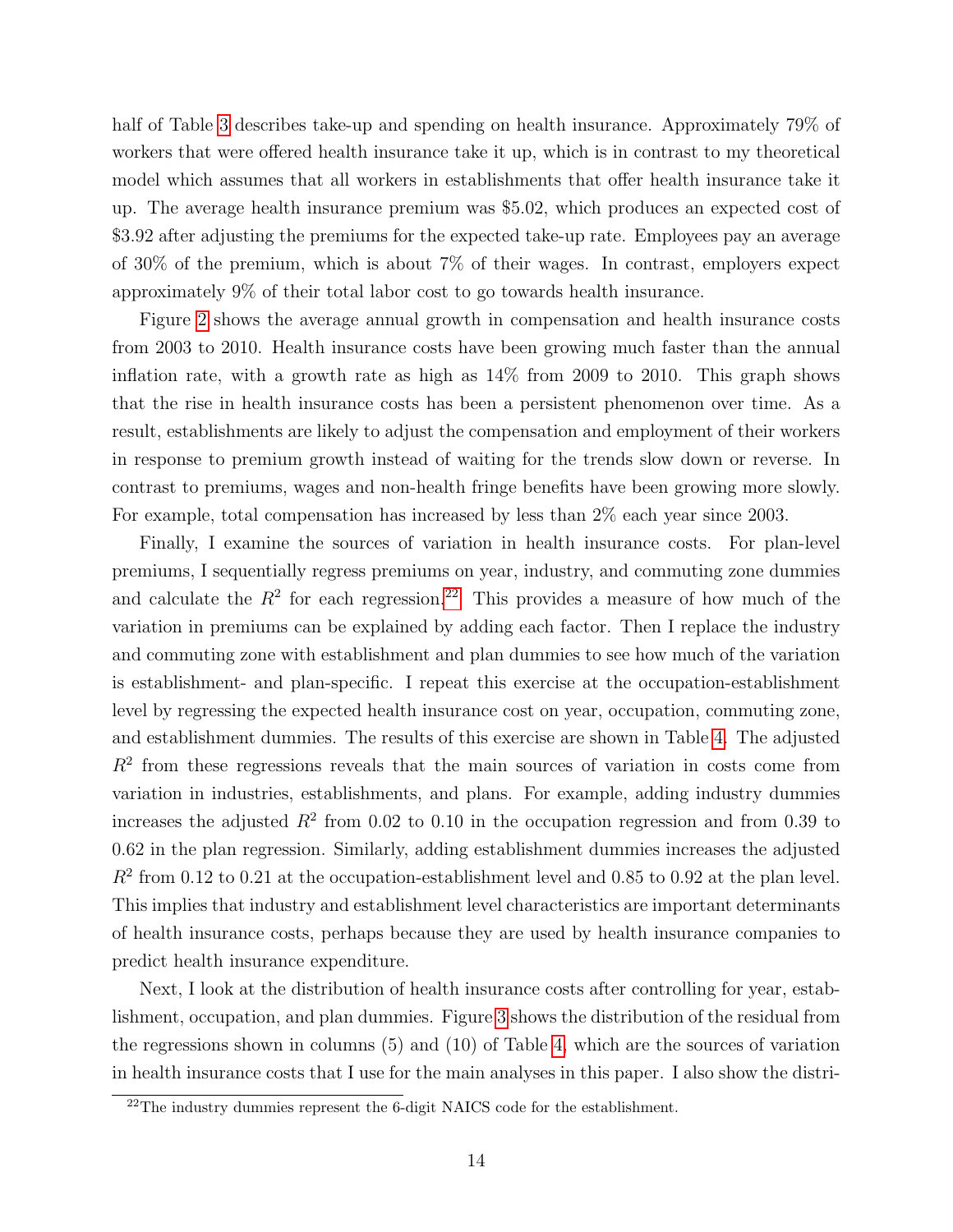half of Table 3 describes take-up and spending on health insurance. Approximately 79% of workers that were offered health insurance take it up, which is in contrast to my theoretical model which assumes that all workers in establishments that offer health insurance take it up. The average health insurance premium was $5.02, which produces an expected cost of $3.92 after adjusting the premiums for the expected take-up rate. Employees pay an average of 30% of the premium, which is about 7% of their wages. In contrast, employers expect approximately 9% of their total labor cost to go towards health insurance.

Figure 2 shows the average annual growth in compensation and health insurance costs from 2003 to 2010. Health insurance costs have been growing much faster than the annual inflation rate, with a growth rate as high as 14% from 2009 to 2010. This graph shows that the rise in health insurance costs has been a persistent phenomenon over time. As a result, establishments are likely to adjust the compensation and employment of their workers in response to premium growth instead of waiting for the trends slow down or reverse. In contrast to premiums, wages and non-health fringe benefits have been growing more slowly. For example, total compensation has increased by less than 2% each year since 2003.

Finally, I examine the sources of variation in health insurance costs. For plan-level premiums, I sequentially regress premiums on year, industry, and commuting zone dummies and calculate the $R^2$ for each regression.[22] This provides a measure of how much of the variation in premiums can be explained by adding each factor. Then I replace the industry and commuting zone with establishment and plan dummies to see how much of the variation is establishment- and plan-specific. I repeat this exercise at the occupation-establishment level by regressing the expected health insurance cost on year, occupation, commuting zone, and establishment dummies. The results of this exercise are shown in Table 4. The adjusted $R^2$ from these regressions reveals that the main sources of variation in costs come from variation in industries, establishments, and plans. For example, adding industry dummies increases the adjusted $R^2$ from 0.02 to 0.10 in the occupation regression and from 0.39 to 0.62 in the plan regression. Similarly, adding establishment dummies increases the adjusted $R^2$ from 0.12 to 0.21 at the occupation-establishment level and 0.85 to 0.92 at the plan level. This implies that industry and establishment level characteristics are important determinants of health insurance costs, perhaps because they are used by health insurance companies to predict health insurance expenditure.

Next, I look at the distribution of health insurance costs after controlling for year, establishment, occupation, and plan dummies. Figure 3 shows the distribution of the residual from the regressions shown in columns (5) and (10) of Table 4, which are the sources of variation in health insurance costs that I use for the main analyses in this paper. I also show the distri-

[22] The industry dummies represent the 6-digit NAICS code for the establishment.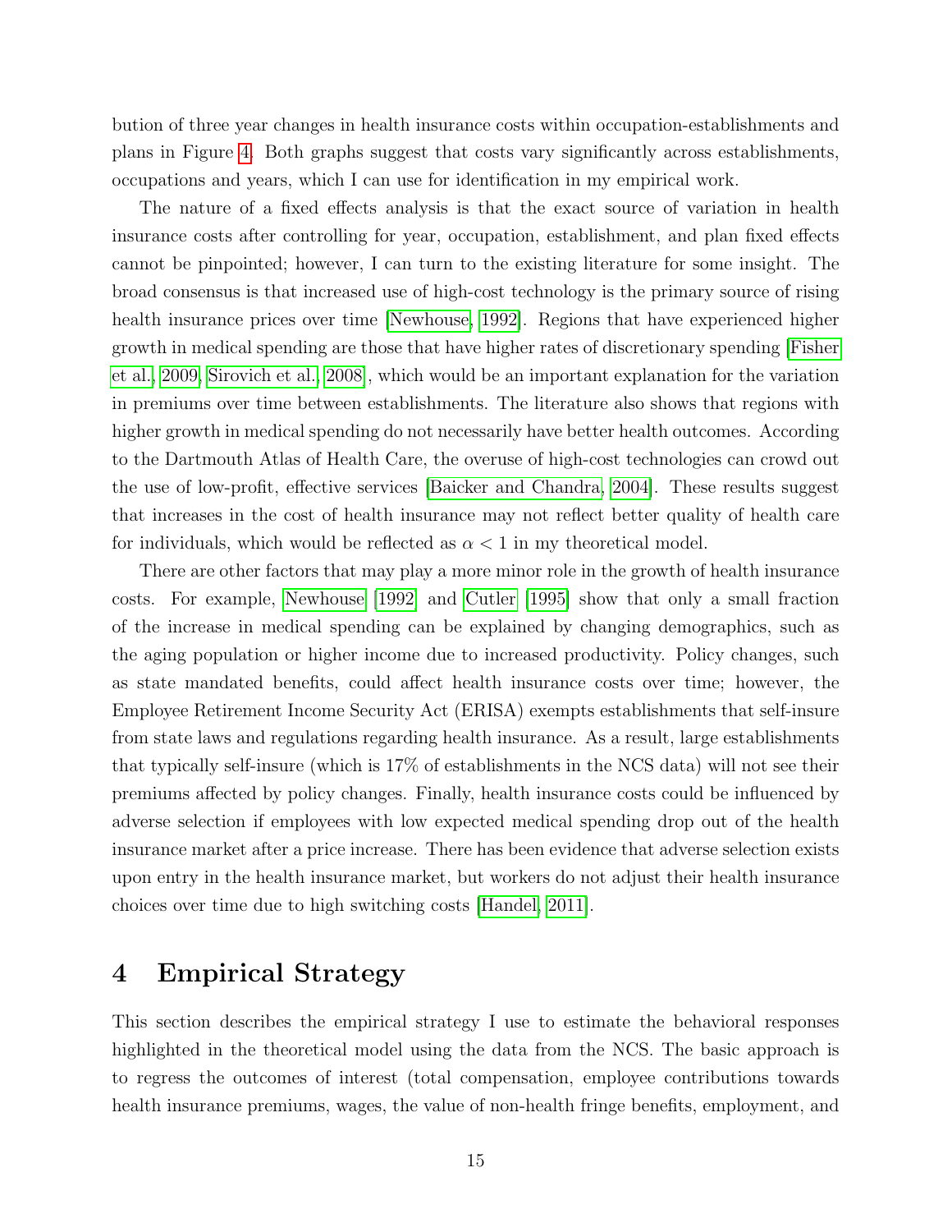bution of three year changes in health insurance costs within occupation-establishments and plans in Figure 4. Both graphs suggest that costs vary significantly across establishments, occupations and years, which I can use for identification in my empirical work.

The nature of a fixed effects analysis is that the exact source of variation in health insurance costs after controlling for year, occupation, establishment, and plan fixed effects cannot be pinpointed; however, I can turn to the existing literature for some insight. The broad consensus is that increased use of high-cost technology is the primary source of rising health insurance prices over time [Newhouse, 1992]. Regions that have experienced higher growth in medical spending are those that have higher rates of discretionary spending [Fisher et al., 2009, Sirovich et al., 2008], which would be an important explanation for the variation in premiums over time between establishments. The literature also shows that regions with higher growth in medical spending do not necessarily have better health outcomes. According to the Dartmouth Atlas of Health Care, the overuse of high-cost technologies can crowd out the use of low-profit, effective services [Baicker and Chandra, 2004]. These results suggest that increases in the cost of health insurance may not reflect better quality of health care for individuals, which would be reflected as $\alpha < 1$ in my theoretical model.

There are other factors that may play a more minor role in the growth of health insurance costs. For example, Newhouse [1992] and Cutler [1995] show that only a small fraction of the increase in medical spending can be explained by changing demographics, such as the aging population or higher income due to increased productivity. Policy changes, such as state mandated benefits, could affect health insurance costs over time; however, the Employee Retirement Income Security Act (ERISA) exempts establishments that self-insure from state laws and regulations regarding health insurance. As a result, large establishments that typically self-insure (which is 17% of establishments in the NCS data) will not see their premiums affected by policy changes. Finally, health insurance costs could be influenced by adverse selection if employees with low expected medical spending drop out of the health insurance market after a price increase. There has been evidence that adverse selection exists upon entry in the health insurance market, but workers do not adjust their health insurance choices over time due to high switching costs [Handel, 2011].

# 4 Empirical Strategy

This section describes the empirical strategy I use to estimate the behavioral responses highlighted in the theoretical model using the data from the NCS. The basic approach is to regress the outcomes of interest (total compensation, employee contributions towards health insurance premiums, wages, the value of non-health fringe benefits, employment, and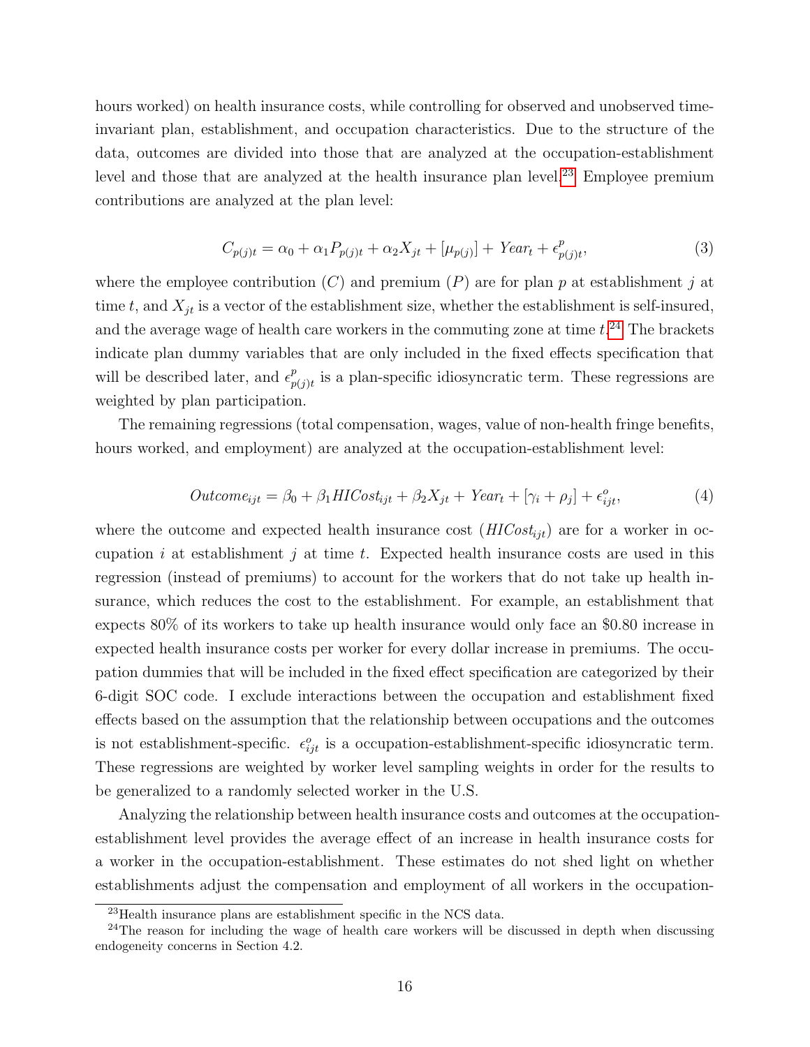hours worked) on health insurance costs, while controlling for observed and unobserved time-invariant plan, establishment, and occupation characteristics. Due to the structure of the data, outcomes are divided into those that are analyzed at the occupation-establishment level and those that are analyzed at the health insurance plan level.[23] Employee premium contributions are analyzed at the plan level:

$$C_{p(j)t} = \alpha_0 + \alpha_1 P_{p(j)t} + \alpha_2 X_{jt} + [\mu_{p(j)}] + Year_t + \epsilon^p_{p(j)t}, \tag{3}$$

where the employee contribution ($C$) and premium ($P$) are for plan $p$ at establishment $j$ at time $t$, and $X_{jt}$ is a vector of the establishment size, whether the establishment is self-insured, and the average wage of health care workers in the commuting zone at time $t$.[24] The brackets indicate plan dummy variables that are only included in the fixed effects specification that will be described later, and $\epsilon^p_{p(j)t}$ is a plan-specific idiosyncratic term. These regressions are weighted by plan participation.

The remaining regressions (total compensation, wages, value of non-health fringe benefits, hours worked, and employment) are analyzed at the occupation-establishment level:

$$Outcome_{ijt} = \beta_0 + \beta_1 HICost_{ijt} + \beta_2 X_{jt} + Year_t + [\gamma_i + \rho_j] + \epsilon^o_{ijt}, \tag{4}$$

where the outcome and expected health insurance cost ($HICost_{ijt}$) are for a worker in occupation $i$ at establishment $j$ at time $t$. Expected health insurance costs are used in this regression (instead of premiums) to account for the workers that do not take up health insurance, which reduces the cost to the establishment. For example, an establishment that expects 80% of its workers to take up health insurance would only face an $0.80 increase in expected health insurance costs per worker for every dollar increase in premiums. The occupation dummies that will be included in the fixed effect specification are categorized by their 6-digit SOC code. I exclude interactions between the occupation and establishment fixed effects based on the assumption that the relationship between occupations and the outcomes is not establishment-specific. $\epsilon^o_{ijt}$ is a occupation-establishment-specific idiosyncratic term. These regressions are weighted by worker level sampling weights in order for the results to be generalized to a randomly selected worker in the U.S.

Analyzing the relationship between health insurance costs and outcomes at the occupation-establishment level provides the average effect of an increase in health insurance costs for a worker in the occupation-establishment. These estimates do not shed light on whether establishments adjust the compensation and employment of all workers in the occupation-

[23] Health insurance plans are establishment specific in the NCS data.

[24] The reason for including the wage of health care workers will be discussed in depth when discussing endogeneity concerns in Section 4.2.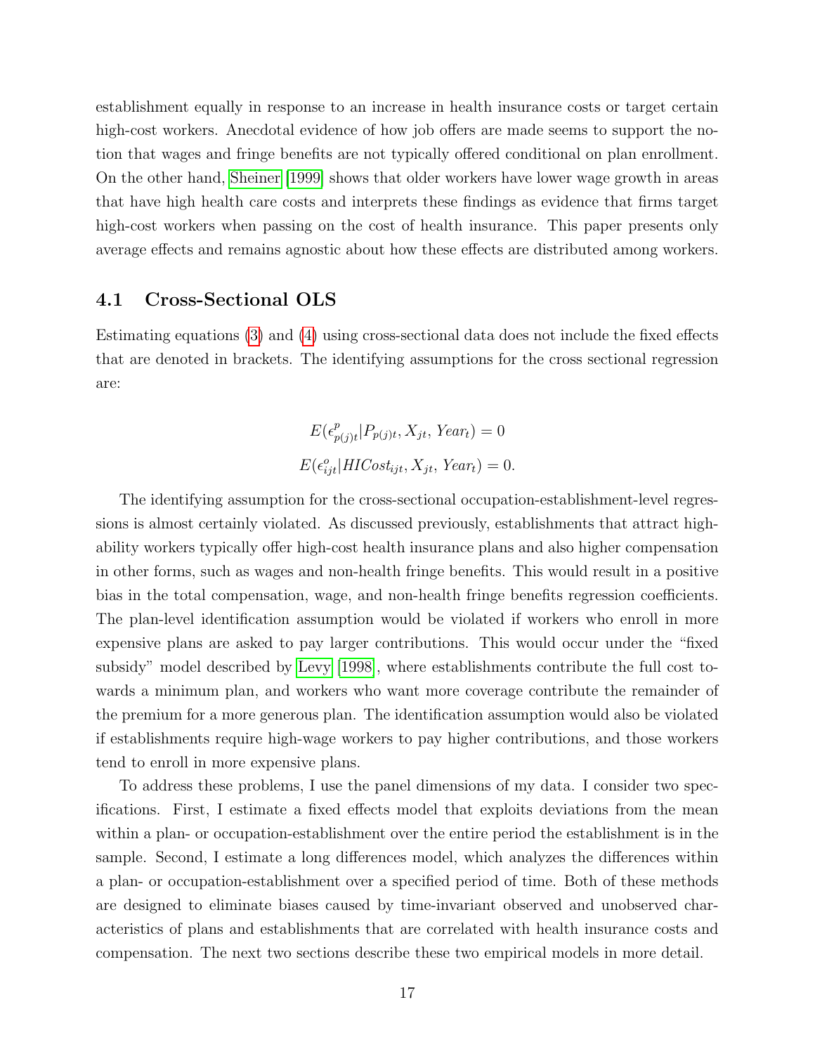establishment equally in response to an increase in health insurance costs or target certain high-cost workers. Anecdotal evidence of how job offers are made seems to support the notion that wages and fringe benefits are not typically offered conditional on plan enrollment. On the other hand, Sheiner [1999] shows that older workers have lower wage growth in areas that have high health care costs and interprets these findings as evidence that firms target high-cost workers when passing on the cost of health insurance. This paper presents only average effects and remains agnostic about how these effects are distributed among workers.

## 4.1 Cross-Sectional OLS

Estimating equations (3) and (4) using cross-sectional data does not include the fixed effects that are denoted in brackets. The identifying assumptions for the cross sectional regression are:

$$E(\epsilon^{p}_{p(j)t}|P_{p(j)t}, X_{jt}, Year_t) = 0$$

$$E(\epsilon^{o}_{ijt}|HICost_{ijt}, X_{jt}, Year_t) = 0.$$

The identifying assumption for the cross-sectional occupation-establishment-level regressions is almost certainly violated. As discussed previously, establishments that attract high-ability workers typically offer high-cost health insurance plans and also higher compensation in other forms, such as wages and non-health fringe benefits. This would result in a positive bias in the total compensation, wage, and non-health fringe benefits regression coefficients. The plan-level identification assumption would be violated if workers who enroll in more expensive plans are asked to pay larger contributions. This would occur under the "fixed subsidy" model described by Levy [1998], where establishments contribute the full cost towards a minimum plan, and workers who want more coverage contribute the remainder of the premium for a more generous plan. The identification assumption would also be violated if establishments require high-wage workers to pay higher contributions, and those workers tend to enroll in more expensive plans.

To address these problems, I use the panel dimensions of my data. I consider two specifications. First, I estimate a fixed effects model that exploits deviations from the mean within a plan- or occupation-establishment over the entire period the establishment is in the sample. Second, I estimate a long differences model, which analyzes the differences within a plan- or occupation-establishment over a specified period of time. Both of these methods are designed to eliminate biases caused by time-invariant observed and unobserved characteristics of plans and establishments that are correlated with health insurance costs and compensation. The next two sections describe these two empirical models in more detail.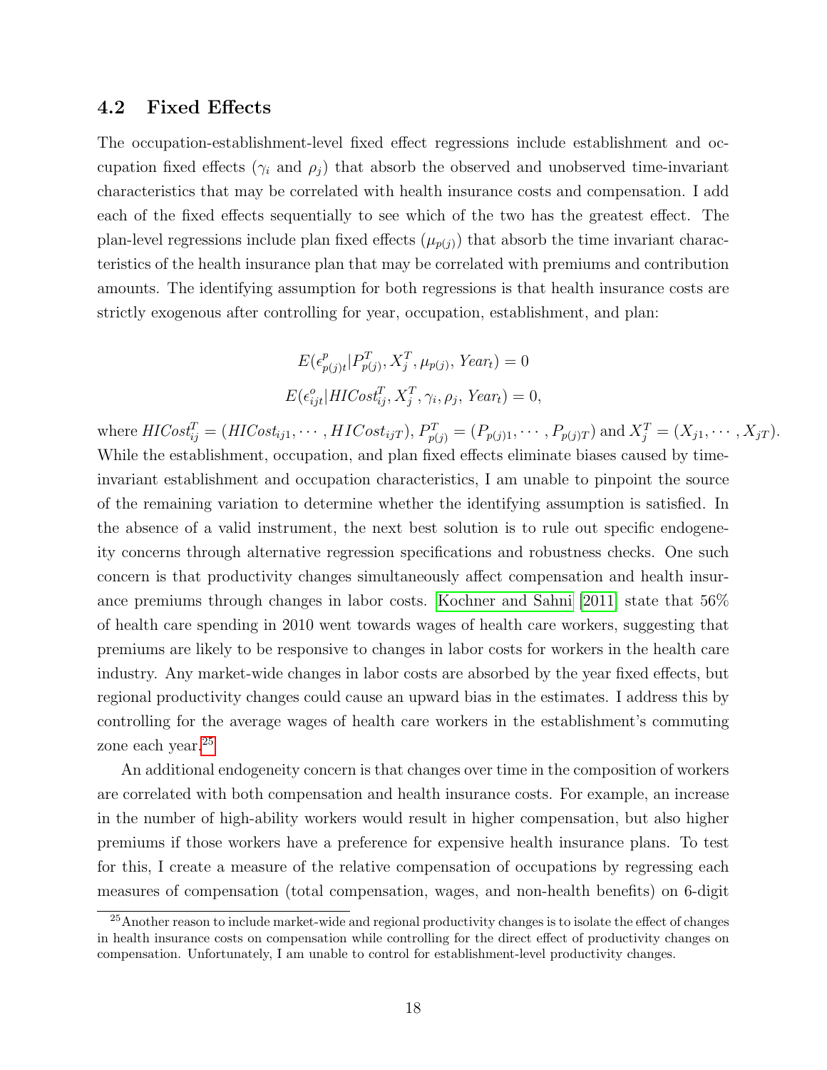### 4.2 Fixed Effects

The occupation-establishment-level fixed effect regressions include establishment and occupation fixed effects ($\gamma_i$ and $\rho_j$) that absorb the observed and unobserved time-invariant characteristics that may be correlated with health insurance costs and compensation. I add each of the fixed effects sequentially to see which of the two has the greatest effect. The plan-level regressions include plan fixed effects ($\mu_{p(j)}$) that absorb the time invariant characteristics of the health insurance plan that may be correlated with premiums and contribution amounts. The identifying assumption for both regressions is that health insurance costs are strictly exogenous after controlling for year, occupation, establishment, and plan:

$$E(\epsilon^{p}_{p(j)t} | P^{T}_{p(j)}, X^{T}_{j}, \mu_{p(j)}, Year_t) = 0$$
$$E(\epsilon^{o}_{ijt} | HICost^{T}_{ij}, X^{T}_{j}, \gamma_i, \rho_j, Year_t) = 0,$$

where $HICost^{T}_{ij} = (HICost_{ij1}, \cdots, HICost_{ijT})$, $P^{T}_{p(j)} = (P_{p(j)1}, \cdots, P_{p(j)T})$ and $X^{T}_{j} = (X_{j1}, \cdots, X_{jT})$. While the establishment, occupation, and plan fixed effects eliminate biases caused by time-invariant establishment and occupation characteristics, I am unable to pinpoint the source of the remaining variation to determine whether the identifying assumption is satisfied. In the absence of a valid instrument, the next best solution is to rule out specific endogeneity concerns through alternative regression specifications and robustness checks. One such concern is that productivity changes simultaneously affect compensation and health insurance premiums through changes in labor costs. Kochner and Sahni [2011] state that 56% of health care spending in 2010 went towards wages of health care workers, suggesting that premiums are likely to be responsive to changes in labor costs for workers in the health care industry. Any market-wide changes in labor costs are absorbed by the year fixed effects, but regional productivity changes could cause an upward bias in the estimates. I address this by controlling for the average wages of health care workers in the establishment's commuting zone each year.[25]

An additional endogeneity concern is that changes over time in the composition of workers are correlated with both compensation and health insurance costs. For example, an increase in the number of high-ability workers would result in higher compensation, but also higher premiums if those workers have a preference for expensive health insurance plans. To test for this, I create a measure of the relative compensation of occupations by regressing each measures of compensation (total compensation, wages, and non-health benefits) on 6-digit

[25] Another reason to include market-wide and regional productivity changes is to isolate the effect of changes in health insurance costs on compensation while controlling for the direct effect of productivity changes on compensation. Unfortunately, I am unable to control for establishment-level productivity changes.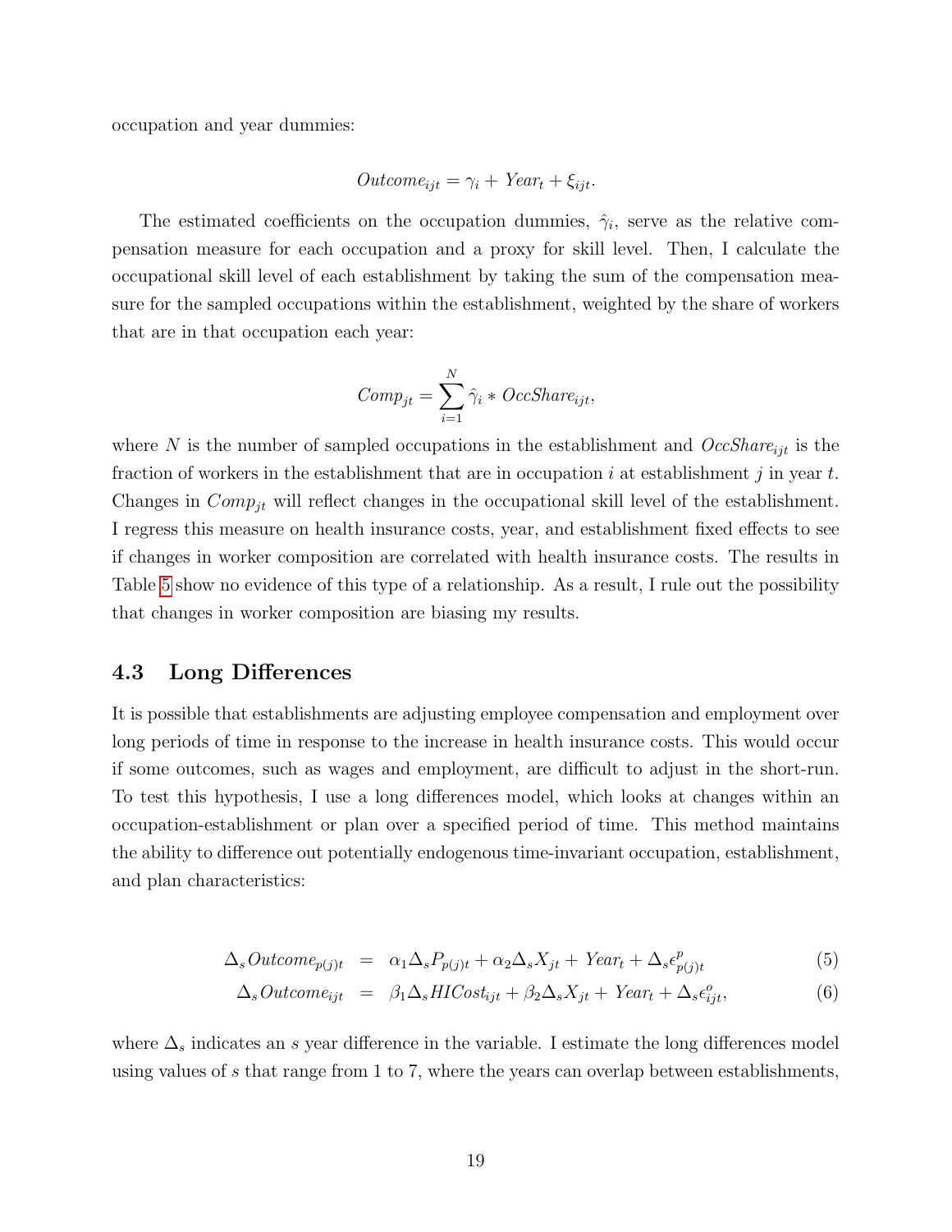occupation and year dummies:

$$Outcome_{ijt} = \gamma_i + Year_t + \xi_{ijt}.$$

The estimated coefficients on the occupation dummies, $\hat{\gamma}_i$, serve as the relative compensation measure for each occupation and a proxy for skill level. Then, I calculate the occupational skill level of each establishment by taking the sum of the compensation measure for the sampled occupations within the establishment, weighted by the share of workers that are in that occupation each year:

$$Comp_{jt} = \sum_{i=1}^{N} \hat{\gamma}_i * OccShare_{ijt},$$

where $N$ is the number of sampled occupations in the establishment and $OccShare_{ijt}$ is the fraction of workers in the establishment that are in occupation $i$ at establishment $j$ in year $t$. Changes in $Comp_{jt}$ will reflect changes in the occupational skill level of the establishment. I regress this measure on health insurance costs, year, and establishment fixed effects to see if changes in worker composition are correlated with health insurance costs. The results in Table 5 show no evidence of this type of a relationship. As a result, I rule out the possibility that changes in worker composition are biasing my results.

### 4.3 Long Differences

It is possible that establishments are adjusting employee compensation and employment over long periods of time in response to the increase in health insurance costs. This would occur if some outcomes, such as wages and employment, are difficult to adjust in the short-run. To test this hypothesis, I use a long differences model, which looks at changes within an occupation-establishment or plan over a specified period of time. This method maintains the ability to difference out potentially endogenous time-invariant occupation, establishment, and plan characteristics:

$$\Delta_s Outcome_{p(j)t} = \alpha_1 \Delta_s P_{p(j)t} + \alpha_2 \Delta_s X_{jt} + Year_t + \Delta_s \epsilon^p_{p(j)t} \tag{5}$$

$$\Delta_s Outcome_{ijt} = \beta_1 \Delta_s HICost_{ijt} + \beta_2 \Delta_s X_{jt} + Year_t + \Delta_s \epsilon^o_{ijt}, \tag{6}$$

where $\Delta_s$ indicates an $s$ year difference in the variable. I estimate the long differences model using values of $s$ that range from 1 to 7, where the years can overlap between establishments,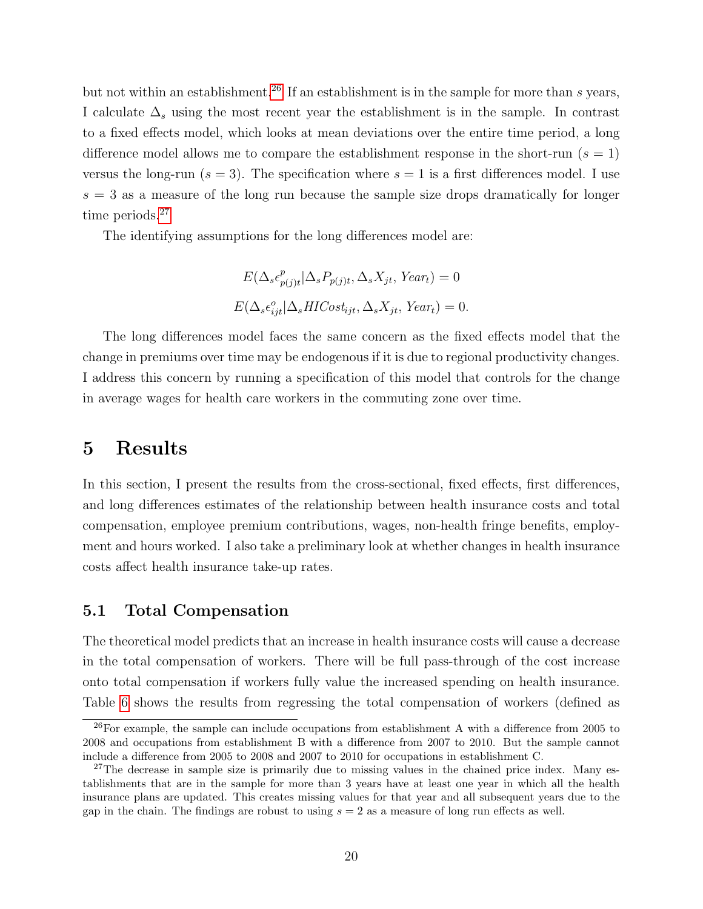but not within an establishment.[26] If an establishment is in the sample for more than $s$ years, I calculate $\Delta_s$ using the most recent year the establishment is in the sample. In contrast to a fixed effects model, which looks at mean deviations over the entire time period, a long difference model allows me to compare the establishment response in the short-run ($s = 1$) versus the long-run ($s = 3$). The specification where $s = 1$ is a first differences model. I use $s = 3$ as a measure of the long run because the sample size drops dramatically for longer time periods.[27]

The identifying assumptions for the long differences model are:

$$E(\Delta_s \epsilon^p_{p(j)t} | \Delta_s P_{p(j)t}, \Delta_s X_{jt}, Year_t) = 0$$
$$E(\Delta_s \epsilon^o_{ijt} | \Delta_s HICost_{ijt}, \Delta_s X_{jt}, Year_t) = 0.$$

The long differences model faces the same concern as the fixed effects model that the change in premiums over time may be endogenous if it is due to regional productivity changes. I address this concern by running a specification of this model that controls for the change in average wages for health care workers in the commuting zone over time.

# 5 Results

In this section, I present the results from the cross-sectional, fixed effects, first differences, and long differences estimates of the relationship between health insurance costs and total compensation, employee premium contributions, wages, non-health fringe benefits, employment and hours worked. I also take a preliminary look at whether changes in health insurance costs affect health insurance take-up rates.

## 5.1 Total Compensation

The theoretical model predicts that an increase in health insurance costs will cause a decrease in the total compensation of workers. There will be full pass-through of the cost increase onto total compensation if workers fully value the increased spending on health insurance. Table 6 shows the results from regressing the total compensation of workers (defined as

[26] For example, the sample can include occupations from establishment A with a difference from 2005 to 2008 and occupations from establishment B with a difference from 2007 to 2010. But the sample cannot include a difference from 2005 to 2008 and 2007 to 2010 for occupations in establishment C.

[27] The decrease in sample size is primarily due to missing values in the chained price index. Many establishments that are in the sample for more than 3 years have at least one year in which all the health insurance plans are updated. This creates missing values for that year and all subsequent years due to the gap in the chain. The findings are robust to using $s = 2$ as a measure of long run effects as well.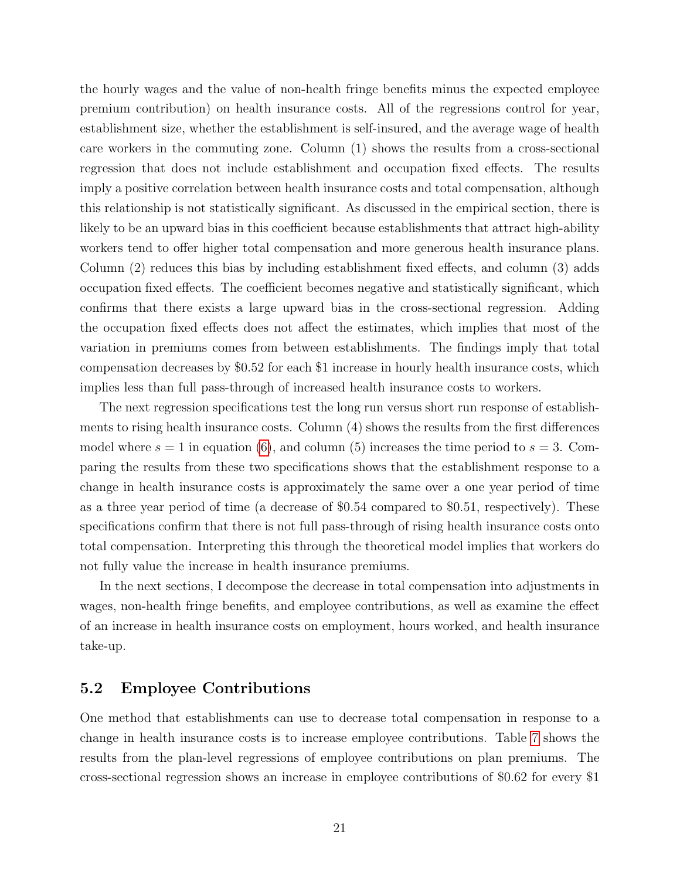the hourly wages and the value of non-health fringe benefits minus the expected employee premium contribution) on health insurance costs. All of the regressions control for year, establishment size, whether the establishment is self-insured, and the average wage of health care workers in the commuting zone. Column (1) shows the results from a cross-sectional regression that does not include establishment and occupation fixed effects. The results imply a positive correlation between health insurance costs and total compensation, although this relationship is not statistically significant. As discussed in the empirical section, there is likely to be an upward bias in this coefficient because establishments that attract high-ability workers tend to offer higher total compensation and more generous health insurance plans. Column (2) reduces this bias by including establishment fixed effects, and column (3) adds occupation fixed effects. The coefficient becomes negative and statistically significant, which confirms that there exists a large upward bias in the cross-sectional regression. Adding the occupation fixed effects does not affect the estimates, which implies that most of the variation in premiums comes from between establishments. The findings imply that total compensation decreases by \$0.52 for each \$1 increase in hourly health insurance costs, which implies less than full pass-through of increased health insurance costs to workers.

The next regression specifications test the long run versus short run response of establishments to rising health insurance costs. Column (4) shows the results from the first differences model where $s = 1$ in equation (6), and column (5) increases the time period to $s = 3$. Comparing the results from these two specifications shows that the establishment response to a change in health insurance costs is approximately the same over a one year period of time as a three year period of time (a decrease of \$0.54 compared to \$0.51, respectively). These specifications confirm that there is not full pass-through of rising health insurance costs onto total compensation. Interpreting this through the theoretical model implies that workers do not fully value the increase in health insurance premiums.

In the next sections, I decompose the decrease in total compensation into adjustments in wages, non-health fringe benefits, and employee contributions, as well as examine the effect of an increase in health insurance costs on employment, hours worked, and health insurance take-up.

## 5.2 Employee Contributions

One method that establishments can use to decrease total compensation in response to a change in health insurance costs is to increase employee contributions. Table 7 shows the results from the plan-level regressions of employee contributions on plan premiums. The cross-sectional regression shows an increase in employee contributions of \$0.62 for every \$1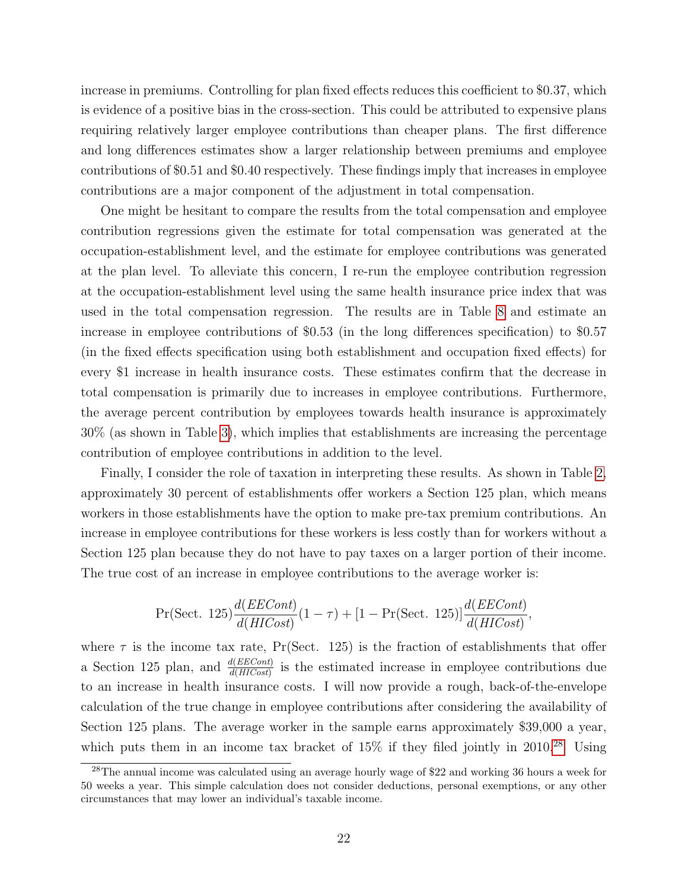increase in premiums. Controlling for plan fixed effects reduces this coefficient to \$0.37, which is evidence of a positive bias in the cross-section. This could be attributed to expensive plans requiring relatively larger employee contributions than cheaper plans. The first difference and long differences estimates show a larger relationship between premiums and employee contributions of \$0.51 and \$0.40 respectively. These findings imply that increases in employee contributions are a major component of the adjustment in total compensation.

One might be hesitant to compare the results from the total compensation and employee contribution regressions given the estimate for total compensation was generated at the occupation-establishment level, and the estimate for employee contributions was generated at the plan level. To alleviate this concern, I re-run the employee contribution regression at the occupation-establishment level using the same health insurance price index that was used in the total compensation regression. The results are in Table 8 and estimate an increase in employee contributions of \$0.53 (in the long differences specification) to \$0.57 (in the fixed effects specification using both establishment and occupation fixed effects) for every \$1 increase in health insurance costs. These estimates confirm that the decrease in total compensation is primarily due to increases in employee contributions. Furthermore, the average percent contribution by employees towards health insurance is approximately 30% (as shown in Table 3), which implies that establishments are increasing the percentage contribution of employee contributions in addition to the level.

Finally, I consider the role of taxation in interpreting these results. As shown in Table 2, approximately 30 percent of establishments offer workers a Section 125 plan, which means workers in those establishments have the option to make pre-tax premium contributions. An increase in employee contributions for these workers is less costly than for workers without a Section 125 plan because they do not have to pay taxes on a larger portion of their income. The true cost of an increase in employee contributions to the average worker is:

$$\Pr(\text{Sect. } 125)\frac{d(EECont)}{d(HICost)}(1-\tau) + [1 - \Pr(\text{Sect. } 125)]\frac{d(EECont)}{d(HICost)},$$

where $\tau$ is the income tax rate, $\Pr(\text{Sect. } 125)$ is the fraction of establishments that offer a Section 125 plan, and $\frac{d(EECont)}{d(HICost)}$ is the estimated increase in employee contributions due to an increase in health insurance costs. I will now provide a rough, back-of-the-envelope calculation of the true change in employee contributions after considering the availability of Section 125 plans. The average worker in the sample earns approximately \$39,000 a year, which puts them in an income tax bracket of 15% if they filed jointly in 2010.[28] Using

[28] The annual income was calculated using an average hourly wage of \$22 and working 36 hours a week for 50 weeks a year. This simple calculation does not consider deductions, personal exemptions, or any other circumstances that may lower an individual's taxable income.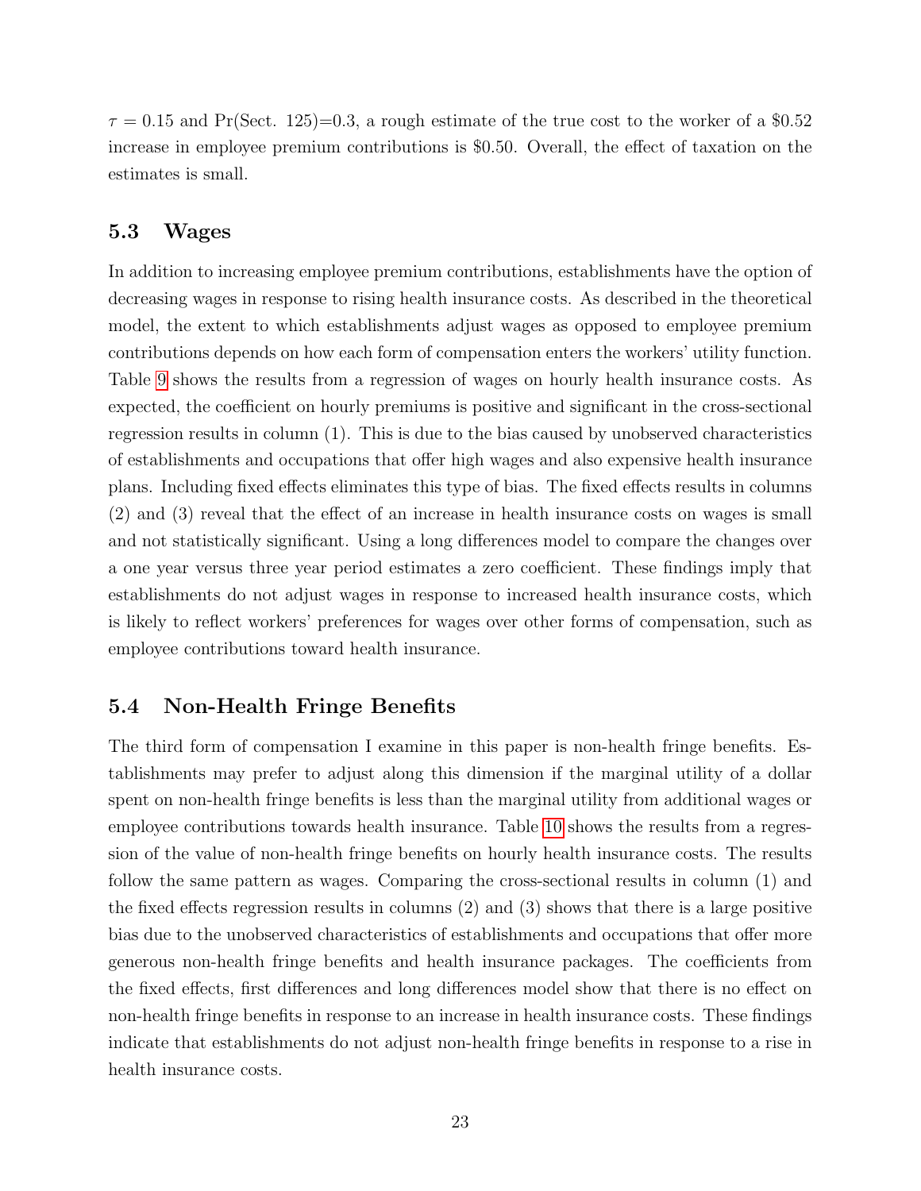$\tau = 0.15$ and Pr(Sect. 125)=0.3, a rough estimate of the true cost to the worker of a \$0.52 increase in employee premium contributions is \$0.50. Overall, the effect of taxation on the estimates is small.

## 5.3 Wages

In addition to increasing employee premium contributions, establishments have the option of decreasing wages in response to rising health insurance costs. As described in the theoretical model, the extent to which establishments adjust wages as opposed to employee premium contributions depends on how each form of compensation enters the workers' utility function. Table 9 shows the results from a regression of wages on hourly health insurance costs. As expected, the coefficient on hourly premiums is positive and significant in the cross-sectional regression results in column (1). This is due to the bias caused by unobserved characteristics of establishments and occupations that offer high wages and also expensive health insurance plans. Including fixed effects eliminates this type of bias. The fixed effects results in columns (2) and (3) reveal that the effect of an increase in health insurance costs on wages is small and not statistically significant. Using a long differences model to compare the changes over a one year versus three year period estimates a zero coefficient. These findings imply that establishments do not adjust wages in response to increased health insurance costs, which is likely to reflect workers' preferences for wages over other forms of compensation, such as employee contributions toward health insurance.

## 5.4 Non-Health Fringe Benefits

The third form of compensation I examine in this paper is non-health fringe benefits. Establishments may prefer to adjust along this dimension if the marginal utility of a dollar spent on non-health fringe benefits is less than the marginal utility from additional wages or employee contributions towards health insurance. Table 10 shows the results from a regression of the value of non-health fringe benefits on hourly health insurance costs. The results follow the same pattern as wages. Comparing the cross-sectional results in column (1) and the fixed effects regression results in columns (2) and (3) shows that there is a large positive bias due to the unobserved characteristics of establishments and occupations that offer more generous non-health fringe benefits and health insurance packages. The coefficients from the fixed effects, first differences and long differences model show that there is no effect on non-health fringe benefits in response to an increase in health insurance costs. These findings indicate that establishments do not adjust non-health fringe benefits in response to a rise in health insurance costs.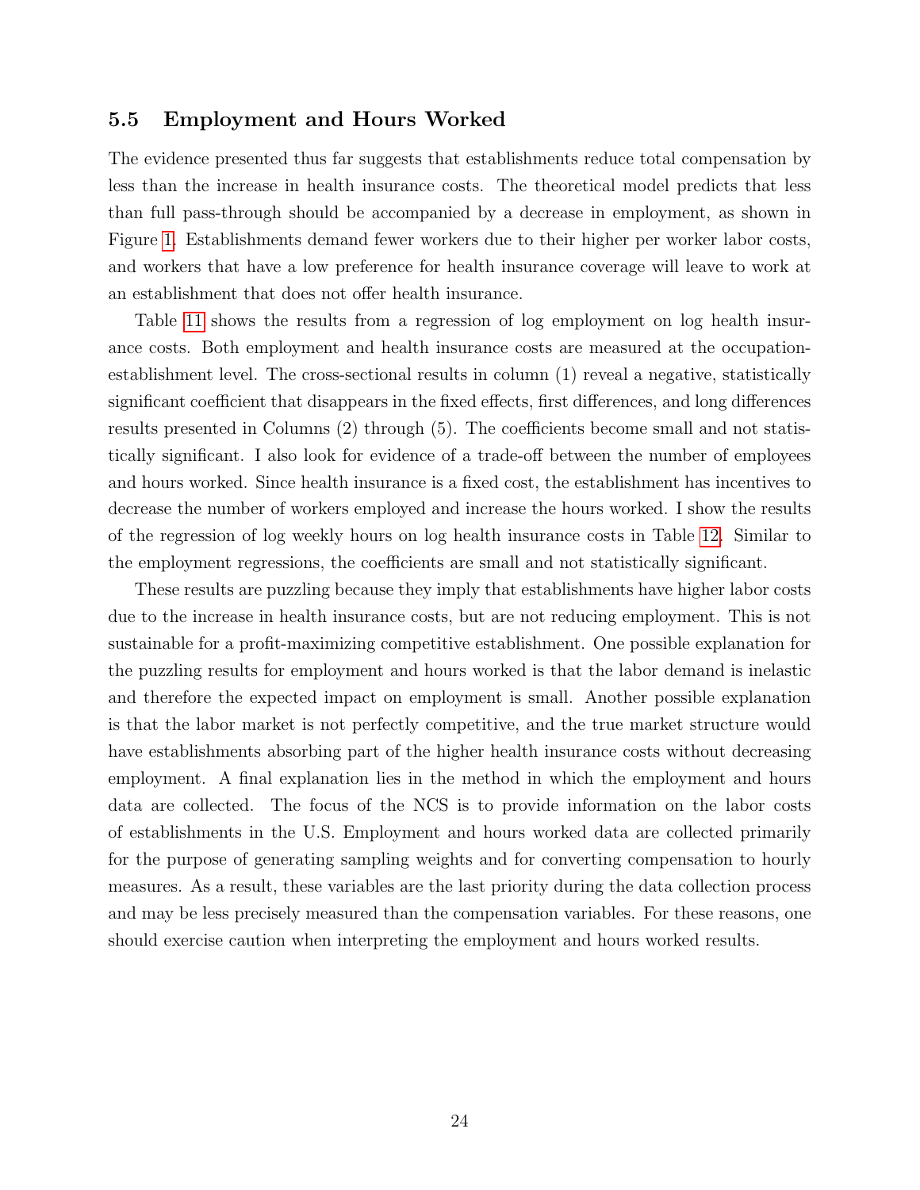### 5.5 Employment and Hours Worked

The evidence presented thus far suggests that establishments reduce total compensation by less than the increase in health insurance costs. The theoretical model predicts that less than full pass-through should be accompanied by a decrease in employment, as shown in Figure 1. Establishments demand fewer workers due to their higher per worker labor costs, and workers that have a low preference for health insurance coverage will leave to work at an establishment that does not offer health insurance.

Table 11 shows the results from a regression of log employment on log health insurance costs. Both employment and health insurance costs are measured at the occupation-establishment level. The cross-sectional results in column (1) reveal a negative, statistically significant coefficient that disappears in the fixed effects, first differences, and long differences results presented in Columns (2) through (5). The coefficients become small and not statistically significant. I also look for evidence of a trade-off between the number of employees and hours worked. Since health insurance is a fixed cost, the establishment has incentives to decrease the number of workers employed and increase the hours worked. I show the results of the regression of log weekly hours on log health insurance costs in Table 12. Similar to the employment regressions, the coefficients are small and not statistically significant.

These results are puzzling because they imply that establishments have higher labor costs due to the increase in health insurance costs, but are not reducing employment. This is not sustainable for a profit-maximizing competitive establishment. One possible explanation for the puzzling results for employment and hours worked is that the labor demand is inelastic and therefore the expected impact on employment is small. Another possible explanation is that the labor market is not perfectly competitive, and the true market structure would have establishments absorbing part of the higher health insurance costs without decreasing employment. A final explanation lies in the method in which the employment and hours data are collected. The focus of the NCS is to provide information on the labor costs of establishments in the U.S. Employment and hours worked data are collected primarily for the purpose of generating sampling weights and for converting compensation to hourly measures. As a result, these variables are the last priority during the data collection process and may be less precisely measured than the compensation variables. For these reasons, one should exercise caution when interpreting the employment and hours worked results.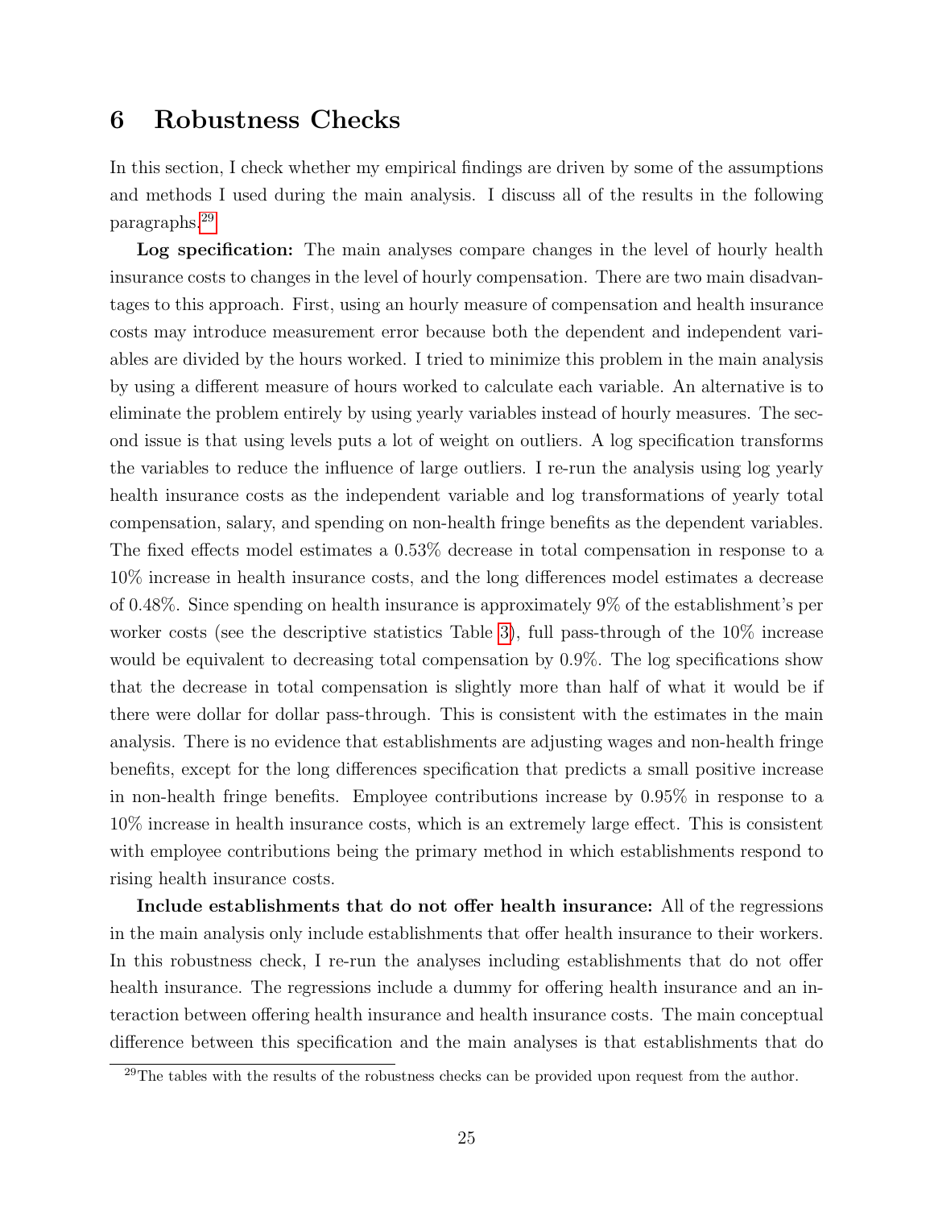# 6 Robustness Checks

In this section, I check whether my empirical findings are driven by some of the assumptions and methods I used during the main analysis. I discuss all of the results in the following paragraphs.[29]

**Log specification:** The main analyses compare changes in the level of hourly health insurance costs to changes in the level of hourly compensation. There are two main disadvantages to this approach. First, using an hourly measure of compensation and health insurance costs may introduce measurement error because both the dependent and independent variables are divided by the hours worked. I tried to minimize this problem in the main analysis by using a different measure of hours worked to calculate each variable. An alternative is to eliminate the problem entirely by using yearly variables instead of hourly measures. The second issue is that using levels puts a lot of weight on outliers. A log specification transforms the variables to reduce the influence of large outliers. I re-run the analysis using log yearly health insurance costs as the independent variable and log transformations of yearly total compensation, salary, and spending on non-health fringe benefits as the dependent variables. The fixed effects model estimates a 0.53% decrease in total compensation in response to a 10% increase in health insurance costs, and the long differences model estimates a decrease of 0.48%. Since spending on health insurance is approximately 9% of the establishment's per worker costs (see the descriptive statistics Table 3), full pass-through of the 10% increase would be equivalent to decreasing total compensation by 0.9%. The log specifications show that the decrease in total compensation is slightly more than half of what it would be if there were dollar for dollar pass-through. This is consistent with the estimates in the main analysis. There is no evidence that establishments are adjusting wages and non-health fringe benefits, except for the long differences specification that predicts a small positive increase in non-health fringe benefits. Employee contributions increase by 0.95% in response to a 10% increase in health insurance costs, which is an extremely large effect. This is consistent with employee contributions being the primary method in which establishments respond to rising health insurance costs.

**Include establishments that do not offer health insurance:** All of the regressions in the main analysis only include establishments that offer health insurance to their workers. In this robustness check, I re-run the analyses including establishments that do not offer health insurance. The regressions include a dummy for offering health insurance and an interaction between offering health insurance and health insurance costs. The main conceptual difference between this specification and the main analyses is that establishments that do

[29] The tables with the results of the robustness checks can be provided upon request from the author.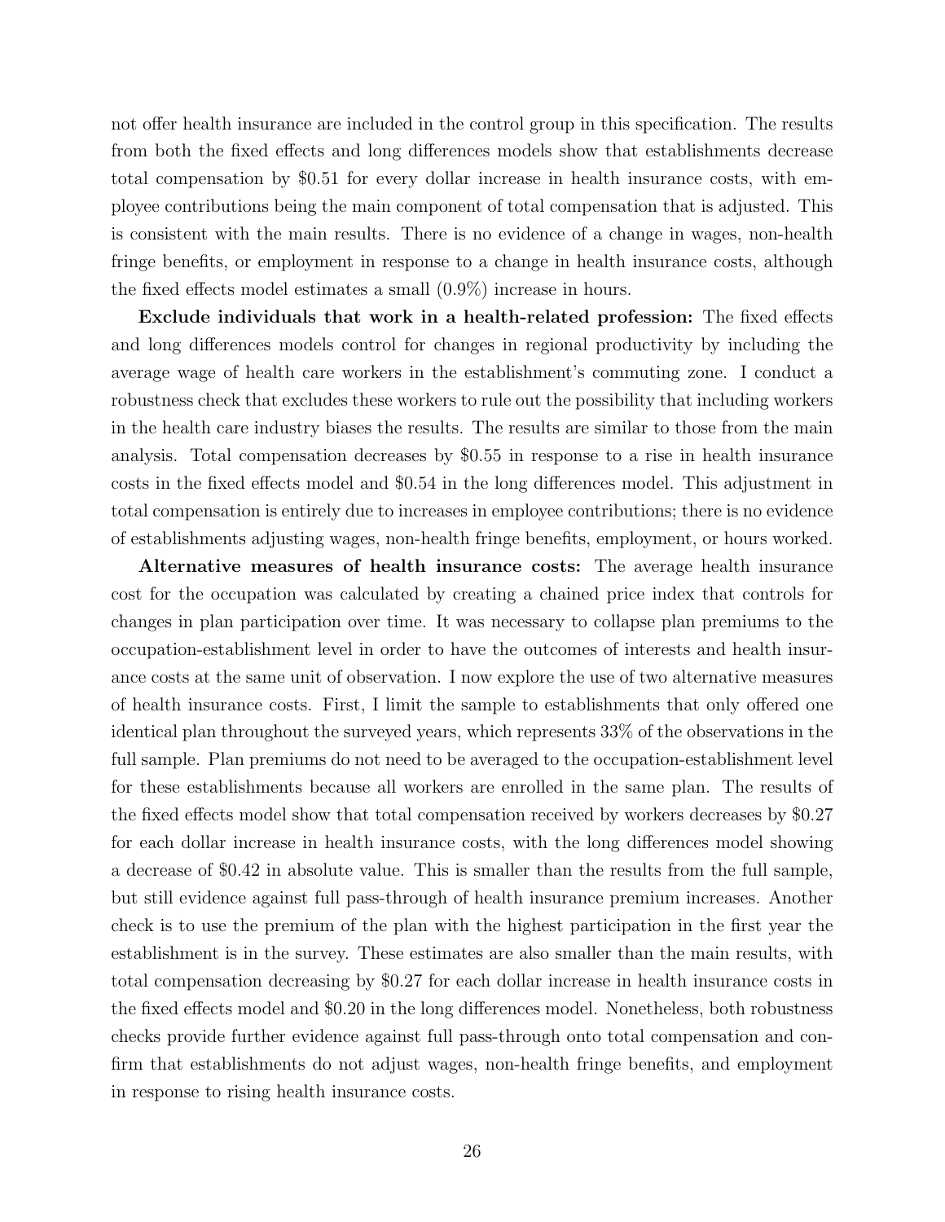not offer health insurance are included in the control group in this specification. The results from both the fixed effects and long differences models show that establishments decrease total compensation by \$0.51 for every dollar increase in health insurance costs, with employee contributions being the main component of total compensation that is adjusted. This is consistent with the main results. There is no evidence of a change in wages, non-health fringe benefits, or employment in response to a change in health insurance costs, although the fixed effects model estimates a small (0.9%) increase in hours.

**Exclude individuals that work in a health-related profession:** The fixed effects and long differences models control for changes in regional productivity by including the average wage of health care workers in the establishment's commuting zone. I conduct a robustness check that excludes these workers to rule out the possibility that including workers in the health care industry biases the results. The results are similar to those from the main analysis. Total compensation decreases by \$0.55 in response to a rise in health insurance costs in the fixed effects model and \$0.54 in the long differences model. This adjustment in total compensation is entirely due to increases in employee contributions; there is no evidence of establishments adjusting wages, non-health fringe benefits, employment, or hours worked.

**Alternative measures of health insurance costs:** The average health insurance cost for the occupation was calculated by creating a chained price index that controls for changes in plan participation over time. It was necessary to collapse plan premiums to the occupation-establishment level in order to have the outcomes of interests and health insurance costs at the same unit of observation. I now explore the use of two alternative measures of health insurance costs. First, I limit the sample to establishments that only offered one identical plan throughout the surveyed years, which represents 33% of the observations in the full sample. Plan premiums do not need to be averaged to the occupation-establishment level for these establishments because all workers are enrolled in the same plan. The results of the fixed effects model show that total compensation received by workers decreases by \$0.27 for each dollar increase in health insurance costs, with the long differences model showing a decrease of \$0.42 in absolute value. This is smaller than the results from the full sample, but still evidence against full pass-through of health insurance premium increases. Another check is to use the premium of the plan with the highest participation in the first year the establishment is in the survey. These estimates are also smaller than the main results, with total compensation decreasing by \$0.27 for each dollar increase in health insurance costs in the fixed effects model and \$0.20 in the long differences model. Nonetheless, both robustness checks provide further evidence against full pass-through onto total compensation and confirm that establishments do not adjust wages, non-health fringe benefits, and employment in response to rising health insurance costs.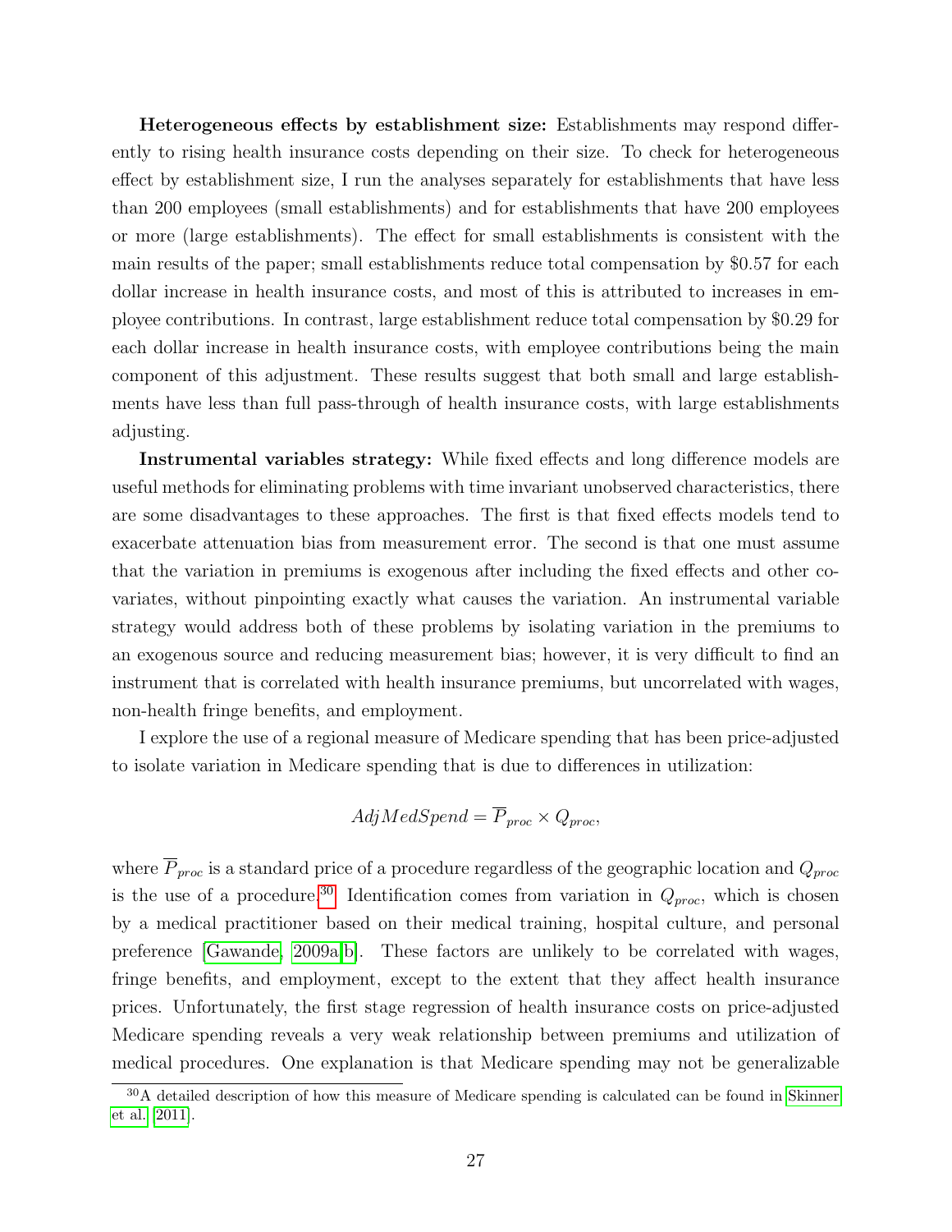**Heterogeneous effects by establishment size:** Establishments may respond differently to rising health insurance costs depending on their size. To check for heterogeneous effect by establishment size, I run the analyses separately for establishments that have less than 200 employees (small establishments) and for establishments that have 200 employees or more (large establishments). The effect for small establishments is consistent with the main results of the paper; small establishments reduce total compensation by $0.57 for each dollar increase in health insurance costs, and most of this is attributed to increases in employee contributions. In contrast, large establishment reduce total compensation by $0.29 for each dollar increase in health insurance costs, with employee contributions being the main component of this adjustment. These results suggest that both small and large establishments have less than full pass-through of health insurance costs, with large establishments adjusting.

**Instrumental variables strategy:** While fixed effects and long difference models are useful methods for eliminating problems with time invariant unobserved characteristics, there are some disadvantages to these approaches. The first is that fixed effects models tend to exacerbate attenuation bias from measurement error. The second is that one must assume that the variation in premiums is exogenous after including the fixed effects and other covariates, without pinpointing exactly what causes the variation. An instrumental variable strategy would address both of these problems by isolating variation in the premiums to an exogenous source and reducing measurement bias; however, it is very difficult to find an instrument that is correlated with health insurance premiums, but uncorrelated with wages, non-health fringe benefits, and employment.

I explore the use of a regional measure of Medicare spending that has been price-adjusted to isolate variation in Medicare spending that is due to differences in utilization:

$$AdjMedSpend = \overline{P}_{proc} \times Q_{proc},$$

where $\overline{P}_{proc}$ is a standard price of a procedure regardless of the geographic location and $Q_{proc}$ is the use of a procedure.[30] Identification comes from variation in $Q_{proc}$, which is chosen by a medical practitioner based on their medical training, hospital culture, and personal preference [Gawande, 2009a,b]. These factors are unlikely to be correlated with wages, fringe benefits, and employment, except to the extent that they affect health insurance prices. Unfortunately, the first stage regression of health insurance costs on price-adjusted Medicare spending reveals a very weak relationship between premiums and utilization of medical procedures. One explanation is that Medicare spending may not be generalizable

[30] A detailed description of how this measure of Medicare spending is calculated can be found in Skinner et al. [2011].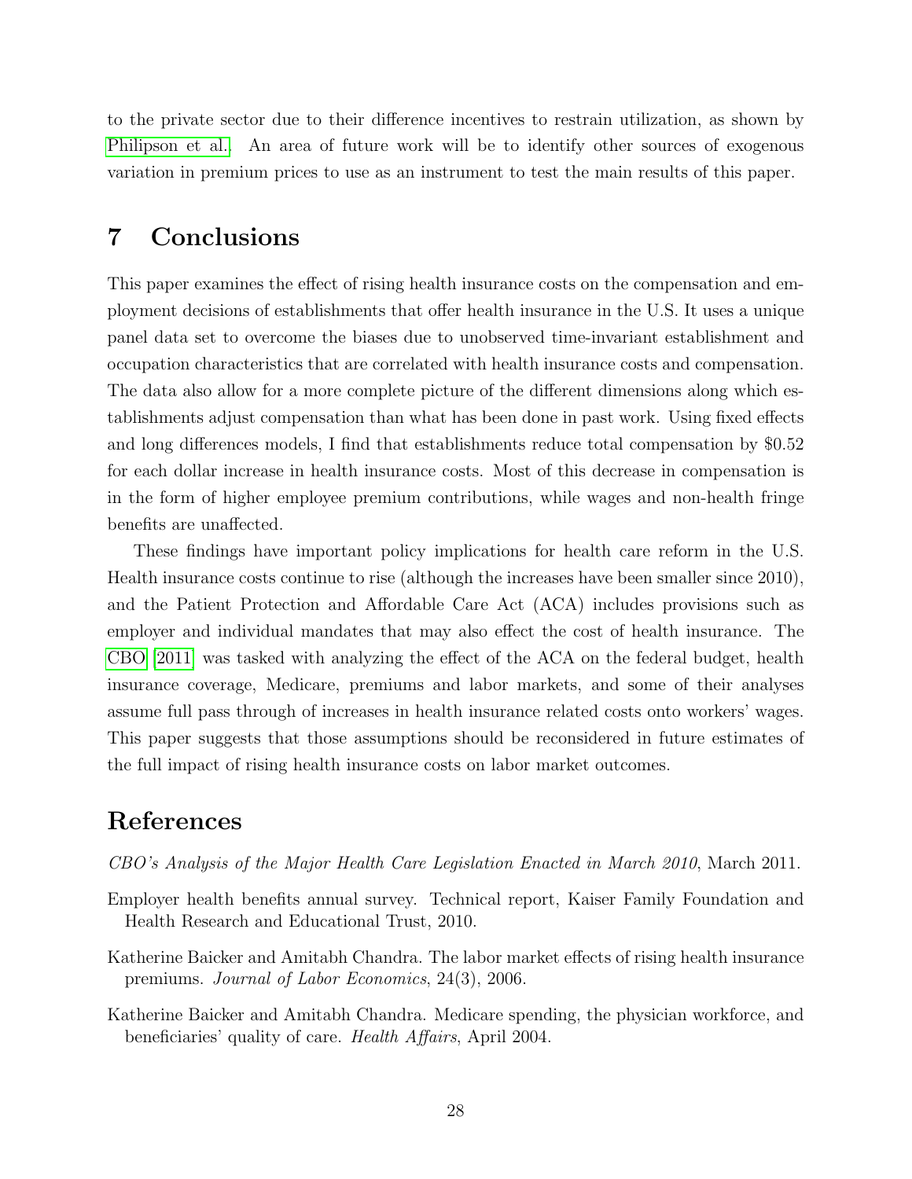to the private sector due to their difference incentives to restrain utilization, as shown by Philipson et al. An area of future work will be to identify other sources of exogenous variation in premium prices to use as an instrument to test the main results of this paper.

## 7 Conclusions

This paper examines the effect of rising health insurance costs on the compensation and employment decisions of establishments that offer health insurance in the U.S. It uses a unique panel data set to overcome the biases due to unobserved time-invariant establishment and occupation characteristics that are correlated with health insurance costs and compensation. The data also allow for a more complete picture of the different dimensions along which establishments adjust compensation than what has been done in past work. Using fixed effects and long differences models, I find that establishments reduce total compensation by $0.52 for each dollar increase in health insurance costs. Most of this decrease in compensation is in the form of higher employee premium contributions, while wages and non-health fringe benefits are unaffected.

These findings have important policy implications for health care reform in the U.S. Health insurance costs continue to rise (although the increases have been smaller since 2010), and the Patient Protection and Affordable Care Act (ACA) includes provisions such as employer and individual mandates that may also effect the cost of health insurance. The CBO [2011] was tasked with analyzing the effect of the ACA on the federal budget, health insurance coverage, Medicare, premiums and labor markets, and some of their analyses assume full pass through of increases in health insurance related costs onto workers' wages. This paper suggests that those assumptions should be reconsidered in future estimates of the full impact of rising health insurance costs on labor market outcomes.

## References

*CBO's Analysis of the Major Health Care Legislation Enacted in March 2010*, March 2011.

Employer health benefits annual survey. Technical report, Kaiser Family Foundation and Health Research and Educational Trust, 2010.

Katherine Baicker and Amitabh Chandra. The labor market effects of rising health insurance premiums. *Journal of Labor Economics*, 24(3), 2006.

Katherine Baicker and Amitabh Chandra. Medicare spending, the physician workforce, and beneficiaries' quality of care. *Health Affairs*, April 2004.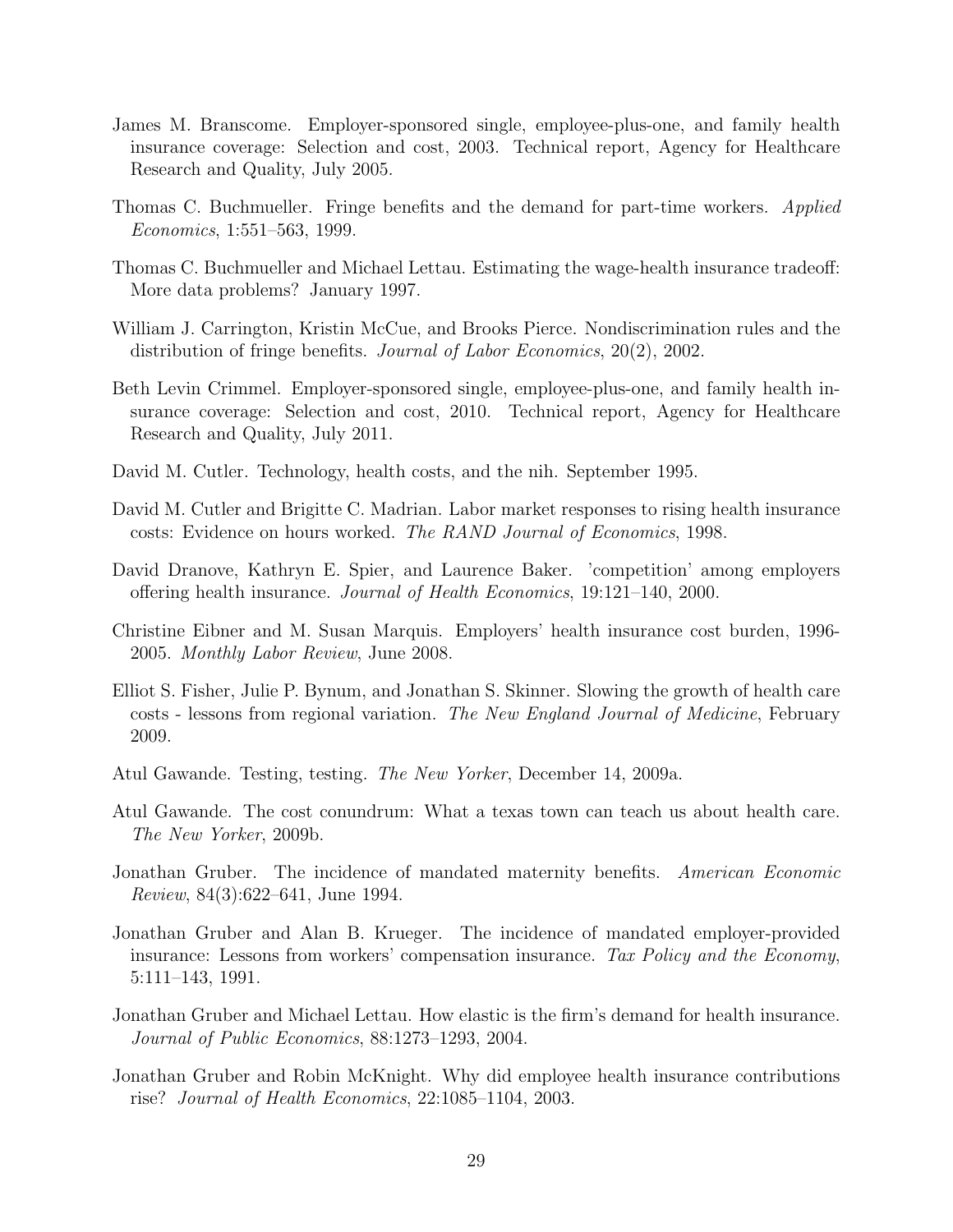James M. Branscome. Employer-sponsored single, employee-plus-one, and family health insurance coverage: Selection and cost, 2003. Technical report, Agency for Healthcare Research and Quality, July 2005.

Thomas C. Buchmueller. Fringe benefits and the demand for part-time workers. *Applied Economics*, 1:551–563, 1999.

Thomas C. Buchmueller and Michael Lettau. Estimating the wage-health insurance tradeoff: More data problems? January 1997.

William J. Carrington, Kristin McCue, and Brooks Pierce. Nondiscrimination rules and the distribution of fringe benefits. *Journal of Labor Economics*, 20(2), 2002.

Beth Levin Crimmel. Employer-sponsored single, employee-plus-one, and family health insurance coverage: Selection and cost, 2010. Technical report, Agency for Healthcare Research and Quality, July 2011.

David M. Cutler. Technology, health costs, and the nih. September 1995.

David M. Cutler and Brigitte C. Madrian. Labor market responses to rising health insurance costs: Evidence on hours worked. *The RAND Journal of Economics*, 1998.

David Dranove, Kathryn E. Spier, and Laurence Baker. 'competition' among employers offering health insurance. *Journal of Health Economics*, 19:121–140, 2000.

Christine Eibner and M. Susan Marquis. Employers' health insurance cost burden, 1996-2005. *Monthly Labor Review*, June 2008.

Elliot S. Fisher, Julie P. Bynum, and Jonathan S. Skinner. Slowing the growth of health care costs - lessons from regional variation. *The New England Journal of Medicine*, February 2009.

Atul Gawande. Testing, testing. *The New Yorker*, December 14, 2009a.

Atul Gawande. The cost conundrum: What a texas town can teach us about health care. *The New Yorker*, 2009b.

Jonathan Gruber. The incidence of mandated maternity benefits. *American Economic Review*, 84(3):622–641, June 1994.

Jonathan Gruber and Alan B. Krueger. The incidence of mandated employer-provided insurance: Lessons from workers' compensation insurance. *Tax Policy and the Economy*, 5:111–143, 1991.

Jonathan Gruber and Michael Lettau. How elastic is the firm's demand for health insurance. *Journal of Public Economics*, 88:1273–1293, 2004.

Jonathan Gruber and Robin McKnight. Why did employee health insurance contributions rise? *Journal of Health Economics*, 22:1085–1104, 2003.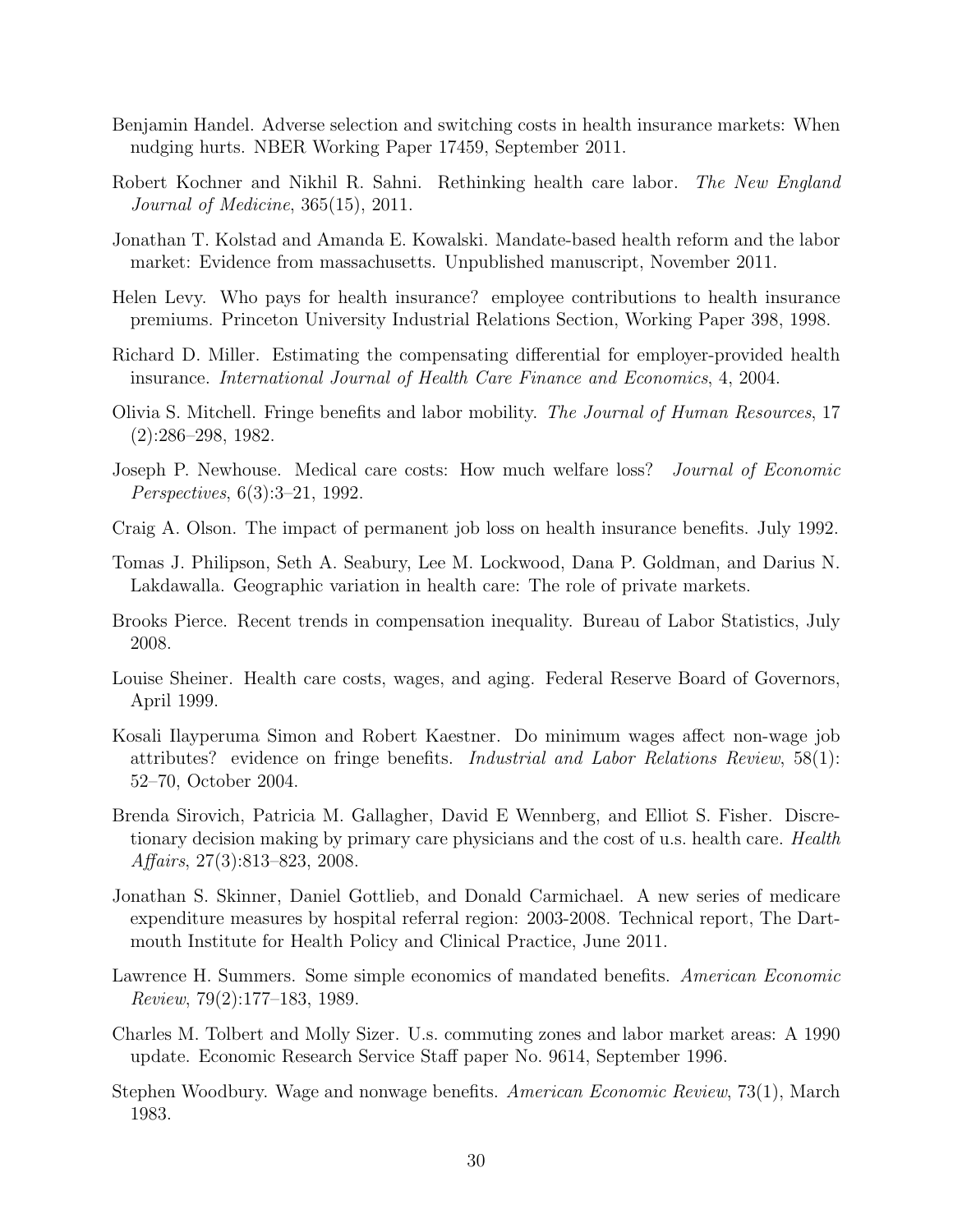Benjamin Handel. Adverse selection and switching costs in health insurance markets: When nudging hurts. NBER Working Paper 17459, September 2011.

Robert Kochner and Nikhil R. Sahni. Rethinking health care labor. *The New England Journal of Medicine*, 365(15), 2011.

Jonathan T. Kolstad and Amanda E. Kowalski. Mandate-based health reform and the labor market: Evidence from massachusetts. Unpublished manuscript, November 2011.

Helen Levy. Who pays for health insurance? employee contributions to health insurance premiums. Princeton University Industrial Relations Section, Working Paper 398, 1998.

Richard D. Miller. Estimating the compensating differential for employer-provided health insurance. *International Journal of Health Care Finance and Economics*, 4, 2004.

Olivia S. Mitchell. Fringe benefits and labor mobility. *The Journal of Human Resources*, 17 (2):286–298, 1982.

Joseph P. Newhouse. Medical care costs: How much welfare loss? *Journal of Economic Perspectives*, 6(3):3–21, 1992.

Craig A. Olson. The impact of permanent job loss on health insurance benefits. July 1992.

Tomas J. Philipson, Seth A. Seabury, Lee M. Lockwood, Dana P. Goldman, and Darius N. Lakdawalla. Geographic variation in health care: The role of private markets.

Brooks Pierce. Recent trends in compensation inequality. Bureau of Labor Statistics, July 2008.

Louise Sheiner. Health care costs, wages, and aging. Federal Reserve Board of Governors, April 1999.

Kosali Ilayperuma Simon and Robert Kaestner. Do minimum wages affect non-wage job attributes? evidence on fringe benefits. *Industrial and Labor Relations Review*, 58(1): 52–70, October 2004.

Brenda Sirovich, Patricia M. Gallagher, David E Wennberg, and Elliot S. Fisher. Discretionary decision making by primary care physicians and the cost of u.s. health care. *Health Affairs*, 27(3):813–823, 2008.

Jonathan S. Skinner, Daniel Gottlieb, and Donald Carmichael. A new series of medicare expenditure measures by hospital referral region: 2003-2008. Technical report, The Dartmouth Institute for Health Policy and Clinical Practice, June 2011.

Lawrence H. Summers. Some simple economics of mandated benefits. *American Economic Review*, 79(2):177–183, 1989.

Charles M. Tolbert and Molly Sizer. U.s. commuting zones and labor market areas: A 1990 update. Economic Research Service Staff paper No. 9614, September 1996.

Stephen Woodbury. Wage and nonwage benefits. *American Economic Review*, 73(1), March 1983.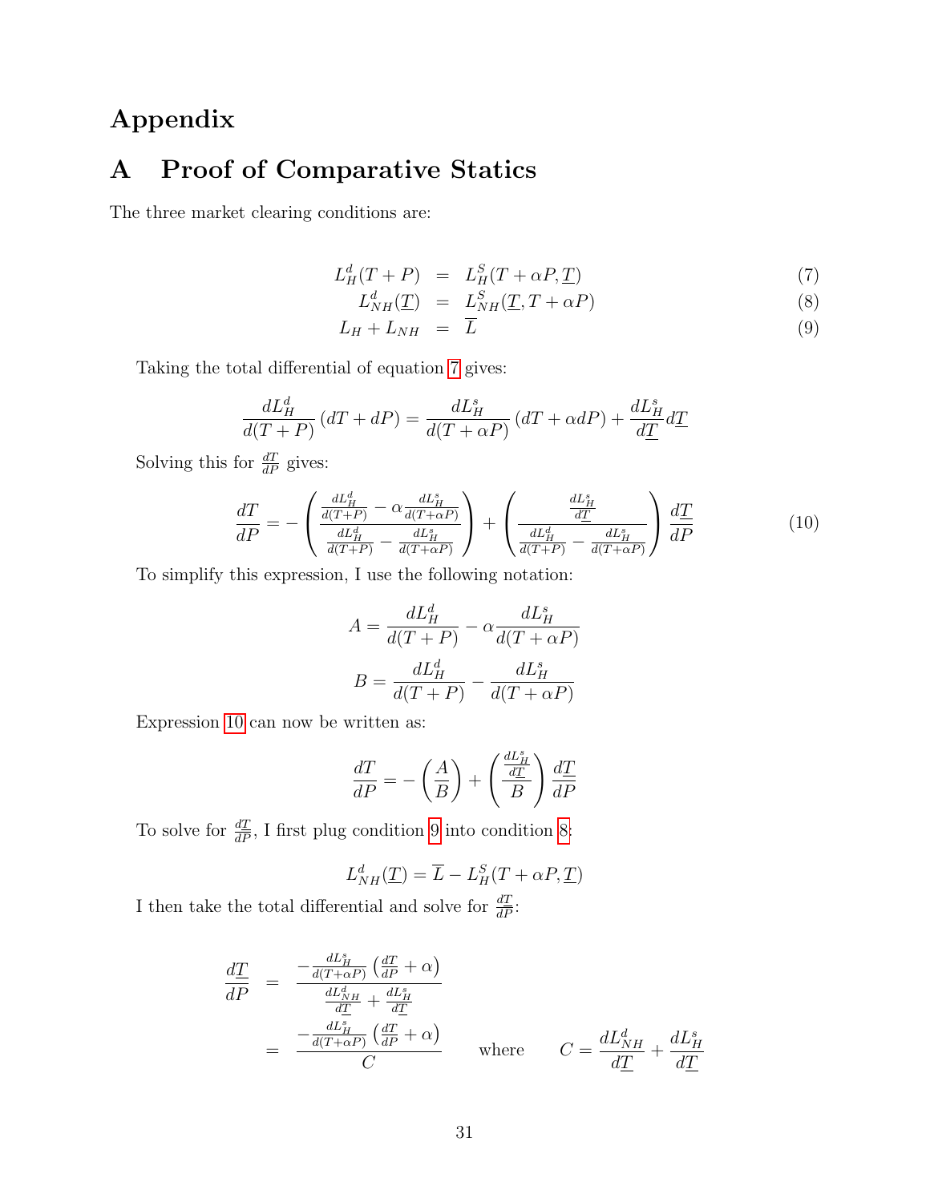# Appendix

## A Proof of Comparative Statics

The three market clearing conditions are:

$$
\begin{aligned}
L_H^d(T+P) &= L_H^S(T+\alpha P, \underline{T}) && (7)\\
L_{NH}^d(\underline{T}) &= L_{NH}^S(\underline{T}, T+\alpha P) && (8)\\
L_H + L_{NH} &= \overline{L} && (9)
\end{aligned}
$$

Taking the total differential of equation 7 gives:

$$
\frac{dL_H^d}{d(T+P)}(dT+dP) = \frac{dL_H^s}{d(T+\alpha P)}(dT+\alpha dP) + \frac{dL_H^s}{d\underline{T}}d\underline{T}
$$

Solving this for $\frac{dT}{dP}$ gives:

$$
\frac{dT}{dP} = -\left(\frac{\frac{dL_H^d}{d(T+P)} - \alpha\frac{dL_H^s}{d(T+\alpha P)}}{\frac{dL_H^d}{d(T+P)} - \frac{dL_H^s}{d(T+\alpha P)}}\right) + \left(\frac{\frac{dL_H^s}{d\underline{T}}}{\frac{dL_H^d}{d(T+P)} - \frac{dL_H^s}{d(T+\alpha P)}}\right)\frac{d\underline{T}}{dP} \qquad (10)
$$

To simplify this expression, I use the following notation:

$$
A = \frac{dL_H^d}{d(T+P)} - \alpha\frac{dL_H^s}{d(T+\alpha P)}
$$

$$
B = \frac{dL_H^d}{d(T+P)} - \frac{dL_H^s}{d(T+\alpha P)}
$$

Expression 10 can now be written as:

$$
\frac{dT}{dP} = -\left(\frac{A}{B}\right) + \left(\frac{\frac{dL_H^s}{d\underline{T}}}{B}\right)\frac{d\underline{T}}{dP}
$$

To solve for $\frac{d\underline{T}}{dP}$, I first plug condition 9 into condition 8:

$$
L_{NH}^d(\underline{T}) = \overline{L} - L_H^S(T+\alpha P, \underline{T})
$$

I then take the total differential and solve for $\frac{d\underline{T}}{dP}$:

$$
\begin{aligned}
\frac{d\underline{T}}{dP} &= \frac{-\frac{dL_H^s}{d(T+\alpha P)}\left(\frac{dT}{dP}+\alpha\right)}{\frac{dL_{NH}^d}{d\underline{T}} + \frac{dL_H^s}{d\underline{T}}}\\
&= \frac{-\frac{dL_H^s}{d(T+\alpha P)}\left(\frac{dT}{dP}+\alpha\right)}{C} \qquad \text{where} \qquad C = \frac{dL_{NH}^d}{d\underline{T}} + \frac{dL_H^s}{d\underline{T}}
\end{aligned}
$$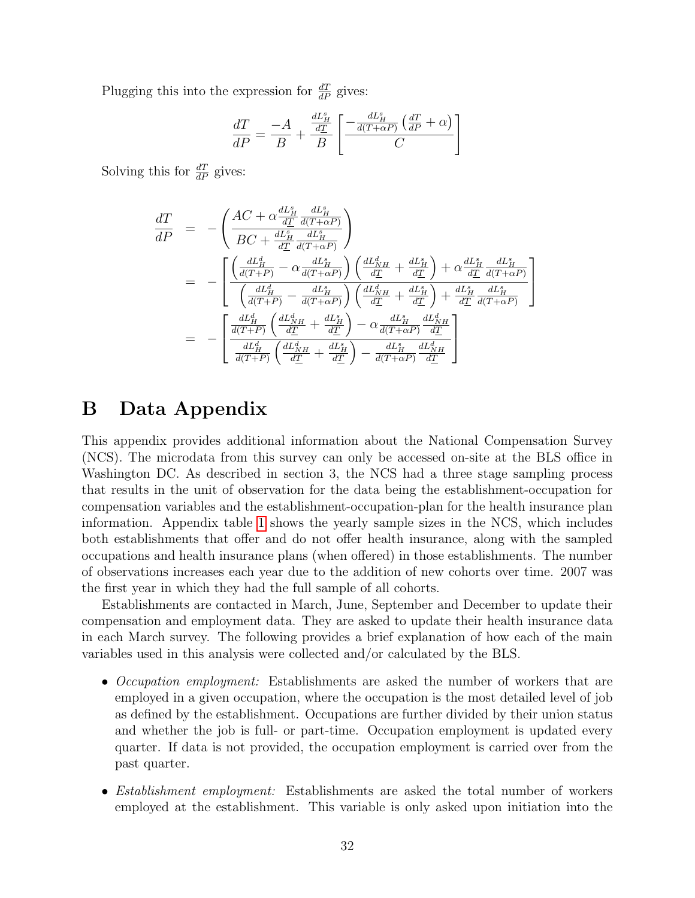Plugging this into the expression for $\frac{dT}{dP}$ gives:

$$\frac{dT}{dP} = \frac{-A}{B} + \frac{\frac{dL^s_H}{d\underline{T}}}{B}\left[\frac{-\frac{dL^s_H}{d(T+\alpha P)}\left(\frac{dT}{dP}+\alpha\right)}{C}\right]$$

Solving this for $\frac{dT}{dP}$ gives:

$$\begin{aligned}
\frac{dT}{dP} &= -\left(\frac{AC + \alpha \frac{dL^s_H}{d\underline{T}}\frac{dL^s_H}{d(T+\alpha P)}}{BC + \frac{dL^s_H}{d\underline{T}}\frac{dL^s_H}{d(T+\alpha P)}}\right) \\
&= -\left[\frac{\left(\frac{dL^d_H}{d(T+P)} - \alpha\frac{dL^s_H}{d(T+\alpha P)}\right)\left(\frac{dL^d_{NH}}{d\underline{T}} + \frac{dL^s_H}{d\underline{T}}\right) + \alpha\frac{dL^s_H}{d\underline{T}}\frac{dL^s_H}{d(T+\alpha P)}}{\left(\frac{dL^d_H}{d(T+P)} - \frac{dL^s_H}{d(T+\alpha P)}\right)\left(\frac{dL^d_{NH}}{d\underline{T}} + \frac{dL^s_H}{d\underline{T}}\right) + \frac{dL^s_H}{d\underline{T}}\frac{dL^s_H}{d(T+\alpha P)}}\right] \\
&= -\left[\frac{\frac{dL^d_H}{d(T+P)}\left(\frac{dL^d_{NH}}{d\underline{T}} + \frac{dL^s_H}{d\underline{T}}\right) - \alpha\frac{dL^s_H}{d(T+\alpha P)}\frac{dL^d_{NH}}{d\underline{T}}}{\frac{dL^d_H}{d(T+P)}\left(\frac{dL^d_{NH}}{d\underline{T}} + \frac{dL^s_H}{d\underline{T}}\right) - \frac{dL^s_H}{d(T+\alpha P)}\frac{dL^d_{NH}}{d\underline{T}}}\right]
\end{aligned}$$

# B Data Appendix

This appendix provides additional information about the National Compensation Survey (NCS). The microdata from this survey can only be accessed on-site at the BLS office in Washington DC. As described in section 3, the NCS had a three stage sampling process that results in the unit of observation for the data being the establishment-occupation for compensation variables and the establishment-occupation-plan for the health insurance plan information. Appendix table 1 shows the yearly sample sizes in the NCS, which includes both establishments that offer and do not offer health insurance, along with the sampled occupations and health insurance plans (when offered) in those establishments. The number of observations increases each year due to the addition of new cohorts over time. 2007 was the first year in which they had the full sample of all cohorts.

Establishments are contacted in March, June, September and December to update their compensation and employment data. They are asked to update their health insurance data in each March survey. The following provides a brief explanation of how each of the main variables used in this analysis were collected and/or calculated by the BLS.

- *Occupation employment:* Establishments are asked the number of workers that are employed in a given occupation, where the occupation is the most detailed level of job as defined by the establishment. Occupations are further divided by their union status and whether the job is full- or part-time. Occupation employment is updated every quarter. If data is not provided, the occupation employment is carried over from the past quarter.
- *Establishment employment:* Establishments are asked the total number of workers employed at the establishment. This variable is only asked upon initiation into the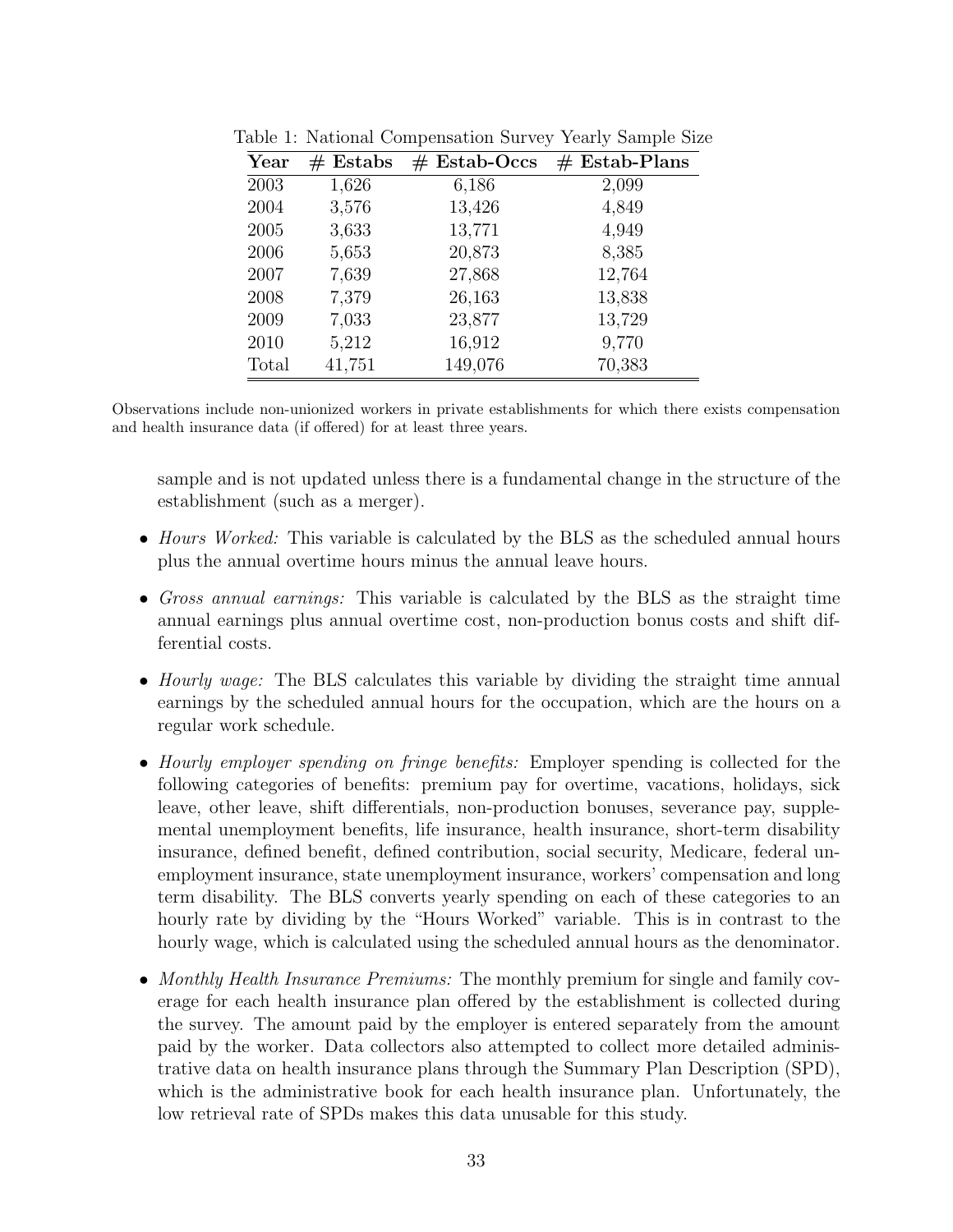Table 1: National Compensation Survey Yearly Sample Size

| Year | # Estabs | # Estab-Occs | # Estab-Plans |
|---|---|---|---|
| 2003 | 1,626 | 6,186 | 2,099 |
| 2004 | 3,576 | 13,426 | 4,849 |
| 2005 | 3,633 | 13,771 | 4,949 |
| 2006 | 5,653 | 20,873 | 8,385 |
| 2007 | 7,639 | 27,868 | 12,764 |
| 2008 | 7,379 | 26,163 | 13,838 |
| 2009 | 7,033 | 23,877 | 13,729 |
| 2010 | 5,212 | 16,912 | 9,770 |
| Total | 41,751 | 149,076 | 70,383 |

Observations include non-unionized workers in private establishments for which there exists compensation and health insurance data (if offered) for at least three years.

sample and is not updated unless there is a fundamental change in the structure of the establishment (such as a merger).

- *Hours Worked:* This variable is calculated by the BLS as the scheduled annual hours plus the annual overtime hours minus the annual leave hours.
- *Gross annual earnings:* This variable is calculated by the BLS as the straight time annual earnings plus annual overtime cost, non-production bonus costs and shift differential costs.
- *Hourly wage:* The BLS calculates this variable by dividing the straight time annual earnings by the scheduled annual hours for the occupation, which are the hours on a regular work schedule.
- *Hourly employer spending on fringe benefits:* Employer spending is collected for the following categories of benefits: premium pay for overtime, vacations, holidays, sick leave, other leave, shift differentials, non-production bonuses, severance pay, supplemental unemployment benefits, life insurance, health insurance, short-term disability insurance, defined benefit, defined contribution, social security, Medicare, federal unemployment insurance, state unemployment insurance, workers' compensation and long term disability. The BLS converts yearly spending on each of these categories to an hourly rate by dividing by the "Hours Worked" variable. This is in contrast to the hourly wage, which is calculated using the scheduled annual hours as the denominator.
- *Monthly Health Insurance Premiums:* The monthly premium for single and family coverage for each health insurance plan offered by the establishment is collected during the survey. The amount paid by the employer is entered separately from the amount paid by the worker. Data collectors also attempted to collect more detailed administrative data on health insurance plans through the Summary Plan Description (SPD), which is the administrative book for each health insurance plan. Unfortunately, the low retrieval rate of SPDs makes this data unusable for this study.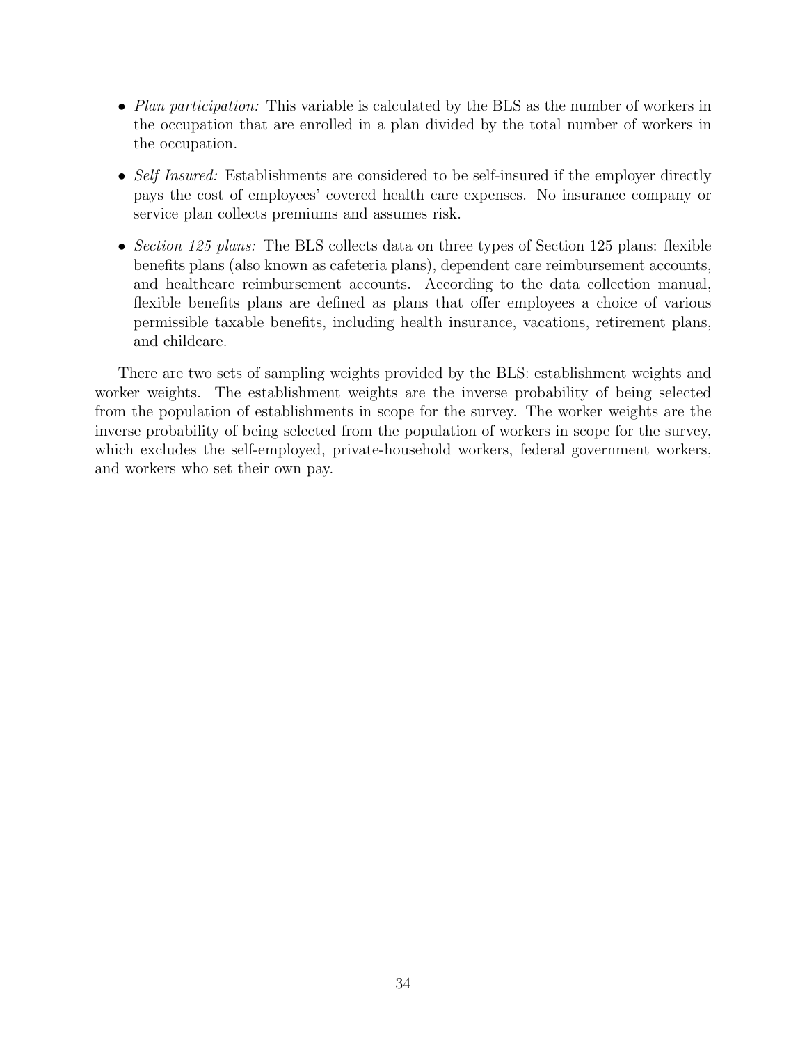- *Plan participation:* This variable is calculated by the BLS as the number of workers in the occupation that are enrolled in a plan divided by the total number of workers in the occupation.
- *Self Insured:* Establishments are considered to be self-insured if the employer directly pays the cost of employees' covered health care expenses. No insurance company or service plan collects premiums and assumes risk.
- *Section 125 plans:* The BLS collects data on three types of Section 125 plans: flexible benefits plans (also known as cafeteria plans), dependent care reimbursement accounts, and healthcare reimbursement accounts. According to the data collection manual, flexible benefits plans are defined as plans that offer employees a choice of various permissible taxable benefits, including health insurance, vacations, retirement plans, and childcare.

There are two sets of sampling weights provided by the BLS: establishment weights and worker weights. The establishment weights are the inverse probability of being selected from the population of establishments in scope for the survey. The worker weights are the inverse probability of being selected from the population of workers in scope for the survey, which excludes the self-employed, private-household workers, federal government workers, and workers who set their own pay.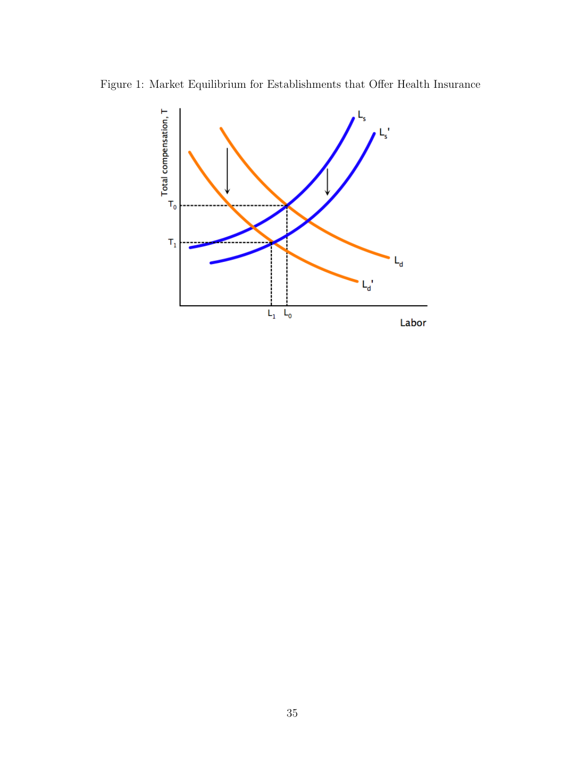Figure 1: Market Equilibrium for Establishments that Offer Health Insurance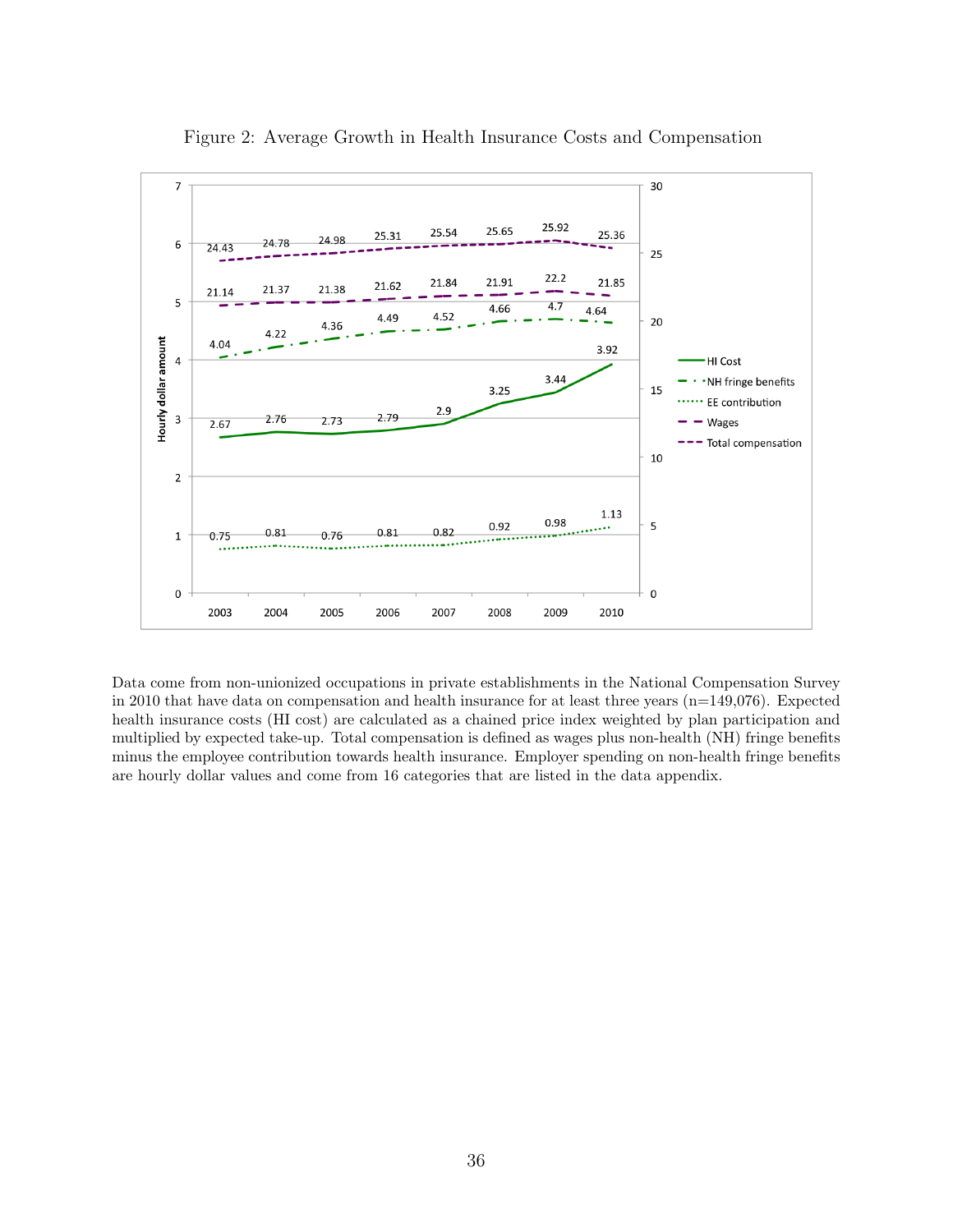Figure 2: Average Growth in Health Insurance Costs and Compensation

Data come from non-unionized occupations in private establishments in the National Compensation Survey in 2010 that have data on compensation and health insurance for at least three years (n=149,076). Expected health insurance costs (HI cost) are calculated as a chained price index weighted by plan participation and multiplied by expected take-up. Total compensation is defined as wages plus non-health (NH) fringe benefits minus the employee contribution towards health insurance. Employer spending on non-health fringe benefits are hourly dollar values and come from 16 categories that are listed in the data appendix.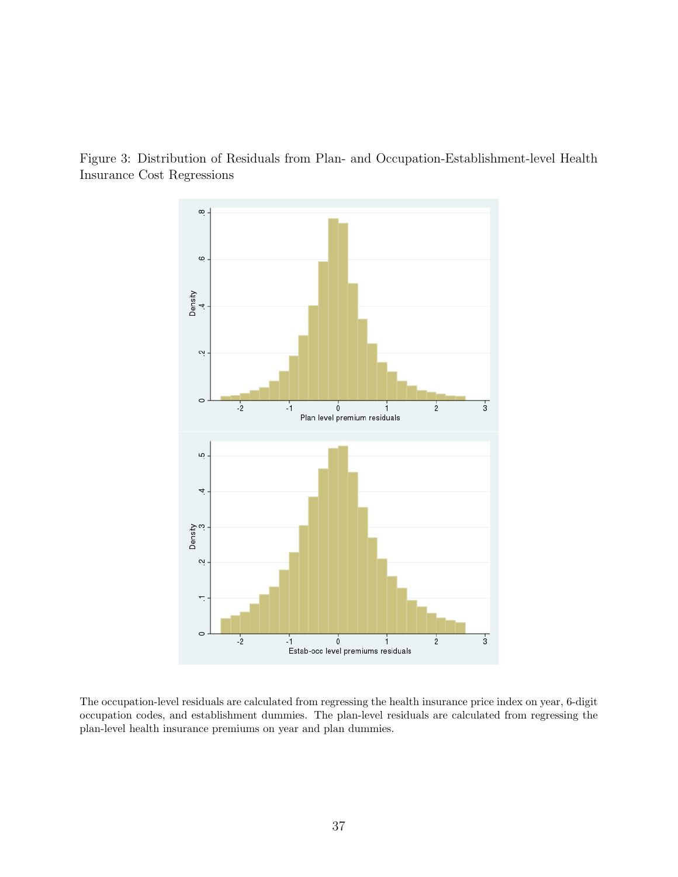Figure 3: Distribution of Residuals from Plan- and Occupation-Establishment-level Health Insurance Cost Regressions

The occupation-level residuals are calculated from regressing the health insurance price index on year, 6-digit occupation codes, and establishment dummies. The plan-level residuals are calculated from regressing the plan-level health insurance premiums on year and plan dummies.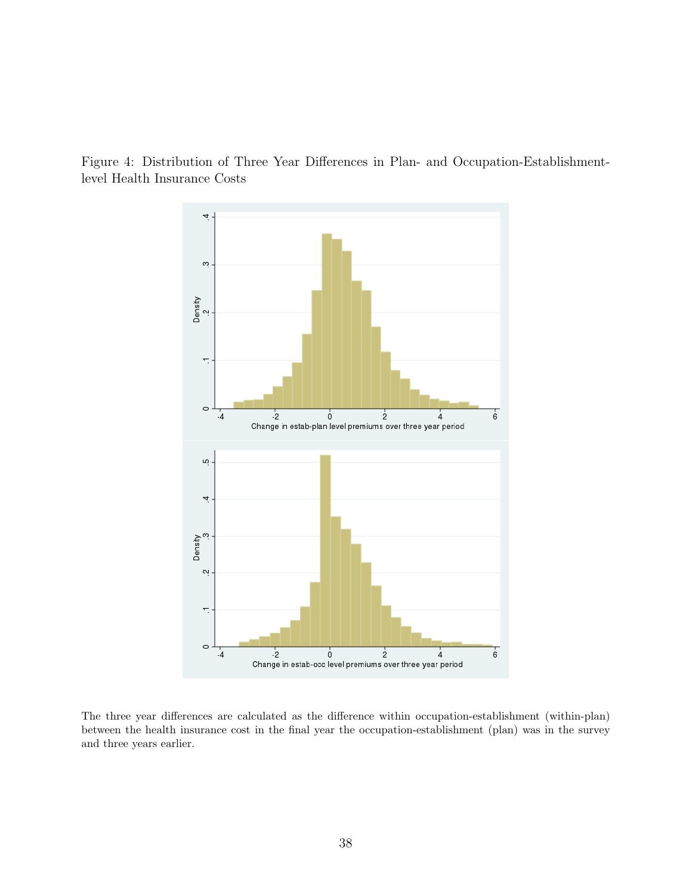Figure 4: Distribution of Three Year Differences in Plan- and Occupation-Establishment-level Health Insurance Costs

The three year differences are calculated as the difference within occupation-establishment (within-plan) between the health insurance cost in the final year the occupation-establishment (plan) was in the survey and three years earlier.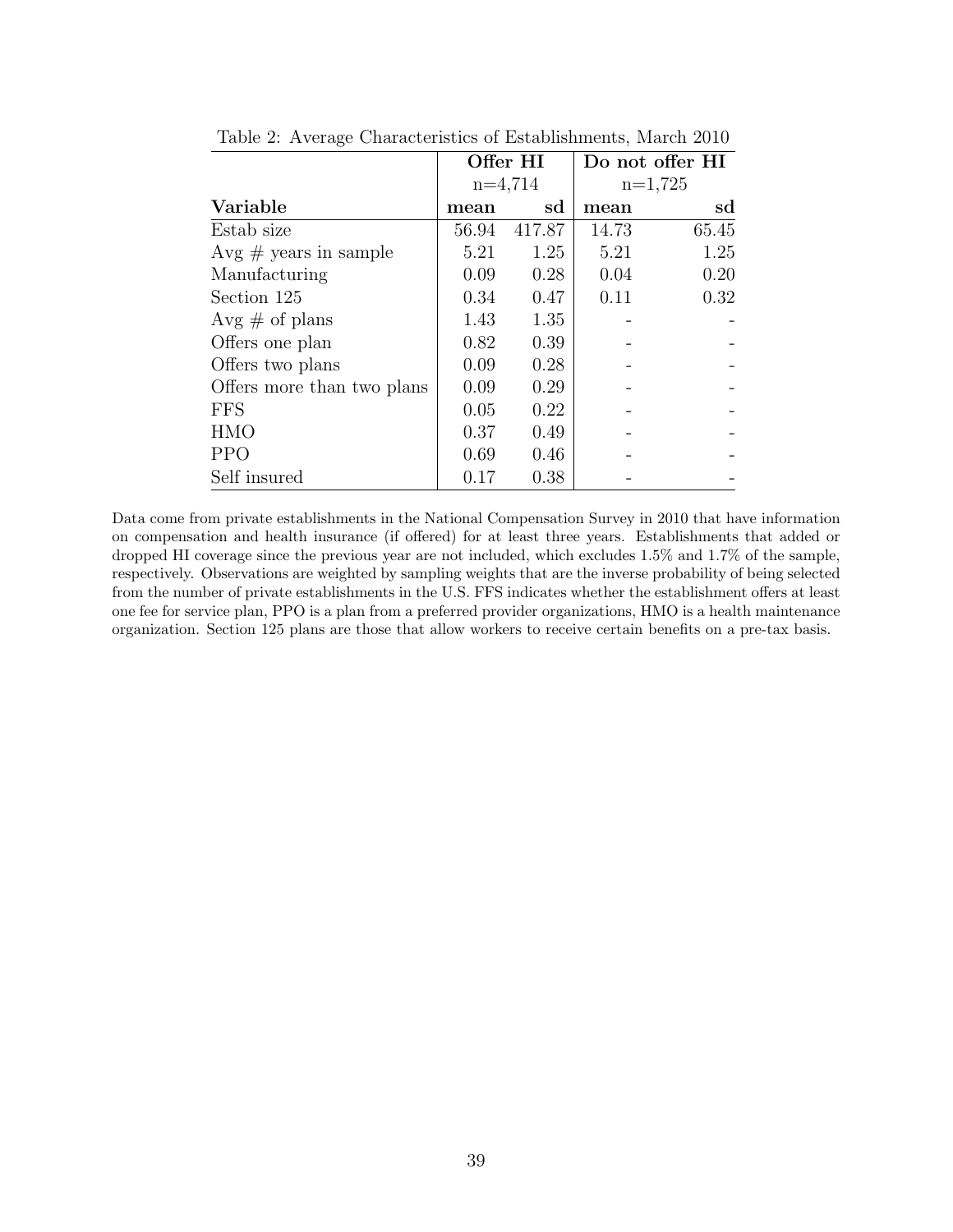Table 2: Average Characteristics of Establishments, March 2010

| | Offer HI | | Do not offer HI | |
|---|---|---|---|---|
| | n=4,714 | | n=1,725 | |
| **Variable** | **mean** | **sd** | **mean** | **sd** |
| Estab size | 56.94 | 417.87 | 14.73 | 65.45 |
| Avg # years in sample | 5.21 | 1.25 | 5.21 | 1.25 |
| Manufacturing | 0.09 | 0.28 | 0.04 | 0.20 |
| Section 125 | 0.34 | 0.47 | 0.11 | 0.32 |
| Avg # of plans | 1.43 | 1.35 | - | - |
| Offers one plan | 0.82 | 0.39 | - | - |
| Offers two plans | 0.09 | 0.28 | - | - |
| Offers more than two plans | 0.09 | 0.29 | - | - |
| FFS | 0.05 | 0.22 | - | - |
| HMO | 0.37 | 0.49 | - | - |
| PPO | 0.69 | 0.46 | - | - |
| Self insured | 0.17 | 0.38 | - | - |

Data come from private establishments in the National Compensation Survey in 2010 that have information on compensation and health insurance (if offered) for at least three years. Establishments that added or dropped HI coverage since the previous year are not included, which excludes 1.5% and 1.7% of the sample, respectively. Observations are weighted by sampling weights that are the inverse probability of being selected from the number of private establishments in the U.S. FFS indicates whether the establishment offers at least one fee for service plan, PPO is a plan from a preferred provider organizations, HMO is a health maintenance organization. Section 125 plans are those that allow workers to receive certain benefits on a pre-tax basis.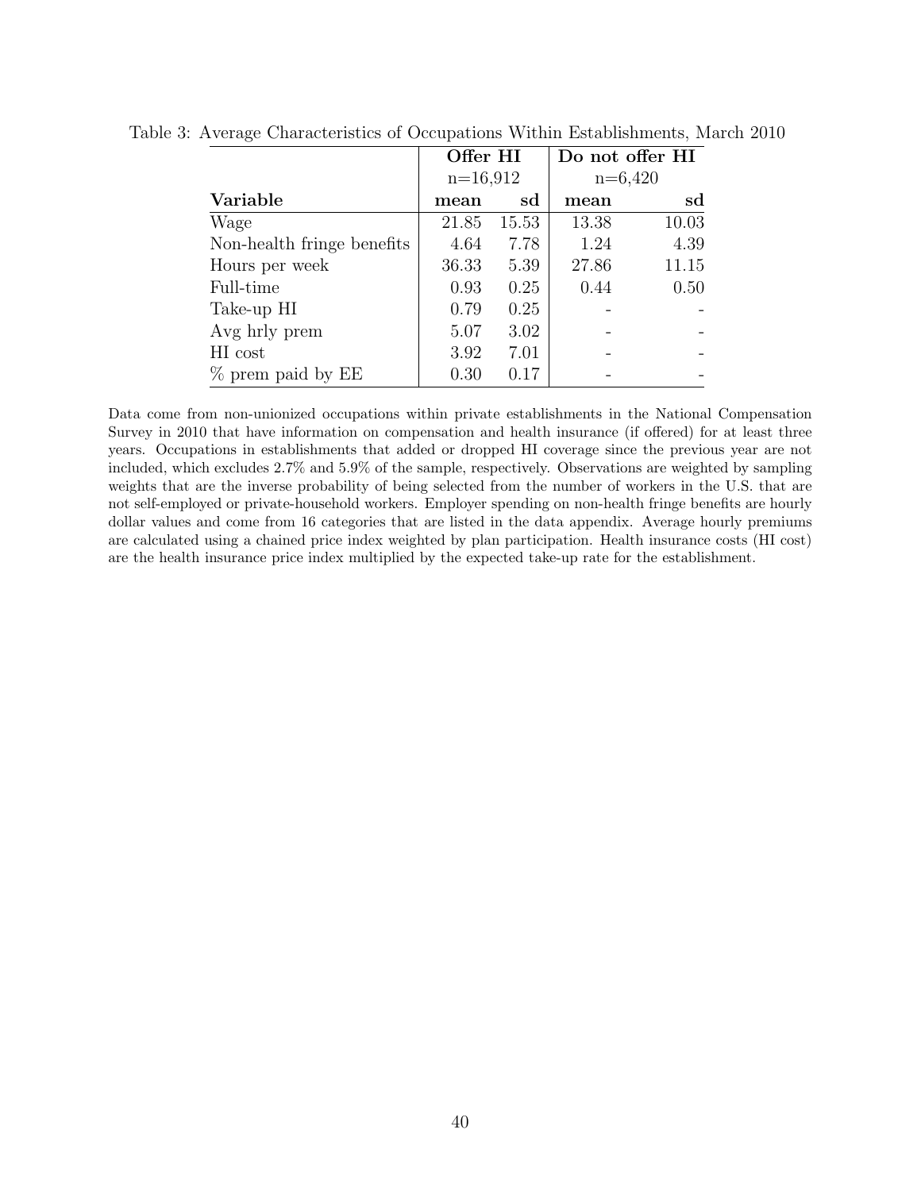Table 3: Average Characteristics of Occupations Within Establishments, March 2010

| | **Offer HI** | | **Do not offer HI** | |
|---|---|---|---|---|
| | n=16,912 | | n=6,420 | |
| **Variable** | **mean** | **sd** | **mean** | **sd** |
| Wage | 21.85 | 15.53 | 13.38 | 10.03 |
| Non-health fringe benefits | 4.64 | 7.78 | 1.24 | 4.39 |
| Hours per week | 36.33 | 5.39 | 27.86 | 11.15 |
| Full-time | 0.93 | 0.25 | 0.44 | 0.50 |
| Take-up HI | 0.79 | 0.25 | - | - |
| Avg hrly prem | 5.07 | 3.02 | - | - |
| HI cost | 3.92 | 7.01 | - | - |
| % prem paid by EE | 0.30 | 0.17 | - | - |

Data come from non-unionized occupations within private establishments in the National Compensation Survey in 2010 that have information on compensation and health insurance (if offered) for at least three years. Occupations in establishments that added or dropped HI coverage since the previous year are not included, which excludes 2.7% and 5.9% of the sample, respectively. Observations are weighted by sampling weights that are the inverse probability of being selected from the number of workers in the U.S. that are not self-employed or private-household workers. Employer spending on non-health fringe benefits are hourly dollar values and come from 16 categories that are listed in the data appendix. Average hourly premiums are calculated using a chained price index weighted by plan participation. Health insurance costs (HI cost) are the health insurance price index multiplied by the expected take-up rate for the establishment.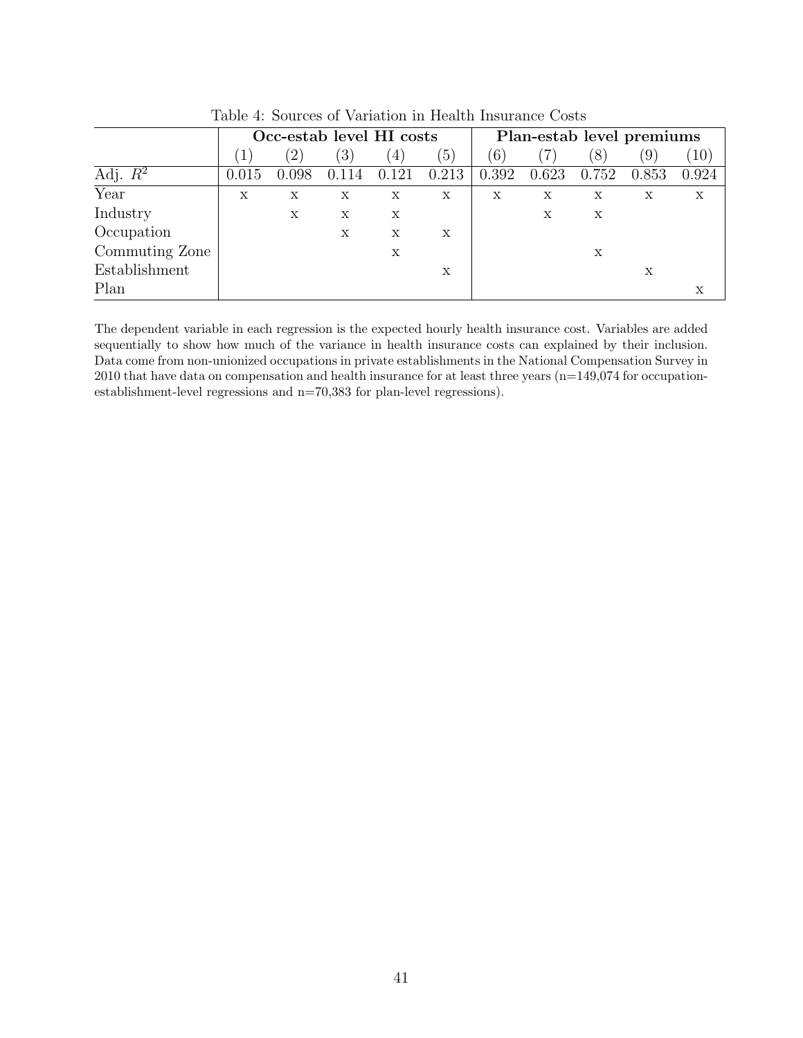Table 4: Sources of Variation in Health Insurance Costs

| | **Occ-estab level HI costs** | | | | | **Plan-estab level premiums** | | | | |
|---|---|---|---|---|---|---|---|---|---|---|
| | (1) | (2) | (3) | (4) | (5) | (6) | (7) | (8) | (9) | (10) |
| Adj. $R^2$ | 0.015 | 0.098 | 0.114 | 0.121 | 0.213 | 0.392 | 0.623 | 0.752 | 0.853 | 0.924 |
| Year | x | x | x | x | x | x | x | x | x | x |
| Industry | | x | x | x | | | x | x | | |
| Occupation | | | x | x | x | | | | | |
| Commuting Zone | | | | x | | | | x | | |
| Establishment | | | | | x | | | | x | |
| Plan | | | | | | | | | | x |

The dependent variable in each regression is the expected hourly health insurance cost. Variables are added sequentially to show how much of the variance in health insurance costs can explained by their inclusion. Data come from non-unionized occupations in private establishments in the National Compensation Survey in 2010 that have data on compensation and health insurance for at least three years (n=149,074 for occupation-establishment-level regressions and n=70,383 for plan-level regressions).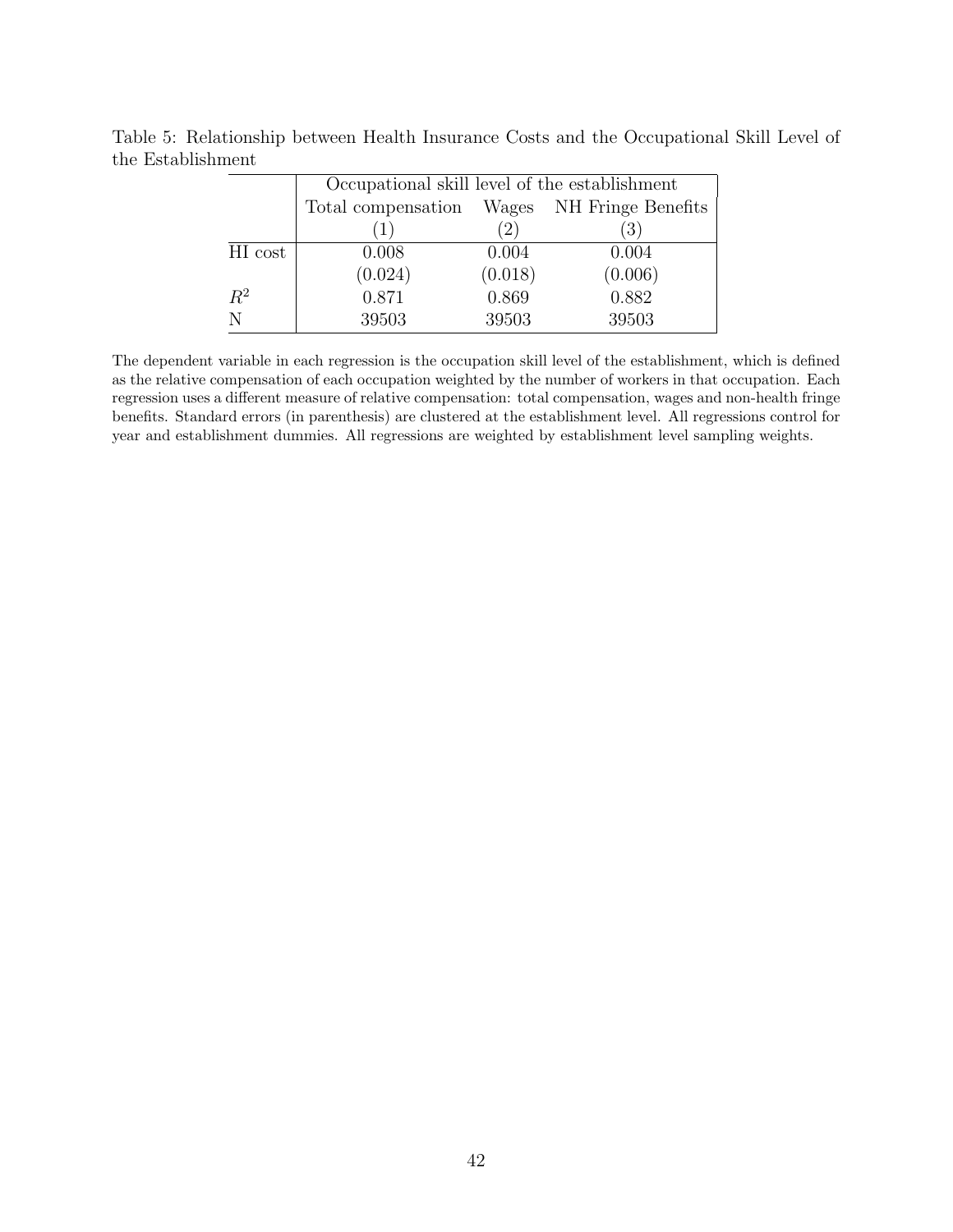Table 5: Relationship between Health Insurance Costs and the Occupational Skill Level of the Establishment

| | Occupational skill level of the establishment | | |
|---|---|---|---|
| | Total compensation | Wages | NH Fringe Benefits |
| | (1) | (2) | (3) |
| HI cost | 0.008 | 0.004 | 0.004 |
| | (0.024) | (0.018) | (0.006) |
| $R^2$ | 0.871 | 0.869 | 0.882 |
| N | 39503 | 39503 | 39503 |

The dependent variable in each regression is the occupation skill level of the establishment, which is defined as the relative compensation of each occupation weighted by the number of workers in that occupation. Each regression uses a different measure of relative compensation: total compensation, wages and non-health fringe benefits. Standard errors (in parenthesis) are clustered at the establishment level. All regressions control for year and establishment dummies. All regressions are weighted by establishment level sampling weights.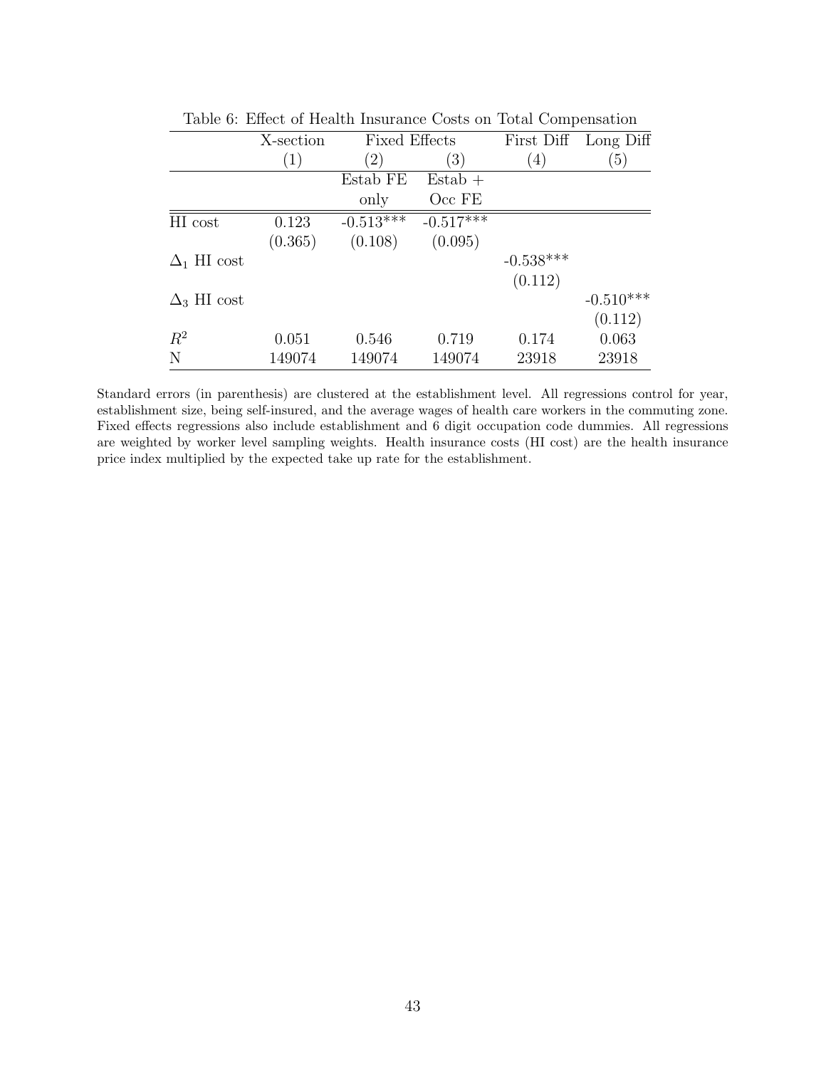Table 6: Effect of Health Insurance Costs on Total Compensation

| | X-section | Fixed Effects | | First Diff | Long Diff |
|---|---|---|---|---|---|
| | (1) | (2) | (3) | (4) | (5) |
| | | Estab FE only | Estab + Occ FE | | |
| HI cost | 0.123 | -0.513*** | -0.517*** | | |
| | (0.365) | (0.108) | (0.095) | | |
| $\Delta_1$ HI cost | | | | -0.538*** | |
| | | | | (0.112) | |
| $\Delta_3$ HI cost | | | | | -0.510*** |
| | | | | | (0.112) |
| $R^2$ | 0.051 | 0.546 | 0.719 | 0.174 | 0.063 |
| N | 149074 | 149074 | 149074 | 23918 | 23918 |

Standard errors (in parenthesis) are clustered at the establishment level. All regressions control for year, establishment size, being self-insured, and the average wages of health care workers in the commuting zone. Fixed effects regressions also include establishment and 6 digit occupation code dummies. All regressions are weighted by worker level sampling weights. Health insurance costs (HI cost) are the health insurance price index multiplied by the expected take up rate for the establishment.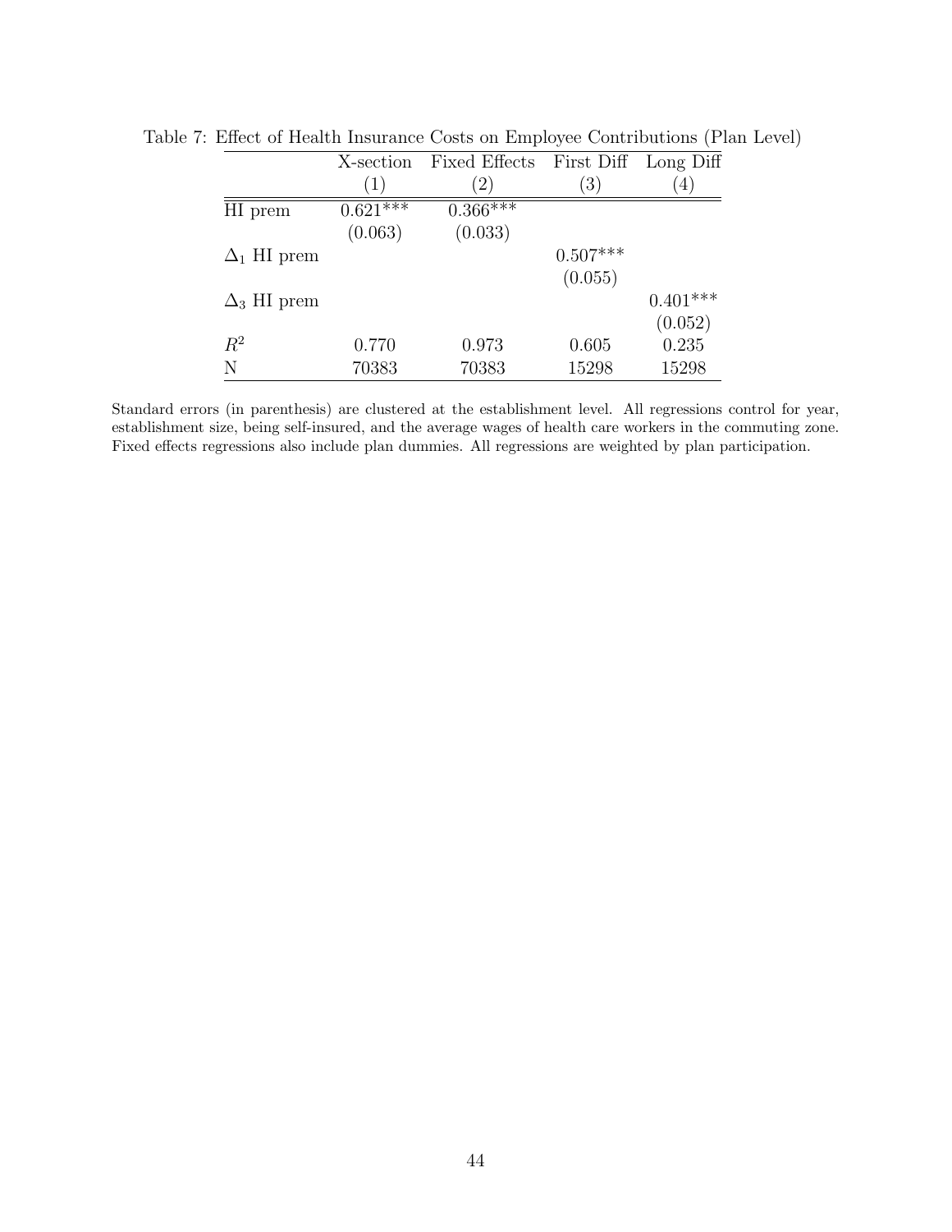Table 7: Effect of Health Insurance Costs on Employee Contributions (Plan Level)

| | X-section | Fixed Effects | First Diff | Long Diff |
|---|---|---|---|---|
| | (1) | (2) | (3) | (4) |
| HI prem | 0.621*** | 0.366*** | | |
| | (0.063) | (0.033) | | |
| $\Delta_1$ HI prem | | | 0.507*** | |
| | | | (0.055) | |
| $\Delta_3$ HI prem | | | | 0.401*** |
| | | | | (0.052) |
| $R^2$ | 0.770 | 0.973 | 0.605 | 0.235 |
| N | 70383 | 70383 | 15298 | 15298 |

Standard errors (in parenthesis) are clustered at the establishment level. All regressions control for year, establishment size, being self-insured, and the average wages of health care workers in the commuting zone. Fixed effects regressions also include plan dummies. All regressions are weighted by plan participation.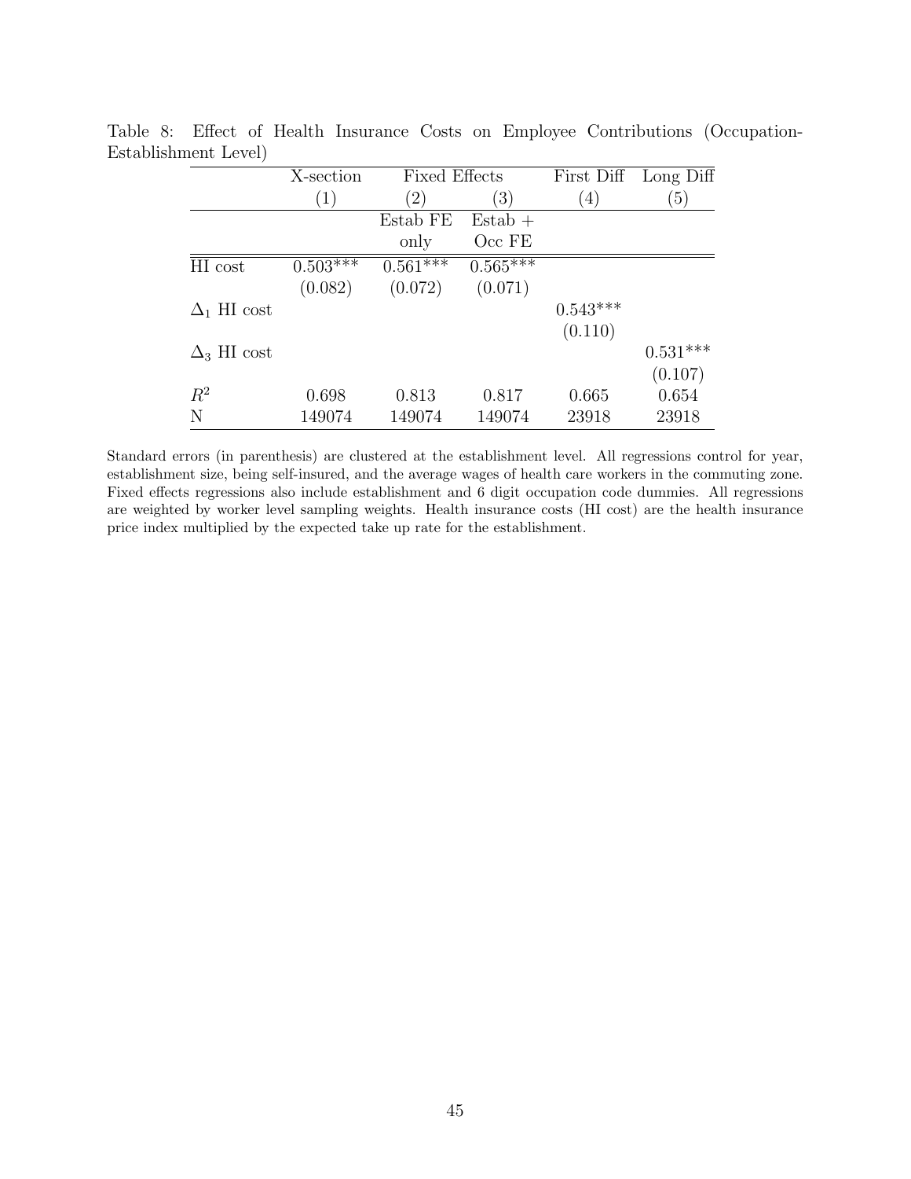Table 8: Effect of Health Insurance Costs on Employee Contributions (Occupation-Establishment Level)

| | X-section | Fixed Effects | | First Diff | Long Diff |
|---|---|---|---|---|---|
| | (1) | (2) | (3) | (4) | (5) |
| | | Estab FE only | Estab + Occ FE | | |
| HI cost | 0.503*** | 0.561*** | 0.565*** | | |
| | (0.082) | (0.072) | (0.071) | | |
| $\Delta_1$ HI cost | | | | 0.543*** | |
| | | | | (0.110) | |
| $\Delta_3$ HI cost | | | | | 0.531*** |
| | | | | | (0.107) |
| $R^2$ | 0.698 | 0.813 | 0.817 | 0.665 | 0.654 |
| N | 149074 | 149074 | 149074 | 23918 | 23918 |

Standard errors (in parenthesis) are clustered at the establishment level. All regressions control for year, establishment size, being self-insured, and the average wages of health care workers in the commuting zone. Fixed effects regressions also include establishment and 6 digit occupation code dummies. All regressions are weighted by worker level sampling weights. Health insurance costs (HI cost) are the health insurance price index multiplied by the expected take up rate for the establishment.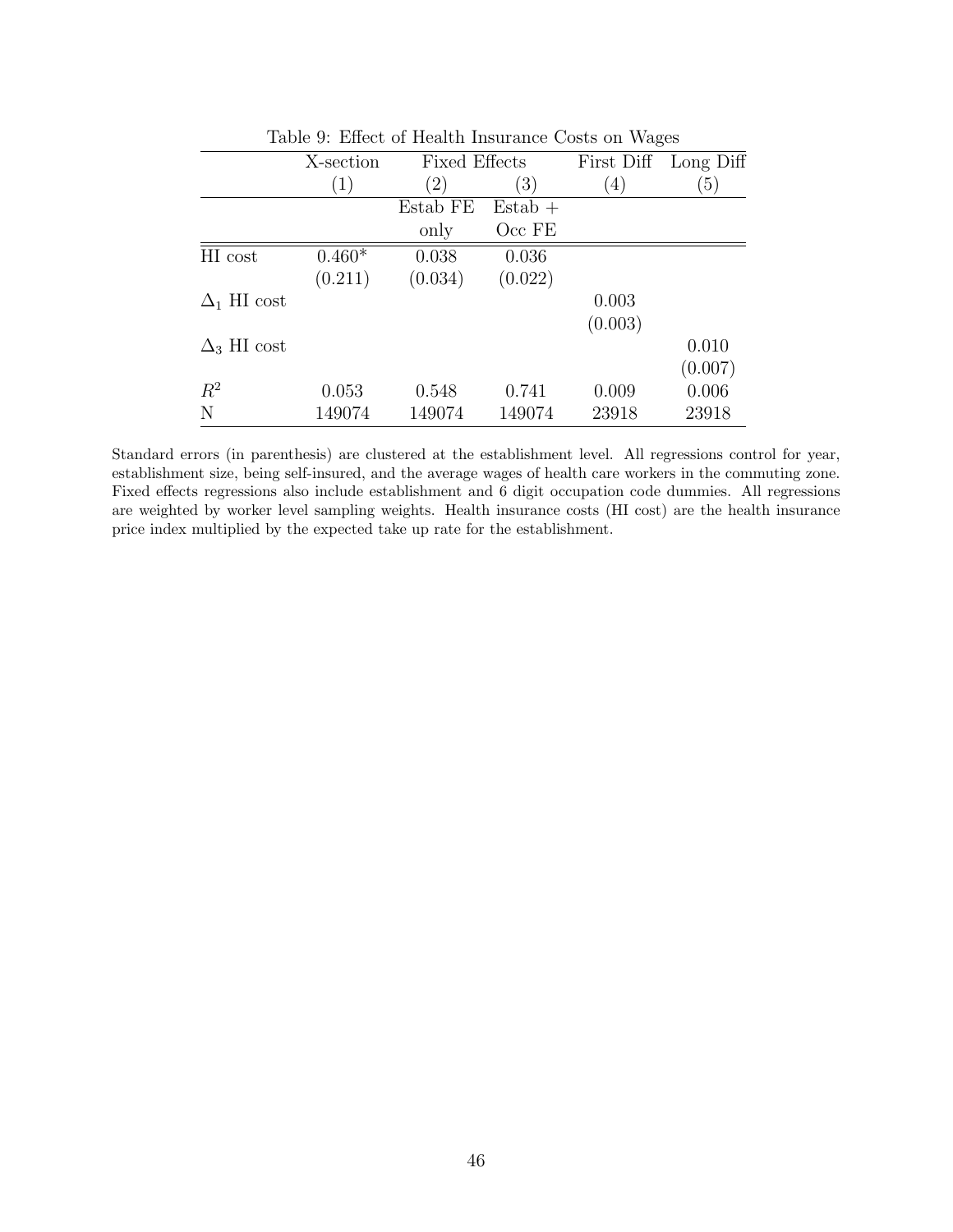Table 9: Effect of Health Insurance Costs on Wages

| | X-section | Fixed Effects | | First Diff | Long Diff |
|---|---|---|---|---|---|
| | (1) | (2) | (3) | (4) | (5) |
| | | Estab FE only | Estab + Occ FE | | |
| HI cost | 0.460* | 0.038 | 0.036 | | |
| | (0.211) | (0.034) | (0.022) | | |
| $\Delta_1$ HI cost | | | | 0.003 | |
| | | | | (0.003) | |
| $\Delta_3$ HI cost | | | | | 0.010 |
| | | | | | (0.007) |
| $R^2$ | 0.053 | 0.548 | 0.741 | 0.009 | 0.006 |
| N | 149074 | 149074 | 149074 | 23918 | 23918 |

Standard errors (in parenthesis) are clustered at the establishment level. All regressions control for year, establishment size, being self-insured, and the average wages of health care workers in the commuting zone. Fixed effects regressions also include establishment and 6 digit occupation code dummies. All regressions are weighted by worker level sampling weights. Health insurance costs (HI cost) are the health insurance price index multiplied by the expected take up rate for the establishment.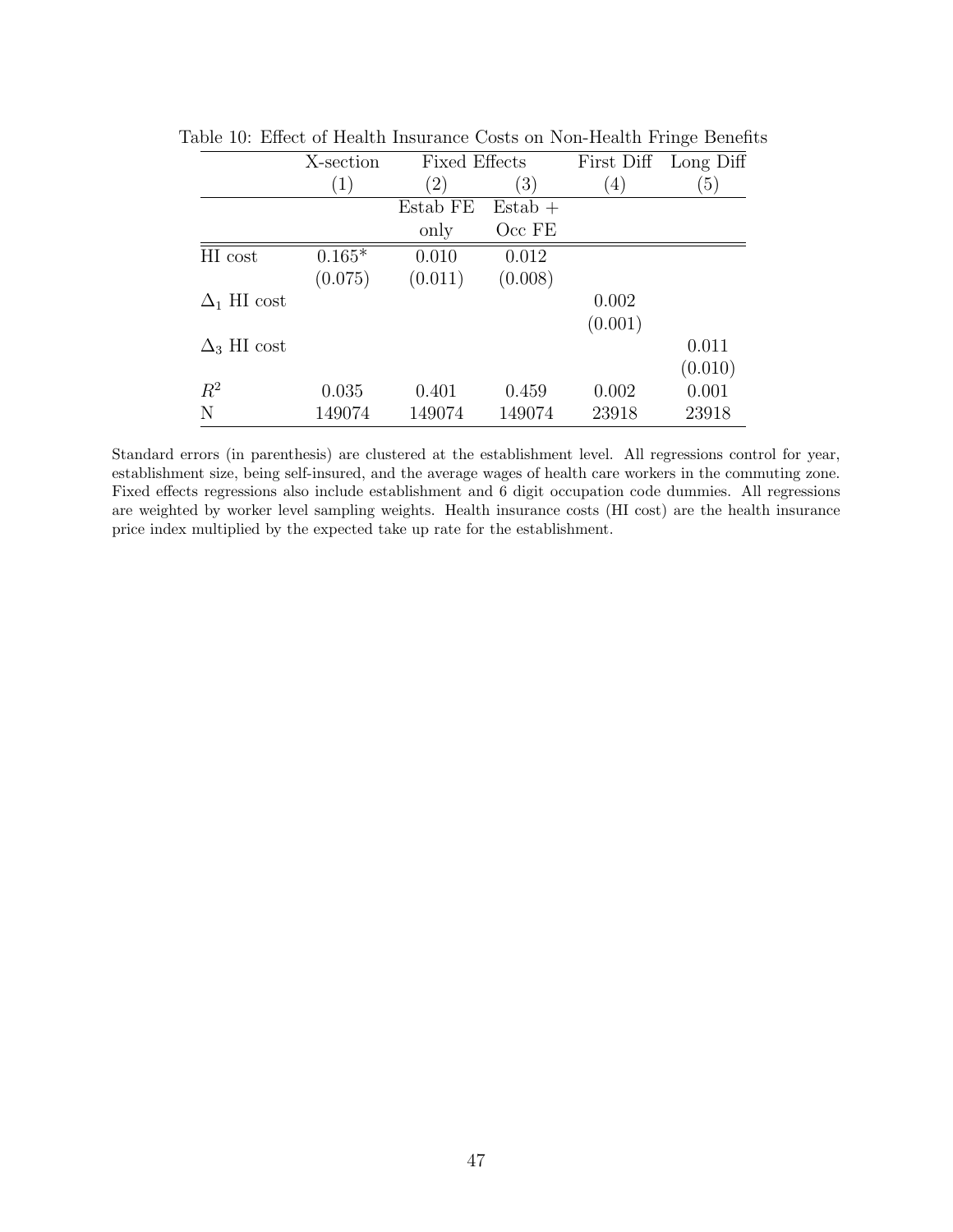Table 10: Effect of Health Insurance Costs on Non-Health Fringe Benefits

| | X-section | Fixed Effects | | First Diff | Long Diff |
|---|---|---|---|---|---|
| | (1) | (2) | (3) | (4) | (5) |
| | | Estab FE only | Estab + Occ FE | | |
| HI cost | 0.165* | 0.010 | 0.012 | | |
| | (0.075) | (0.011) | (0.008) | | |
| $\Delta_1$ HI cost | | | | 0.002 | |
| | | | | (0.001) | |
| $\Delta_3$ HI cost | | | | | 0.011 |
| | | | | | (0.010) |
| $R^2$ | 0.035 | 0.401 | 0.459 | 0.002 | 0.001 |
| N | 149074 | 149074 | 149074 | 23918 | 23918 |

Standard errors (in parenthesis) are clustered at the establishment level. All regressions control for year, establishment size, being self-insured, and the average wages of health care workers in the commuting zone. Fixed effects regressions also include establishment and 6 digit occupation code dummies. All regressions are weighted by worker level sampling weights. Health insurance costs (HI cost) are the health insurance price index multiplied by the expected take up rate for the establishment.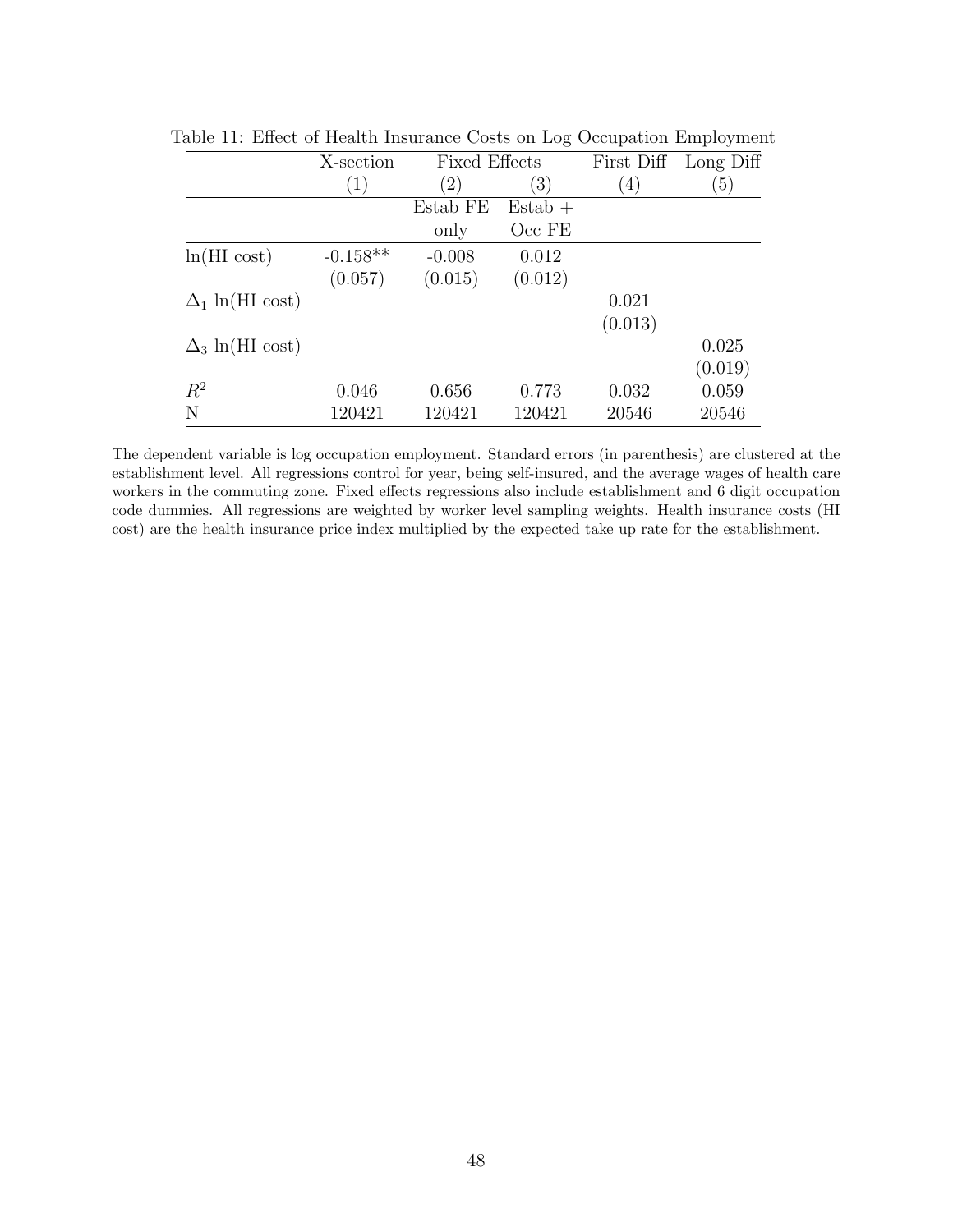Table 11: Effect of Health Insurance Costs on Log Occupation Employment

| | X-section | Fixed Effects | | First Diff | Long Diff |
|---|---|---|---|---|---|
| | (1) | (2) | (3) | (4) | (5) |
| | | Estab FE only | Estab + Occ FE | | |
| ln(HI cost) | -0.158** | -0.008 | 0.012 | | |
| | (0.057) | (0.015) | (0.012) | | |
| $\Delta_1$ ln(HI cost) | | | | 0.021 | |
| | | | | (0.013) | |
| $\Delta_3$ ln(HI cost) | | | | | 0.025 |
| | | | | | (0.019) |
| $R^2$ | 0.046 | 0.656 | 0.773 | 0.032 | 0.059 |
| N | 120421 | 120421 | 120421 | 20546 | 20546 |

The dependent variable is log occupation employment. Standard errors (in parenthesis) are clustered at the establishment level. All regressions control for year, being self-insured, and the average wages of health care workers in the commuting zone. Fixed effects regressions also include establishment and 6 digit occupation code dummies. All regressions are weighted by worker level sampling weights. Health insurance costs (HI cost) are the health insurance price index multiplied by the expected take up rate for the establishment.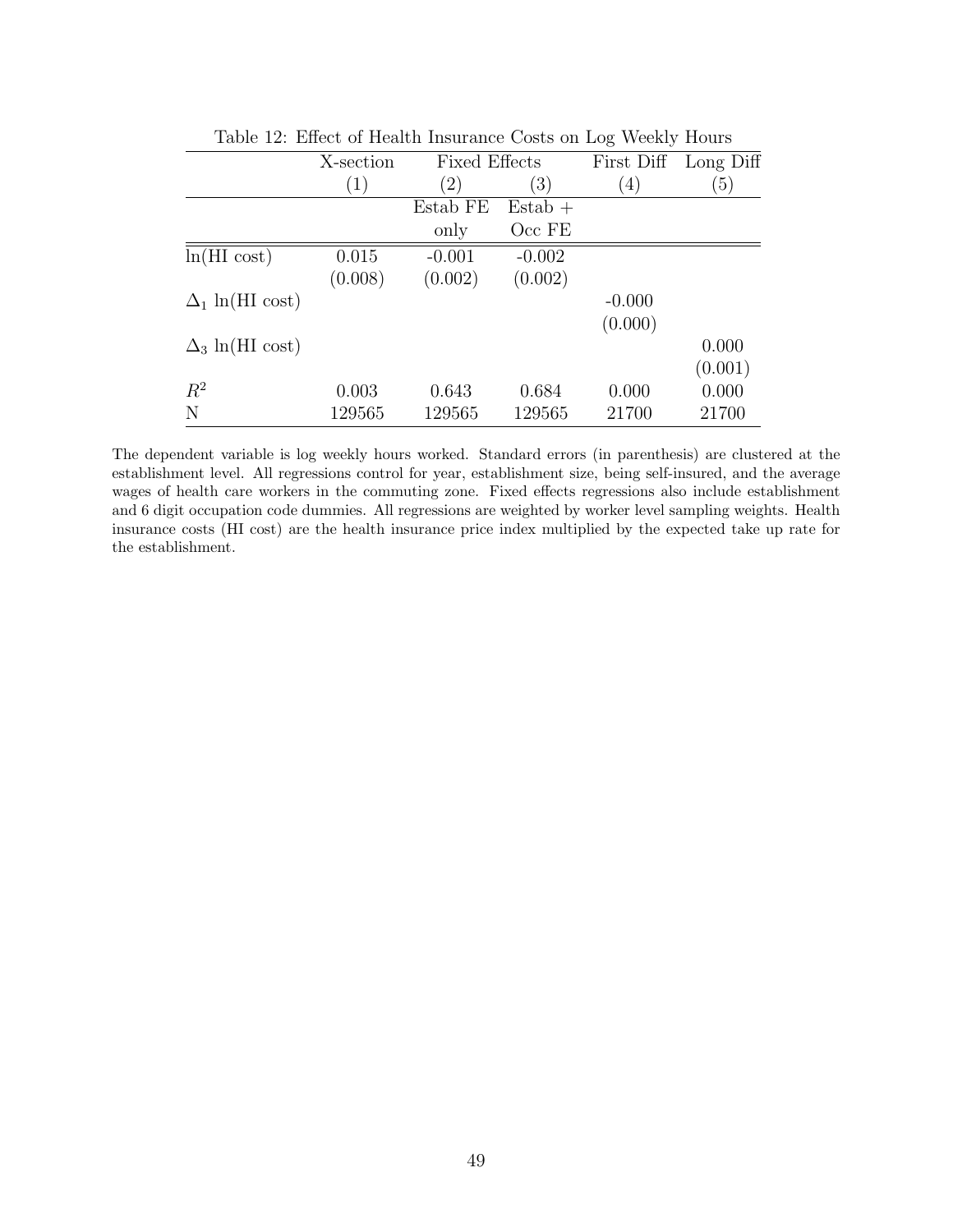Table 12: Effect of Health Insurance Costs on Log Weekly Hours

| | X-section | Fixed Effects | | First Diff | Long Diff |
|---|---|---|---|---|---|
| | (1) | (2) | (3) | (4) | (5) |
| | | Estab FE only | Estab + Occ FE | | |
| ln(HI cost) | 0.015 | -0.001 | -0.002 | | |
| | (0.008) | (0.002) | (0.002) | | |
| $\Delta_1$ ln(HI cost) | | | | -0.000 | |
| | | | | (0.000) | |
| $\Delta_3$ ln(HI cost) | | | | | 0.000 |
| | | | | | (0.001) |
| $R^2$ | 0.003 | 0.643 | 0.684 | 0.000 | 0.000 |
| N | 129565 | 129565 | 129565 | 21700 | 21700 |

The dependent variable is log weekly hours worked. Standard errors (in parenthesis) are clustered at the establishment level. All regressions control for year, establishment size, being self-insured, and the average wages of health care workers in the commuting zone. Fixed effects regressions also include establishment and 6 digit occupation code dummies. All regressions are weighted by worker level sampling weights. Health insurance costs (HI cost) are the health insurance price index multiplied by the expected take up rate for the establishment.